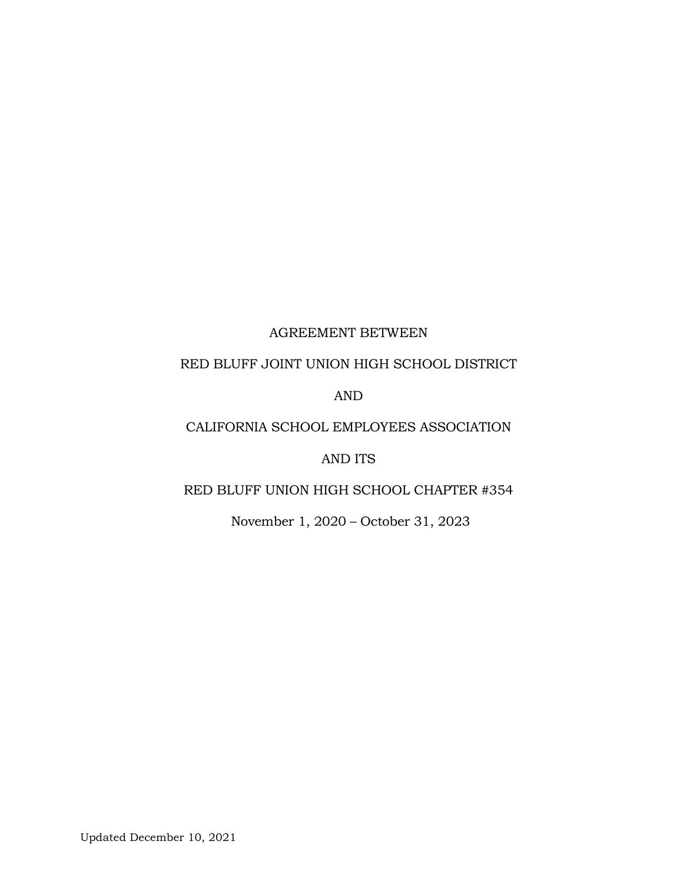AGREEMENT BETWEEN

RED BLUFF JOINT UNION HIGH SCHOOL DISTRICT

AND

CALIFORNIA SCHOOL EMPLOYEES ASSOCIATION

AND ITS

RED BLUFF UNION HIGH SCHOOL CHAPTER #354

November 1, 2020 – October 31, 2023

Updated December 10, 2021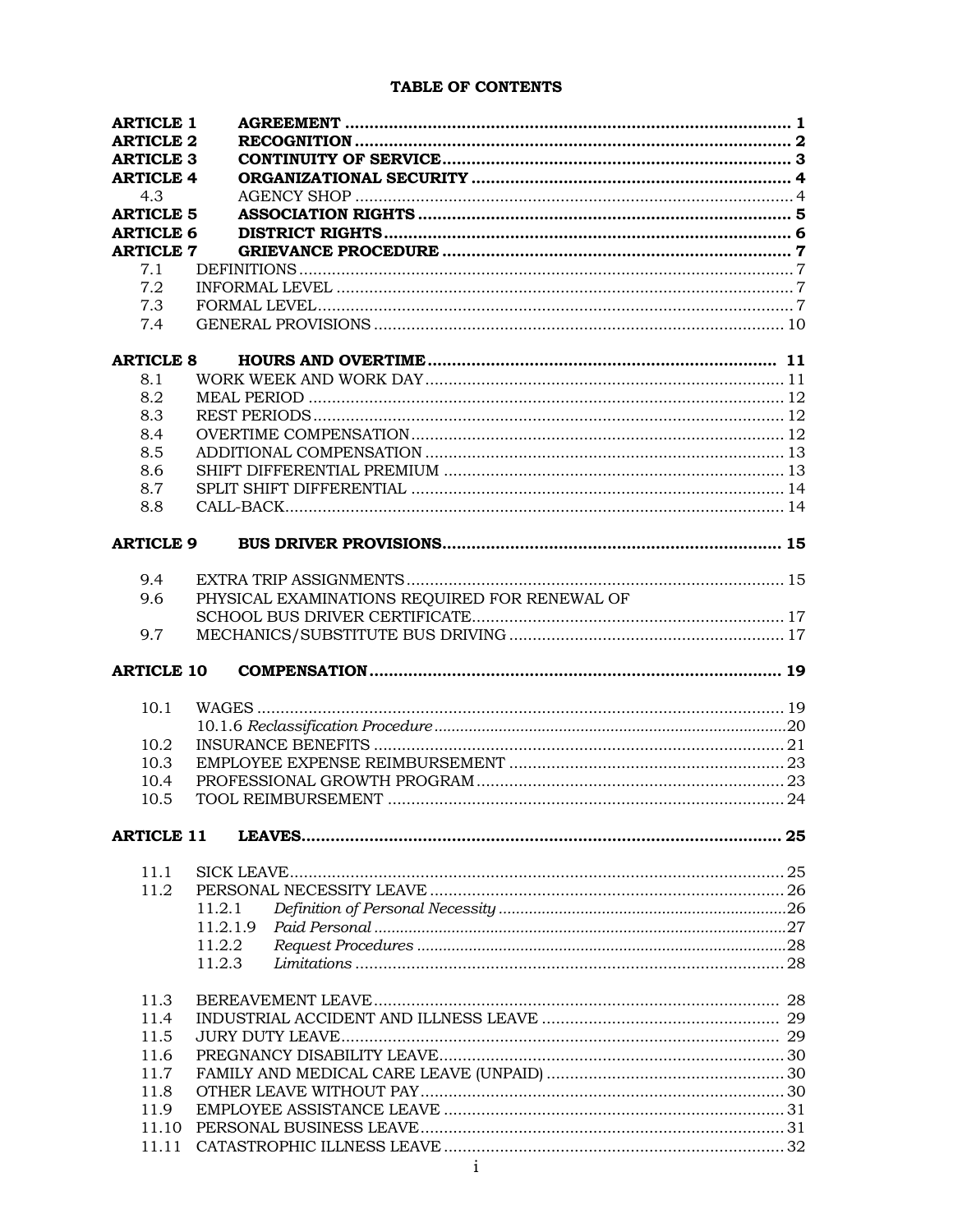# TABLE OF CONTENTS

| | | |
|---|---|---|
| **ARTICLE 1** | **AGREEMENT** | **1** |
| **ARTICLE 2** | **RECOGNITION** | **2** |
| **ARTICLE 3** | **CONTINUITY OF SERVICE** | **3** |
| **ARTICLE 4** | **ORGANIZATIONAL SECURITY** | **4** |
| 4.3 | AGENCY SHOP | 4 |
| **ARTICLE 5** | **ASSOCIATION RIGHTS** | **5** |
| **ARTICLE 6** | **DISTRICT RIGHTS** | **6** |
| **ARTICLE 7** | **GRIEVANCE PROCEDURE** | **7** |
| 7.1 | DEFINITIONS | 7 |
| 7.2 | INFORMAL LEVEL | 7 |
| 7.3 | FORMAL LEVEL | 7 |
| 7.4 | GENERAL PROVISIONS | 10 |
| **ARTICLE 8** | **HOURS AND OVERTIME** | **11** |
| 8.1 | WORK WEEK AND WORK DAY | 11 |
| 8.2 | MEAL PERIOD | 12 |
| 8.3 | REST PERIODS | 12 |
| 8.4 | OVERTIME COMPENSATION | 12 |
| 8.5 | ADDITIONAL COMPENSATION | 13 |
| 8.6 | SHIFT DIFFERENTIAL PREMIUM | 13 |
| 8.7 | SPLIT SHIFT DIFFERENTIAL | 14 |
| 8.8 | CALL-BACK | 14 |
| **ARTICLE 9** | **BUS DRIVER PROVISIONS** | **15** |
| 9.4 | EXTRA TRIP ASSIGNMENTS | 15 |
| 9.6 | PHYSICAL EXAMINATIONS REQUIRED FOR RENEWAL OF SCHOOL BUS DRIVER CERTIFICATE | 17 |
| 9.7 | MECHANICS/SUBSTITUTE BUS DRIVING | 17 |
| **ARTICLE 10** | **COMPENSATION** | **19** |
| 10.1 | WAGES | 19 |
| | 10.1.6 *Reclassification Procedure* | 20 |
| 10.2 | INSURANCE BENEFITS | 21 |
| 10.3 | EMPLOYEE EXPENSE REIMBURSEMENT | 23 |
| 10.4 | PROFESSIONAL GROWTH PROGRAM | 23 |
| 10.5 | TOOL REIMBURSEMENT | 24 |
| **ARTICLE 11** | **LEAVES** | **25** |
| 11.1 | SICK LEAVE | 25 |
| 11.2 | PERSONAL NECESSITY LEAVE | 26 |
| | 11.2.1 *Definition of Personal Necessity* | 26 |
| | 11.2.1.9 *Paid Personal* | 27 |
| | 11.2.2 *Request Procedures* | 28 |
| | 11.2.3 *Limitations* | 28 |
| 11.3 | BEREAVEMENT LEAVE | 28 |
| 11.4 | INDUSTRIAL ACCIDENT AND ILLNESS LEAVE | 29 |
| 11.5 | JURY DUTY LEAVE | 29 |
| 11.6 | PREGNANCY DISABILITY LEAVE | 30 |
| 11.7 | FAMILY AND MEDICAL CARE LEAVE (UNPAID) | 30 |
| 11.8 | OTHER LEAVE WITHOUT PAY | 30 |
| 11.9 | EMPLOYEE ASSISTANCE LEAVE | 31 |
| 11.10 | PERSONAL BUSINESS LEAVE | 31 |
| 11.11 | CATASTROPHIC ILLNESS LEAVE | 32 |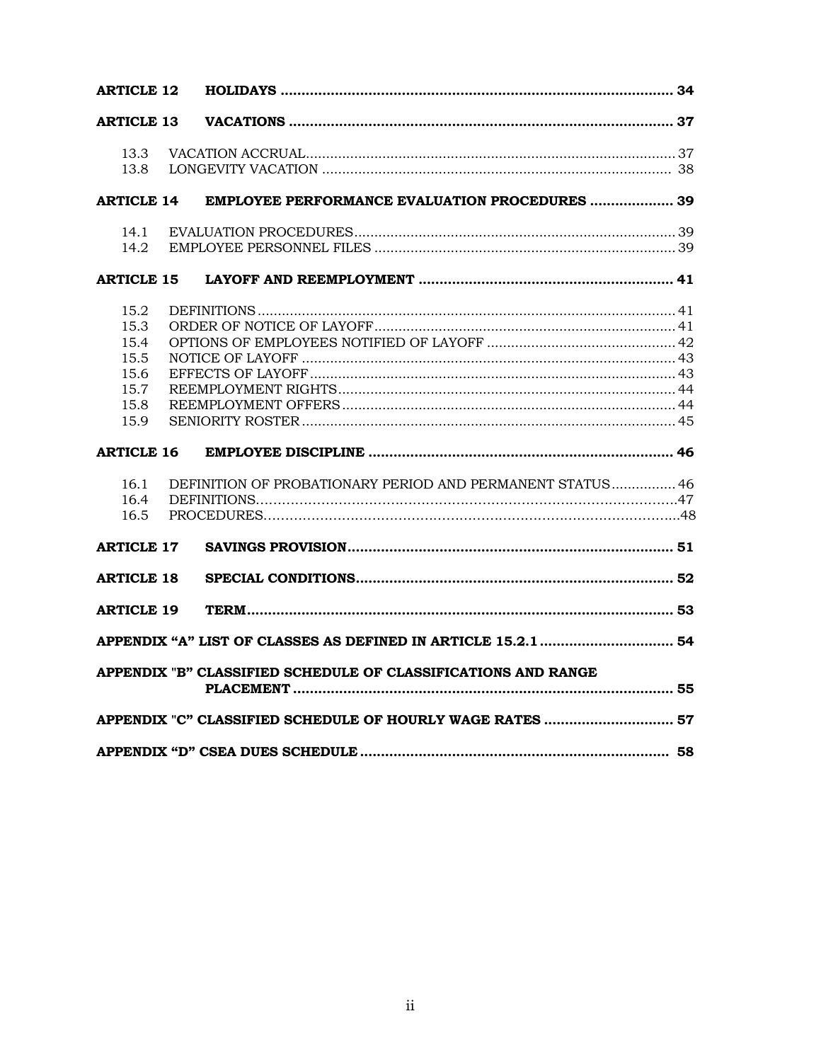| | | |
|---|---|---|
| **ARTICLE 12** | **HOLIDAYS** | **34** |
| **ARTICLE 13** | **VACATIONS** | **37** |
| 13.3 | VACATION ACCRUAL | 37 |
| 13.8 | LONGEVITY VACATION | 38 |
| **ARTICLE 14** | **EMPLOYEE PERFORMANCE EVALUATION PROCEDURES** | **39** |
| 14.1 | EVALUATION PROCEDURES | 39 |
| 14.2 | EMPLOYEE PERSONNEL FILES | 39 |
| **ARTICLE 15** | **LAYOFF AND REEMPLOYMENT** | **41** |
| 15.2 | DEFINITIONS | 41 |
| 15.3 | ORDER OF NOTICE OF LAYOFF | 41 |
| 15.4 | OPTIONS OF EMPLOYEES NOTIFIED OF LAYOFF | 42 |
| 15.5 | NOTICE OF LAYOFF | 43 |
| 15.6 | EFFECTS OF LAYOFF | 43 |
| 15.7 | REEMPLOYMENT RIGHTS | 44 |
| 15.8 | REEMPLOYMENT OFFERS | 44 |
| 15.9 | SENIORITY ROSTER | 45 |
| **ARTICLE 16** | **EMPLOYEE DISCIPLINE** | **46** |
| 16.1 | DEFINITION OF PROBATIONARY PERIOD AND PERMANENT STATUS | 46 |
| 16.4 | DEFINITIONS | 47 |
| 16.5 | PROCEDURES | 48 |
| **ARTICLE 17** | **SAVINGS PROVISION** | **51** |
| **ARTICLE 18** | **SPECIAL CONDITIONS** | **52** |
| **ARTICLE 19** | **TERM** | **53** |
| **APPENDIX "A" LIST OF CLASSES AS DEFINED IN ARTICLE 15.2.1** | | **54** |
| **APPENDIX "B" CLASSIFIED SCHEDULE OF CLASSIFICATIONS AND RANGE PLACEMENT** | | **55** |
| **APPENDIX "C" CLASSIFIED SCHEDULE OF HOURLY WAGE RATES** | | **57** |
| **APPENDIX "D" CSEA DUES SCHEDULE** | | **58** |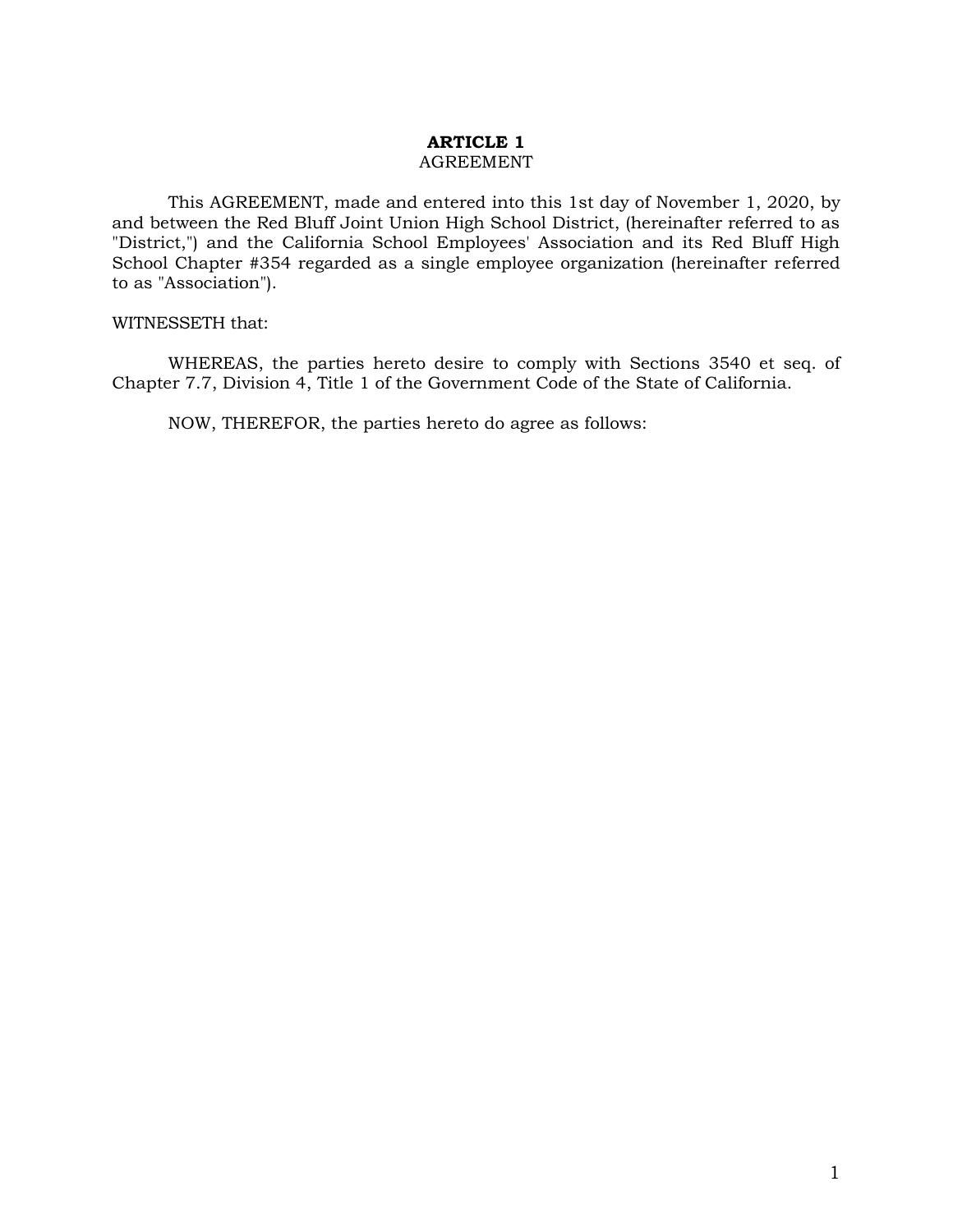# ARTICLE 1
## AGREEMENT

This AGREEMENT, made and entered into this 1st day of November 1, 2020, by and between the Red Bluff Joint Union High School District, (hereinafter referred to as "District,") and the California School Employees' Association and its Red Bluff High School Chapter #354 regarded as a single employee organization (hereinafter referred to as "Association").

WITNESSETH that:

WHEREAS, the parties hereto desire to comply with Sections 3540 et seq. of Chapter 7.7, Division 4, Title 1 of the Government Code of the State of California.

NOW, THEREFOR, the parties hereto do agree as follows: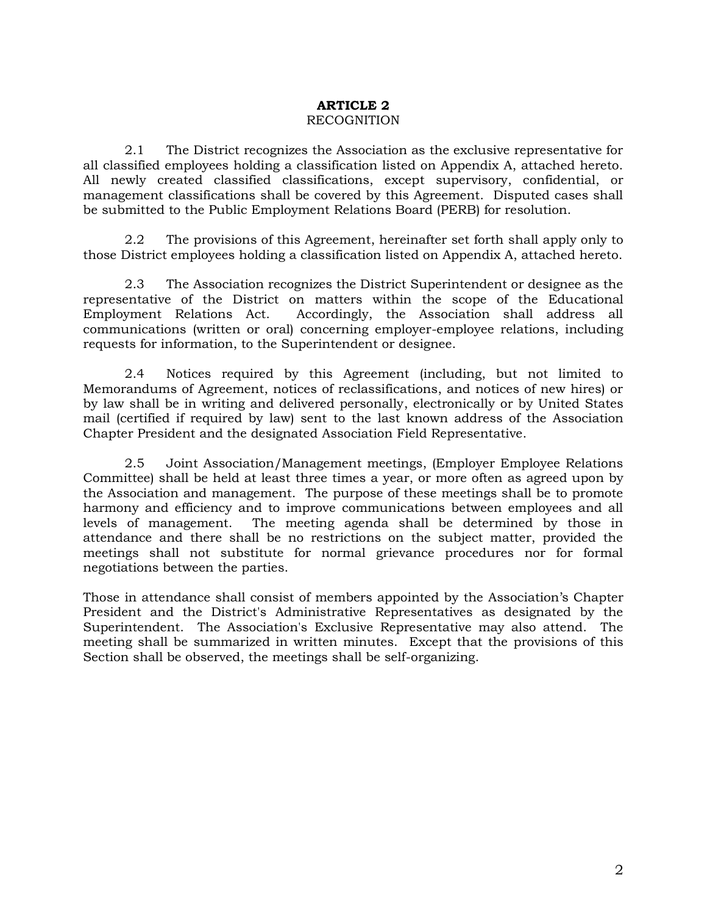## ARTICLE 2

RECOGNITION

2.1 The District recognizes the Association as the exclusive representative for all classified employees holding a classification listed on Appendix A, attached hereto. All newly created classified classifications, except supervisory, confidential, or management classifications shall be covered by this Agreement. Disputed cases shall be submitted to the Public Employment Relations Board (PERB) for resolution.

2.2 The provisions of this Agreement, hereinafter set forth shall apply only to those District employees holding a classification listed on Appendix A, attached hereto.

2.3 The Association recognizes the District Superintendent or designee as the representative of the District on matters within the scope of the Educational Employment Relations Act. Accordingly, the Association shall address all communications (written or oral) concerning employer-employee relations, including requests for information, to the Superintendent or designee.

2.4 Notices required by this Agreement (including, but not limited to Memorandums of Agreement, notices of reclassifications, and notices of new hires) or by law shall be in writing and delivered personally, electronically or by United States mail (certified if required by law) sent to the last known address of the Association Chapter President and the designated Association Field Representative.

2.5 Joint Association/Management meetings, (Employer Employee Relations Committee) shall be held at least three times a year, or more often as agreed upon by the Association and management. The purpose of these meetings shall be to promote harmony and efficiency and to improve communications between employees and all levels of management. The meeting agenda shall be determined by those in attendance and there shall be no restrictions on the subject matter, provided the meetings shall not substitute for normal grievance procedures nor for formal negotiations between the parties.

Those in attendance shall consist of members appointed by the Association's Chapter President and the District's Administrative Representatives as designated by the Superintendent. The Association's Exclusive Representative may also attend. The meeting shall be summarized in written minutes. Except that the provisions of this Section shall be observed, the meetings shall be self-organizing.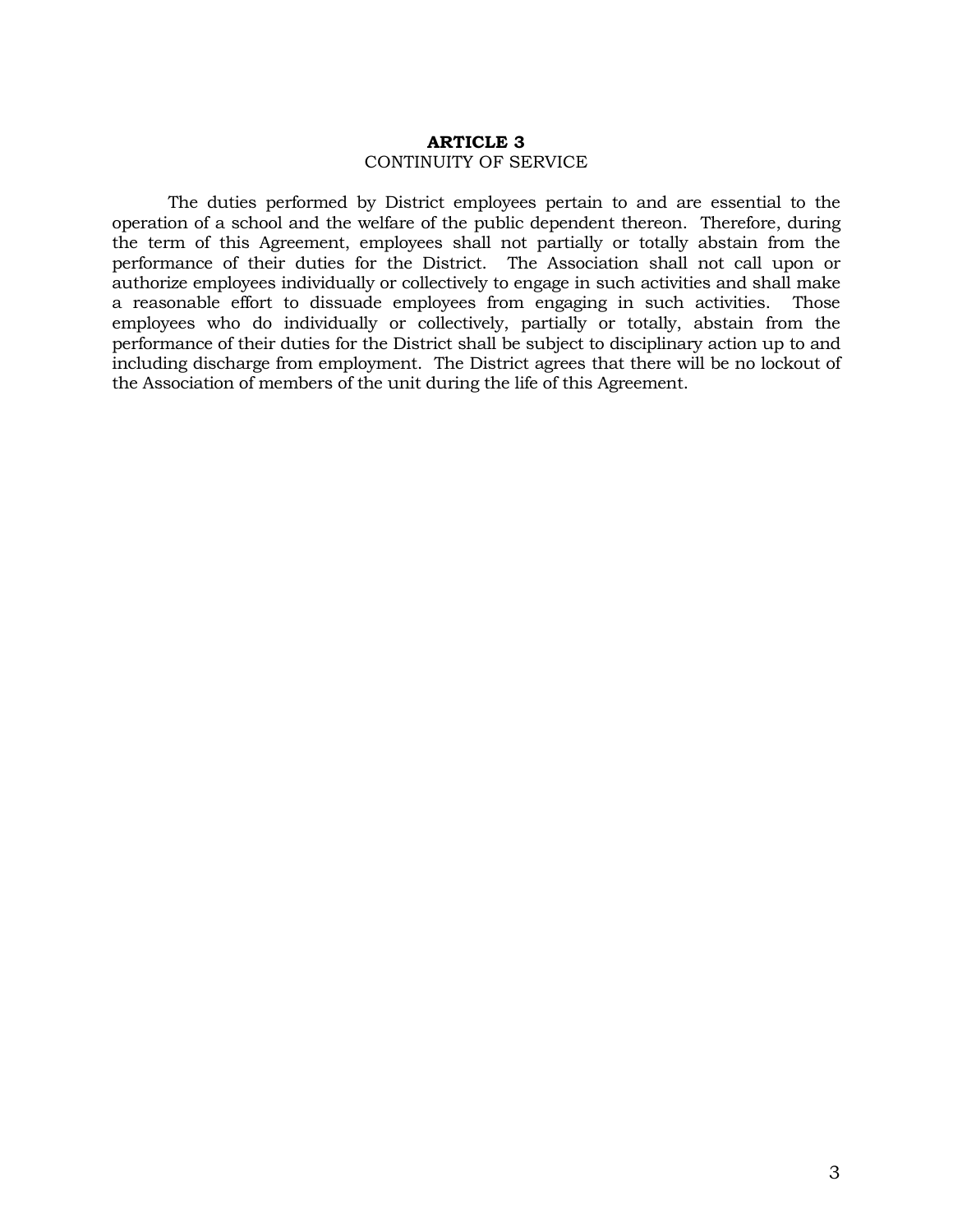## ARTICLE 3
CONTINUITY OF SERVICE

The duties performed by District employees pertain to and are essential to the operation of a school and the welfare of the public dependent thereon. Therefore, during the term of this Agreement, employees shall not partially or totally abstain from the performance of their duties for the District. The Association shall not call upon or authorize employees individually or collectively to engage in such activities and shall make a reasonable effort to dissuade employees from engaging in such activities. Those employees who do individually or collectively, partially or totally, abstain from the performance of their duties for the District shall be subject to disciplinary action up to and including discharge from employment. The District agrees that there will be no lockout of the Association of members of the unit during the life of this Agreement.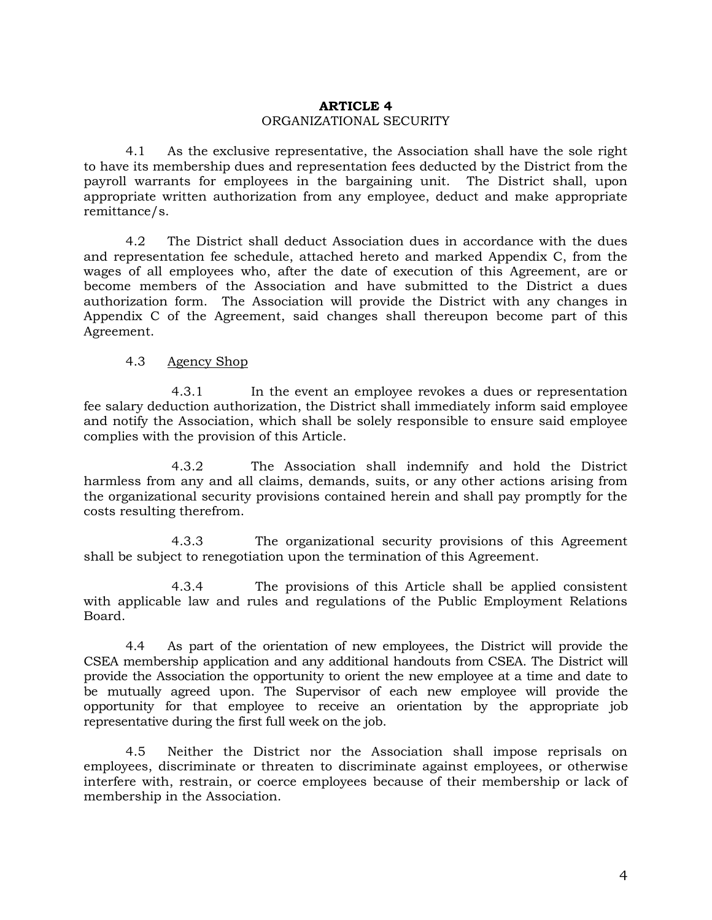## ARTICLE 4
ORGANIZATIONAL SECURITY

4.1 As the exclusive representative, the Association shall have the sole right to have its membership dues and representation fees deducted by the District from the payroll warrants for employees in the bargaining unit. The District shall, upon appropriate written authorization from any employee, deduct and make appropriate remittance/s.

4.2 The District shall deduct Association dues in accordance with the dues and representation fee schedule, attached hereto and marked Appendix C, from the wages of all employees who, after the date of execution of this Agreement, are or become members of the Association and have submitted to the District a dues authorization form. The Association will provide the District with any changes in Appendix C of the Agreement, said changes shall thereupon become part of this Agreement.

4.3 Agency Shop

4.3.1 In the event an employee revokes a dues or representation fee salary deduction authorization, the District shall immediately inform said employee and notify the Association, which shall be solely responsible to ensure said employee complies with the provision of this Article.

4.3.2 The Association shall indemnify and hold the District harmless from any and all claims, demands, suits, or any other actions arising from the organizational security provisions contained herein and shall pay promptly for the costs resulting therefrom.

4.3.3 The organizational security provisions of this Agreement shall be subject to renegotiation upon the termination of this Agreement.

4.3.4 The provisions of this Article shall be applied consistent with applicable law and rules and regulations of the Public Employment Relations Board.

4.4 As part of the orientation of new employees, the District will provide the CSEA membership application and any additional handouts from CSEA. The District will provide the Association the opportunity to orient the new employee at a time and date to be mutually agreed upon. The Supervisor of each new employee will provide the opportunity for that employee to receive an orientation by the appropriate job representative during the first full week on the job.

4.5 Neither the District nor the Association shall impose reprisals on employees, discriminate or threaten to discriminate against employees, or otherwise interfere with, restrain, or coerce employees because of their membership or lack of membership in the Association.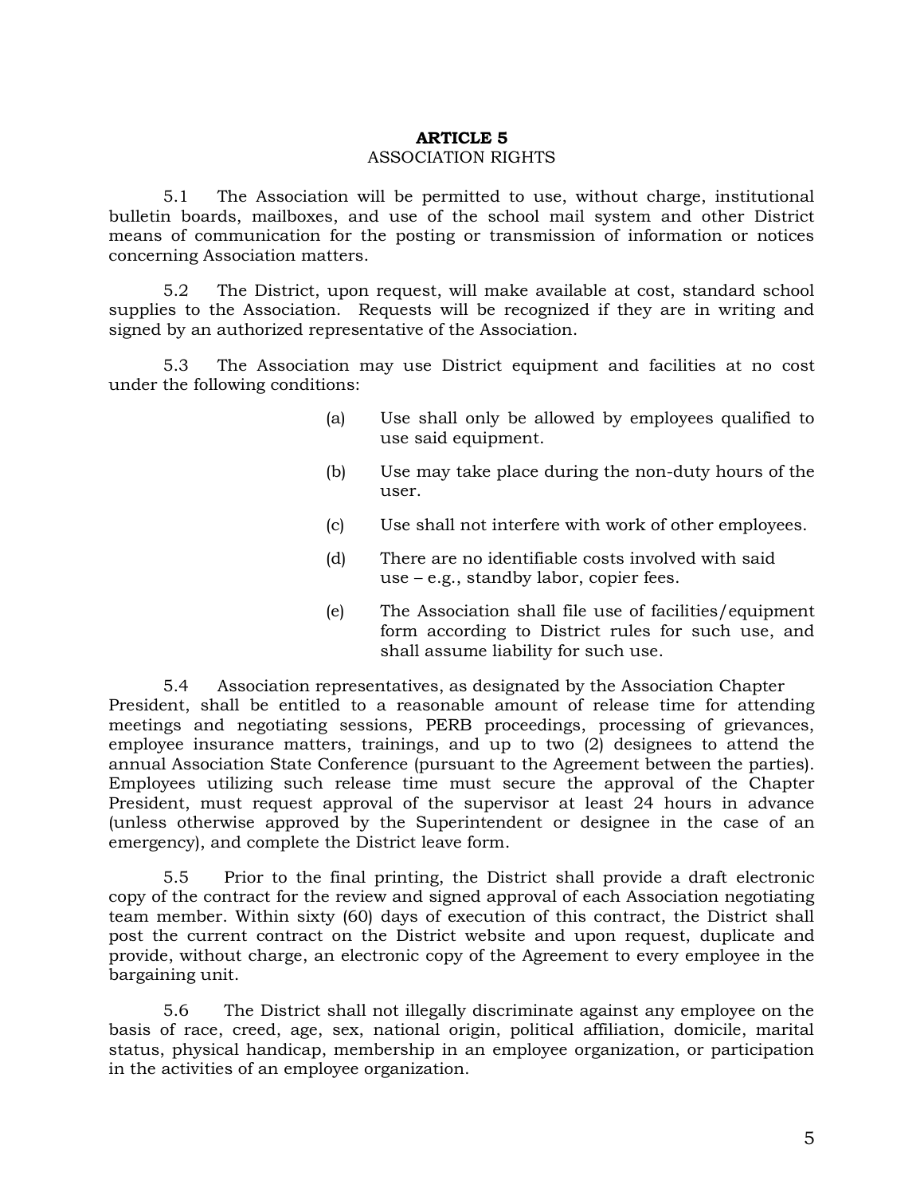## ARTICLE 5
ASSOCIATION RIGHTS

5.1 The Association will be permitted to use, without charge, institutional bulletin boards, mailboxes, and use of the school mail system and other District means of communication for the posting or transmission of information or notices concerning Association matters.

5.2 The District, upon request, will make available at cost, standard school supplies to the Association. Requests will be recognized if they are in writing and signed by an authorized representative of the Association.

5.3 The Association may use District equipment and facilities at no cost under the following conditions:

(a) Use shall only be allowed by employees qualified to use said equipment.

(b) Use may take place during the non-duty hours of the user.

(c) Use shall not interfere with work of other employees.

(d) There are no identifiable costs involved with said use – e.g., standby labor, copier fees.

(e) The Association shall file use of facilities/equipment form according to District rules for such use, and shall assume liability for such use.

5.4 Association representatives, as designated by the Association Chapter President, shall be entitled to a reasonable amount of release time for attending meetings and negotiating sessions, PERB proceedings, processing of grievances, employee insurance matters, trainings, and up to two (2) designees to attend the annual Association State Conference (pursuant to the Agreement between the parties). Employees utilizing such release time must secure the approval of the Chapter President, must request approval of the supervisor at least 24 hours in advance (unless otherwise approved by the Superintendent or designee in the case of an emergency), and complete the District leave form.

5.5 Prior to the final printing, the District shall provide a draft electronic copy of the contract for the review and signed approval of each Association negotiating team member. Within sixty (60) days of execution of this contract, the District shall post the current contract on the District website and upon request, duplicate and provide, without charge, an electronic copy of the Agreement to every employee in the bargaining unit.

5.6 The District shall not illegally discriminate against any employee on the basis of race, creed, age, sex, national origin, political affiliation, domicile, marital status, physical handicap, membership in an employee organization, or participation in the activities of an employee organization.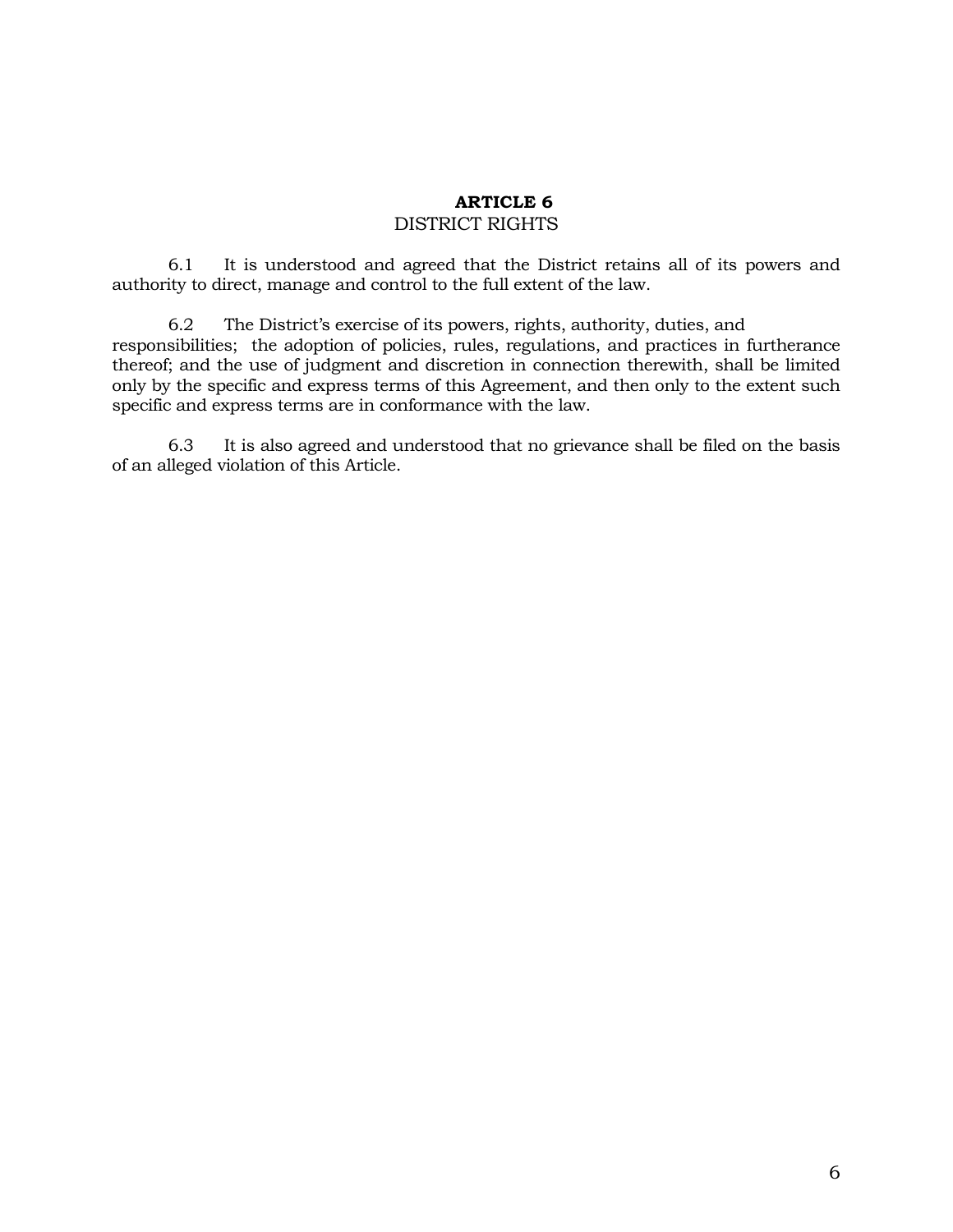# ARTICLE 6
## DISTRICT RIGHTS

6.1 It is understood and agreed that the District retains all of its powers and authority to direct, manage and control to the full extent of the law.

6.2 The District's exercise of its powers, rights, authority, duties, and responsibilities; the adoption of policies, rules, regulations, and practices in furtherance thereof; and the use of judgment and discretion in connection therewith, shall be limited only by the specific and express terms of this Agreement, and then only to the extent such specific and express terms are in conformance with the law.

6.3 It is also agreed and understood that no grievance shall be filed on the basis of an alleged violation of this Article.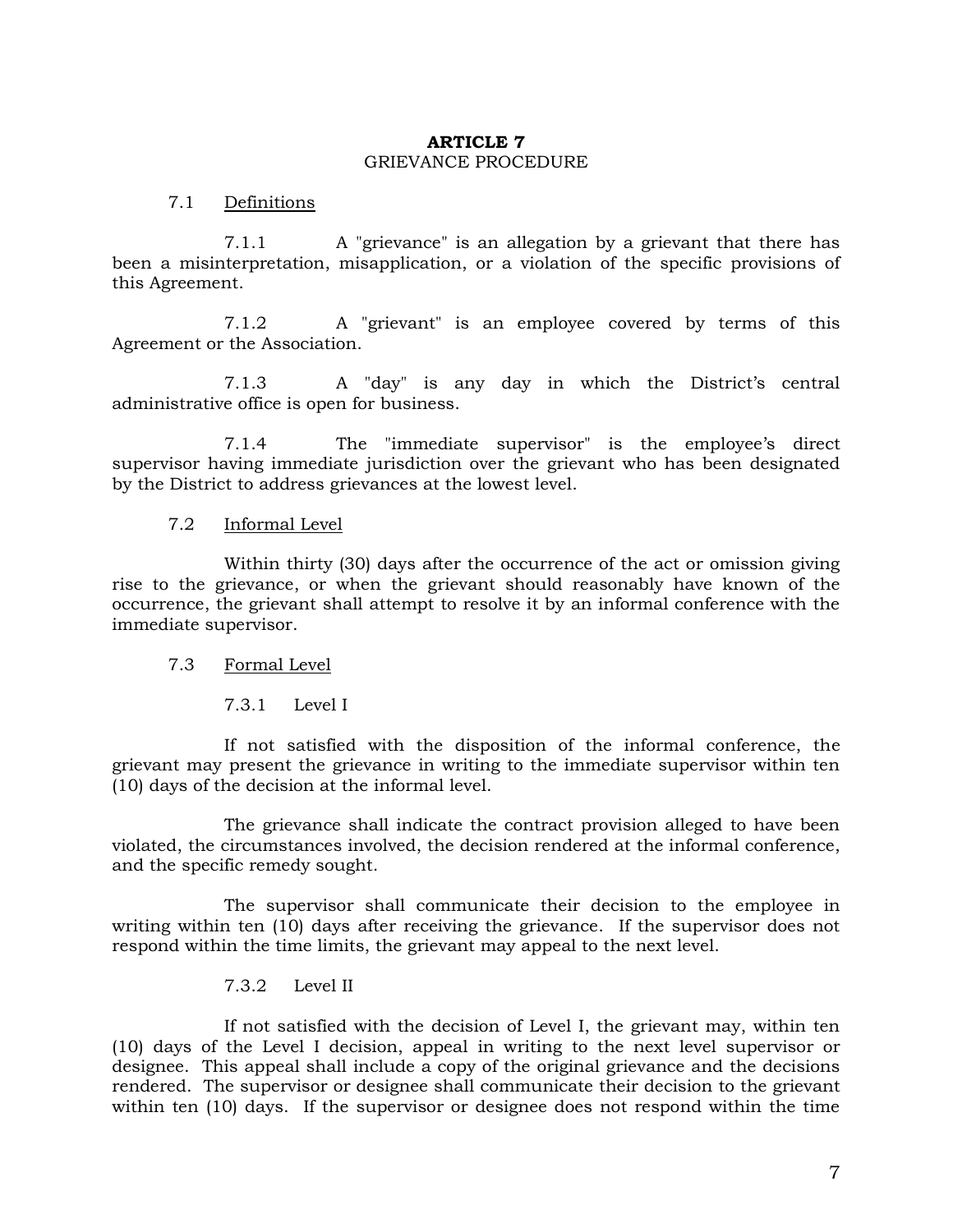## ARTICLE 7
GRIEVANCE PROCEDURE

7.1 Definitions

7.1.1 A "grievance" is an allegation by a grievant that there has been a misinterpretation, misapplication, or a violation of the specific provisions of this Agreement.

7.1.2 A "grievant" is an employee covered by terms of this Agreement or the Association.

7.1.3 A "day" is any day in which the District's central administrative office is open for business.

7.1.4 The "immediate supervisor" is the employee's direct supervisor having immediate jurisdiction over the grievant who has been designated by the District to address grievances at the lowest level.

7.2 Informal Level

Within thirty (30) days after the occurrence of the act or omission giving rise to the grievance, or when the grievant should reasonably have known of the occurrence, the grievant shall attempt to resolve it by an informal conference with the immediate supervisor.

7.3 Formal Level

7.3.1 Level I

If not satisfied with the disposition of the informal conference, the grievant may present the grievance in writing to the immediate supervisor within ten (10) days of the decision at the informal level.

The grievance shall indicate the contract provision alleged to have been violated, the circumstances involved, the decision rendered at the informal conference, and the specific remedy sought.

The supervisor shall communicate their decision to the employee in writing within ten (10) days after receiving the grievance. If the supervisor does not respond within the time limits, the grievant may appeal to the next level.

7.3.2 Level II

If not satisfied with the decision of Level I, the grievant may, within ten (10) days of the Level I decision, appeal in writing to the next level supervisor or designee. This appeal shall include a copy of the original grievance and the decisions rendered. The supervisor or designee shall communicate their decision to the grievant within ten (10) days. If the supervisor or designee does not respond within the time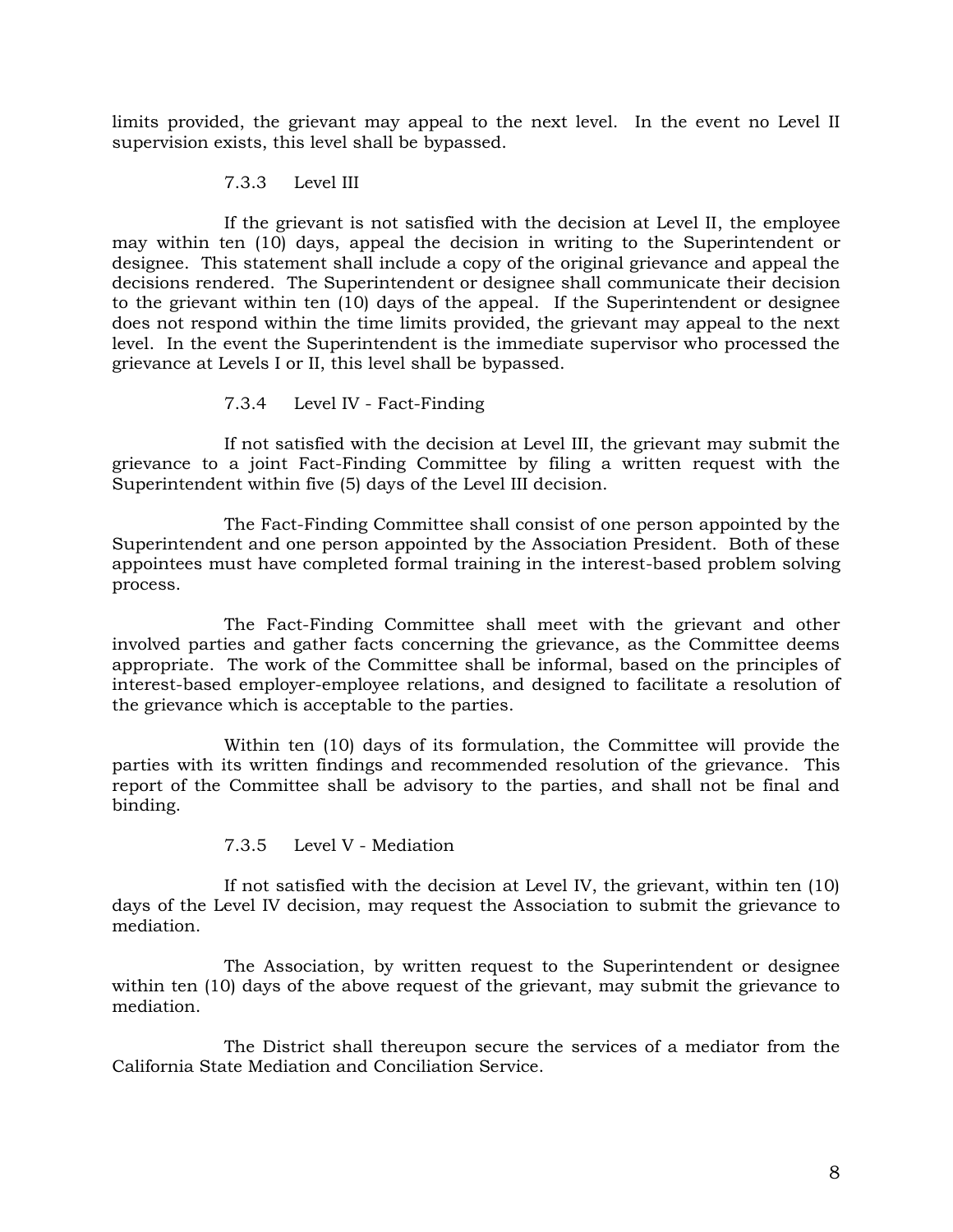limits provided, the grievant may appeal to the next level. In the event no Level II supervision exists, this level shall be bypassed.

#### 7.3.3 Level III

If the grievant is not satisfied with the decision at Level II, the employee may within ten (10) days, appeal the decision in writing to the Superintendent or designee. This statement shall include a copy of the original grievance and appeal the decisions rendered. The Superintendent or designee shall communicate their decision to the grievant within ten (10) days of the appeal. If the Superintendent or designee does not respond within the time limits provided, the grievant may appeal to the next level. In the event the Superintendent is the immediate supervisor who processed the grievance at Levels I or II, this level shall be bypassed.

#### 7.3.4 Level IV - Fact-Finding

If not satisfied with the decision at Level III, the grievant may submit the grievance to a joint Fact-Finding Committee by filing a written request with the Superintendent within five (5) days of the Level III decision.

The Fact-Finding Committee shall consist of one person appointed by the Superintendent and one person appointed by the Association President. Both of these appointees must have completed formal training in the interest-based problem solving process.

The Fact-Finding Committee shall meet with the grievant and other involved parties and gather facts concerning the grievance, as the Committee deems appropriate. The work of the Committee shall be informal, based on the principles of interest-based employer-employee relations, and designed to facilitate a resolution of the grievance which is acceptable to the parties.

Within ten (10) days of its formulation, the Committee will provide the parties with its written findings and recommended resolution of the grievance. This report of the Committee shall be advisory to the parties, and shall not be final and binding.

#### 7.3.5 Level V - Mediation

If not satisfied with the decision at Level IV, the grievant, within ten (10) days of the Level IV decision, may request the Association to submit the grievance to mediation.

The Association, by written request to the Superintendent or designee within ten (10) days of the above request of the grievant, may submit the grievance to mediation.

The District shall thereupon secure the services of a mediator from the California State Mediation and Conciliation Service.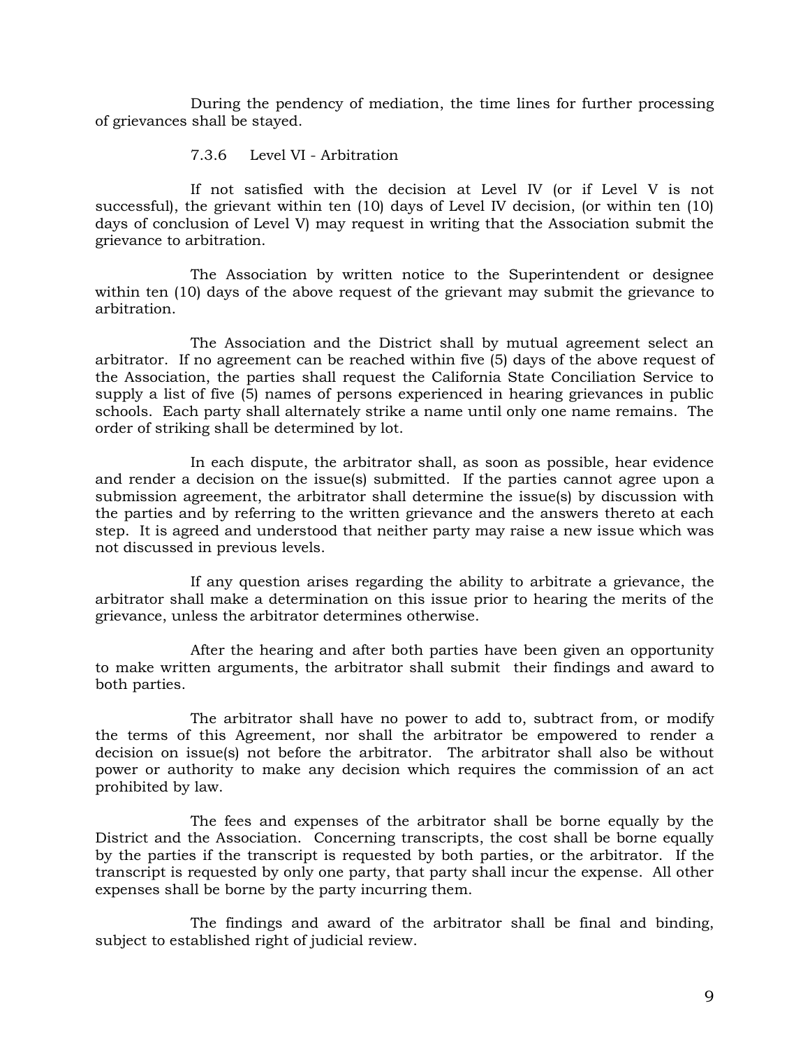During the pendency of mediation, the time lines for further processing of grievances shall be stayed.

#### 7.3.6 Level VI - Arbitration

If not satisfied with the decision at Level IV (or if Level V is not successful), the grievant within ten (10) days of Level IV decision, (or within ten (10) days of conclusion of Level V) may request in writing that the Association submit the grievance to arbitration.

The Association by written notice to the Superintendent or designee within ten (10) days of the above request of the grievant may submit the grievance to arbitration.

The Association and the District shall by mutual agreement select an arbitrator. If no agreement can be reached within five (5) days of the above request of the Association, the parties shall request the California State Conciliation Service to supply a list of five (5) names of persons experienced in hearing grievances in public schools. Each party shall alternately strike a name until only one name remains. The order of striking shall be determined by lot.

In each dispute, the arbitrator shall, as soon as possible, hear evidence and render a decision on the issue(s) submitted. If the parties cannot agree upon a submission agreement, the arbitrator shall determine the issue(s) by discussion with the parties and by referring to the written grievance and the answers thereto at each step. It is agreed and understood that neither party may raise a new issue which was not discussed in previous levels.

If any question arises regarding the ability to arbitrate a grievance, the arbitrator shall make a determination on this issue prior to hearing the merits of the grievance, unless the arbitrator determines otherwise.

After the hearing and after both parties have been given an opportunity to make written arguments, the arbitrator shall submit their findings and award to both parties.

The arbitrator shall have no power to add to, subtract from, or modify the terms of this Agreement, nor shall the arbitrator be empowered to render a decision on issue(s) not before the arbitrator. The arbitrator shall also be without power or authority to make any decision which requires the commission of an act prohibited by law.

The fees and expenses of the arbitrator shall be borne equally by the District and the Association. Concerning transcripts, the cost shall be borne equally by the parties if the transcript is requested by both parties, or the arbitrator. If the transcript is requested by only one party, that party shall incur the expense. All other expenses shall be borne by the party incurring them.

The findings and award of the arbitrator shall be final and binding, subject to established right of judicial review.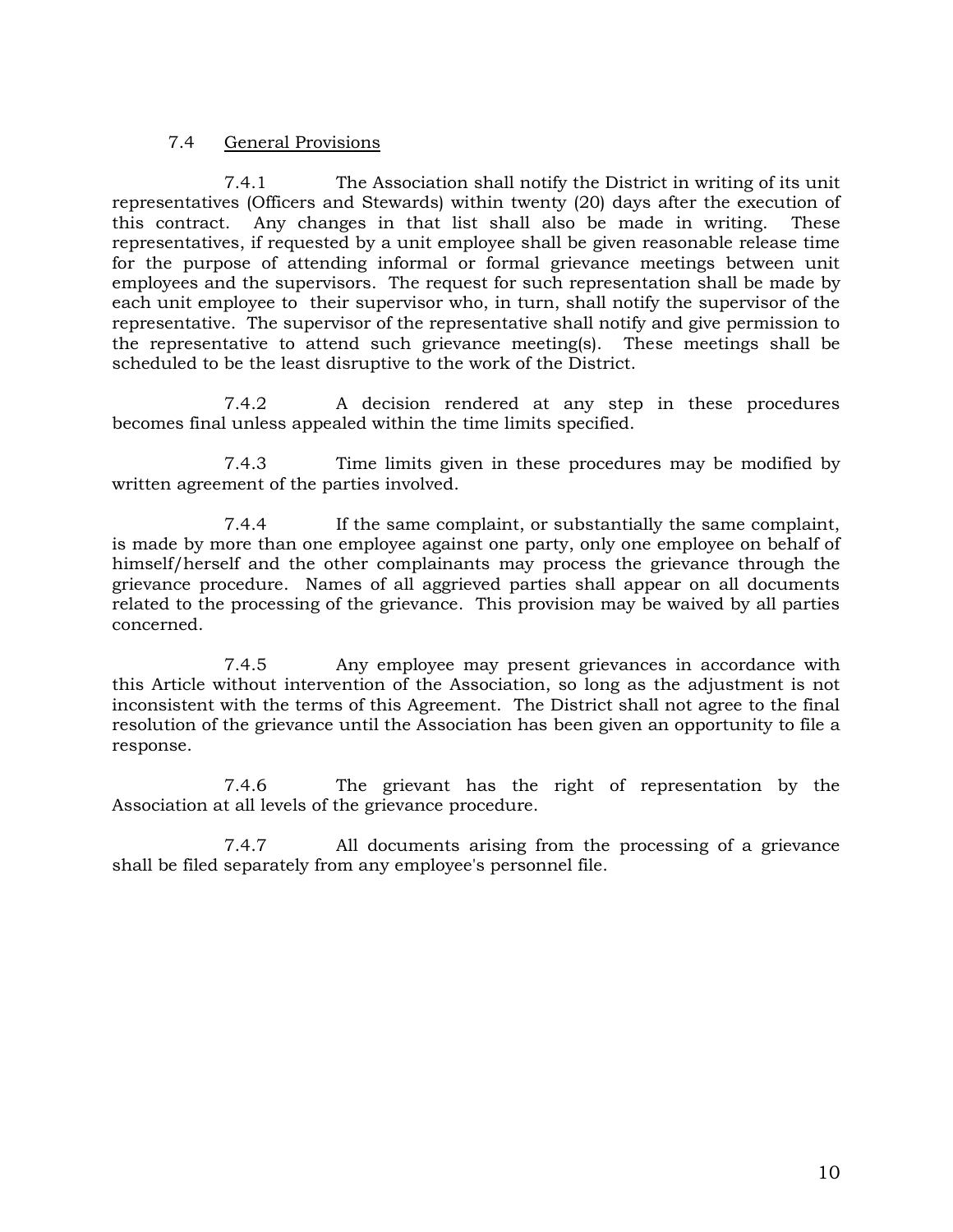### 7.4 General Provisions

7.4.1 The Association shall notify the District in writing of its unit representatives (Officers and Stewards) within twenty (20) days after the execution of this contract. Any changes in that list shall also be made in writing. These representatives, if requested by a unit employee shall be given reasonable release time for the purpose of attending informal or formal grievance meetings between unit employees and the supervisors. The request for such representation shall be made by each unit employee to their supervisor who, in turn, shall notify the supervisor of the representative. The supervisor of the representative shall notify and give permission to the representative to attend such grievance meeting(s). These meetings shall be scheduled to be the least disruptive to the work of the District.

7.4.2 A decision rendered at any step in these procedures becomes final unless appealed within the time limits specified.

7.4.3 Time limits given in these procedures may be modified by written agreement of the parties involved.

7.4.4 If the same complaint, or substantially the same complaint, is made by more than one employee against one party, only one employee on behalf of himself/herself and the other complainants may process the grievance through the grievance procedure. Names of all aggrieved parties shall appear on all documents related to the processing of the grievance. This provision may be waived by all parties concerned.

7.4.5 Any employee may present grievances in accordance with this Article without intervention of the Association, so long as the adjustment is not inconsistent with the terms of this Agreement. The District shall not agree to the final resolution of the grievance until the Association has been given an opportunity to file a response.

7.4.6 The grievant has the right of representation by the Association at all levels of the grievance procedure.

7.4.7 All documents arising from the processing of a grievance shall be filed separately from any employee's personnel file.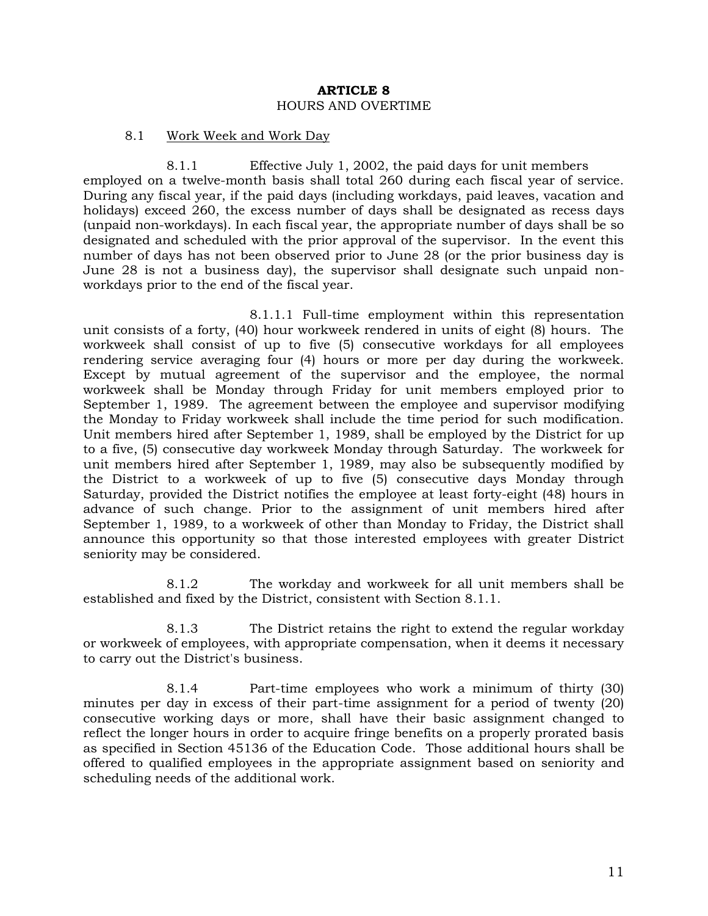## ARTICLE 8

HOURS AND OVERTIME

8.1 Work Week and Work Day

8.1.1 Effective July 1, 2002, the paid days for unit members employed on a twelve-month basis shall total 260 during each fiscal year of service. During any fiscal year, if the paid days (including workdays, paid leaves, vacation and holidays) exceed 260, the excess number of days shall be designated as recess days (unpaid non-workdays). In each fiscal year, the appropriate number of days shall be so designated and scheduled with the prior approval of the supervisor. In the event this number of days has not been observed prior to June 28 (or the prior business day is June 28 is not a business day), the supervisor shall designate such unpaid non-workdays prior to the end of the fiscal year.

8.1.1.1 Full-time employment within this representation unit consists of a forty, (40) hour workweek rendered in units of eight (8) hours. The workweek shall consist of up to five (5) consecutive workdays for all employees rendering service averaging four (4) hours or more per day during the workweek. Except by mutual agreement of the supervisor and the employee, the normal workweek shall be Monday through Friday for unit members employed prior to September 1, 1989. The agreement between the employee and supervisor modifying the Monday to Friday workweek shall include the time period for such modification. Unit members hired after September 1, 1989, shall be employed by the District for up to a five, (5) consecutive day workweek Monday through Saturday. The workweek for unit members hired after September 1, 1989, may also be subsequently modified by the District to a workweek of up to five (5) consecutive days Monday through Saturday, provided the District notifies the employee at least forty-eight (48) hours in advance of such change. Prior to the assignment of unit members hired after September 1, 1989, to a workweek of other than Monday to Friday, the District shall announce this opportunity so that those interested employees with greater District seniority may be considered.

8.1.2 The workday and workweek for all unit members shall be established and fixed by the District, consistent with Section 8.1.1.

8.1.3 The District retains the right to extend the regular workday or workweek of employees, with appropriate compensation, when it deems it necessary to carry out the District's business.

8.1.4 Part-time employees who work a minimum of thirty (30) minutes per day in excess of their part-time assignment for a period of twenty (20) consecutive working days or more, shall have their basic assignment changed to reflect the longer hours in order to acquire fringe benefits on a properly prorated basis as specified in Section 45136 of the Education Code. Those additional hours shall be offered to qualified employees in the appropriate assignment based on seniority and scheduling needs of the additional work.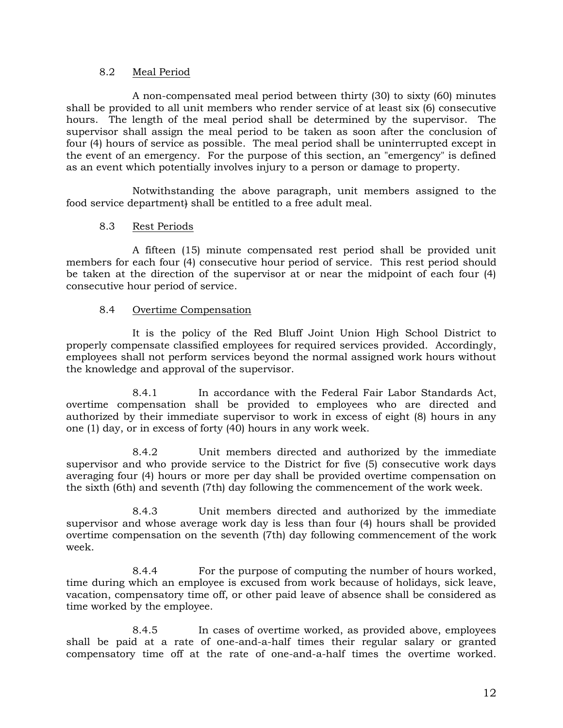### 8.2 Meal Period

A non-compensated meal period between thirty (30) to sixty (60) minutes shall be provided to all unit members who render service of at least six (6) consecutive hours. The length of the meal period shall be determined by the supervisor. The supervisor shall assign the meal period to be taken as soon after the conclusion of four (4) hours of service as possible. The meal period shall be uninterrupted except in the event of an emergency. For the purpose of this section, an "emergency" is defined as an event which potentially involves injury to a person or damage to property.

Notwithstanding the above paragraph, unit members assigned to the food service department) shall be entitled to a free adult meal.

### 8.3 Rest Periods

A fifteen (15) minute compensated rest period shall be provided unit members for each four (4) consecutive hour period of service. This rest period should be taken at the direction of the supervisor at or near the midpoint of each four (4) consecutive hour period of service.

### 8.4 Overtime Compensation

It is the policy of the Red Bluff Joint Union High School District to properly compensate classified employees for required services provided. Accordingly, employees shall not perform services beyond the normal assigned work hours without the knowledge and approval of the supervisor.

8.4.1 In accordance with the Federal Fair Labor Standards Act, overtime compensation shall be provided to employees who are directed and authorized by their immediate supervisor to work in excess of eight (8) hours in any one (1) day, or in excess of forty (40) hours in any work week.

8.4.2 Unit members directed and authorized by the immediate supervisor and who provide service to the District for five (5) consecutive work days averaging four (4) hours or more per day shall be provided overtime compensation on the sixth (6th) and seventh (7th) day following the commencement of the work week.

8.4.3 Unit members directed and authorized by the immediate supervisor and whose average work day is less than four (4) hours shall be provided overtime compensation on the seventh (7th) day following commencement of the work week.

8.4.4 For the purpose of computing the number of hours worked, time during which an employee is excused from work because of holidays, sick leave, vacation, compensatory time off, or other paid leave of absence shall be considered as time worked by the employee.

8.4.5 In cases of overtime worked, as provided above, employees shall be paid at a rate of one-and-a-half times their regular salary or granted compensatory time off at the rate of one-and-a-half times the overtime worked.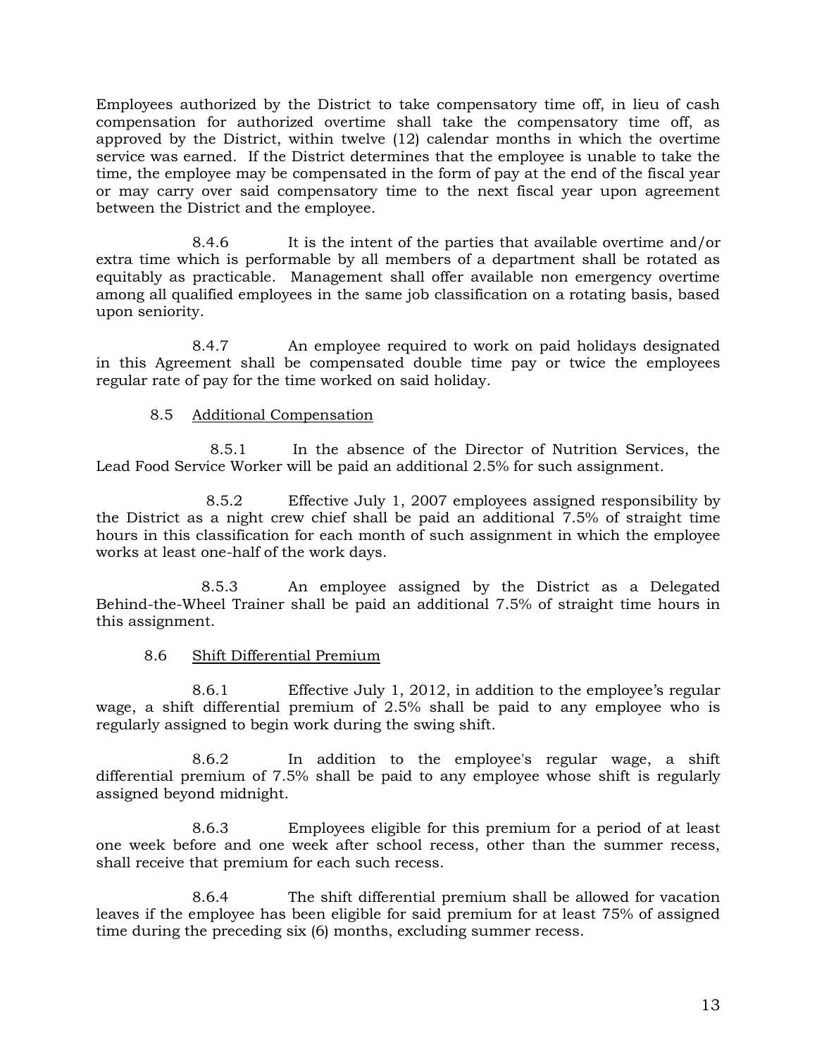Employees authorized by the District to take compensatory time off, in lieu of cash compensation for authorized overtime shall take the compensatory time off, as approved by the District, within twelve (12) calendar months in which the overtime service was earned. If the District determines that the employee is unable to take the time, the employee may be compensated in the form of pay at the end of the fiscal year or may carry over said compensatory time to the next fiscal year upon agreement between the District and the employee.

8.4.6 It is the intent of the parties that available overtime and/or extra time which is performable by all members of a department shall be rotated as equitably as practicable. Management shall offer available non emergency overtime among all qualified employees in the same job classification on a rotating basis, based upon seniority.

8.4.7 An employee required to work on paid holidays designated in this Agreement shall be compensated double time pay or twice the employees regular rate of pay for the time worked on said holiday.

8.5 Additional Compensation

8.5.1 In the absence of the Director of Nutrition Services, the Lead Food Service Worker will be paid an additional 2.5% for such assignment.

8.5.2 Effective July 1, 2007 employees assigned responsibility by the District as a night crew chief shall be paid an additional 7.5% of straight time hours in this classification for each month of such assignment in which the employee works at least one-half of the work days.

8.5.3 An employee assigned by the District as a Delegated Behind-the-Wheel Trainer shall be paid an additional 7.5% of straight time hours in this assignment.

8.6 Shift Differential Premium

8.6.1 Effective July 1, 2012, in addition to the employee's regular wage, a shift differential premium of 2.5% shall be paid to any employee who is regularly assigned to begin work during the swing shift.

8.6.2 In addition to the employee's regular wage, a shift differential premium of 7.5% shall be paid to any employee whose shift is regularly assigned beyond midnight.

8.6.3 Employees eligible for this premium for a period of at least one week before and one week after school recess, other than the summer recess, shall receive that premium for each such recess.

8.6.4 The shift differential premium shall be allowed for vacation leaves if the employee has been eligible for said premium for at least 75% of assigned time during the preceding six (6) months, excluding summer recess.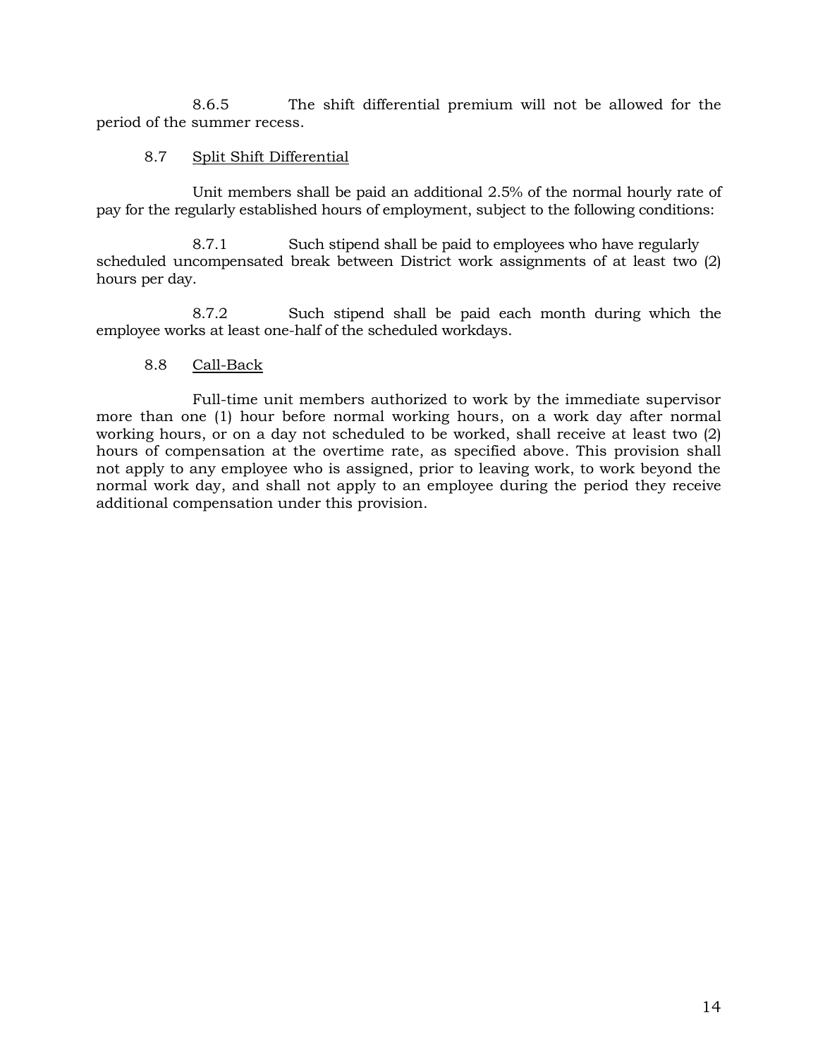8.6.5 The shift differential premium will not be allowed for the period of the summer recess.

## 8.7 Split Shift Differential

Unit members shall be paid an additional 2.5% of the normal hourly rate of pay for the regularly established hours of employment, subject to the following conditions:

8.7.1 Such stipend shall be paid to employees who have regularly scheduled uncompensated break between District work assignments of at least two (2) hours per day.

8.7.2 Such stipend shall be paid each month during which the employee works at least one-half of the scheduled workdays.

## 8.8 Call-Back

Full-time unit members authorized to work by the immediate supervisor more than one (1) hour before normal working hours, on a work day after normal working hours, or on a day not scheduled to be worked, shall receive at least two (2) hours of compensation at the overtime rate, as specified above. This provision shall not apply to any employee who is assigned, prior to leaving work, to work beyond the normal work day, and shall not apply to an employee during the period they receive additional compensation under this provision.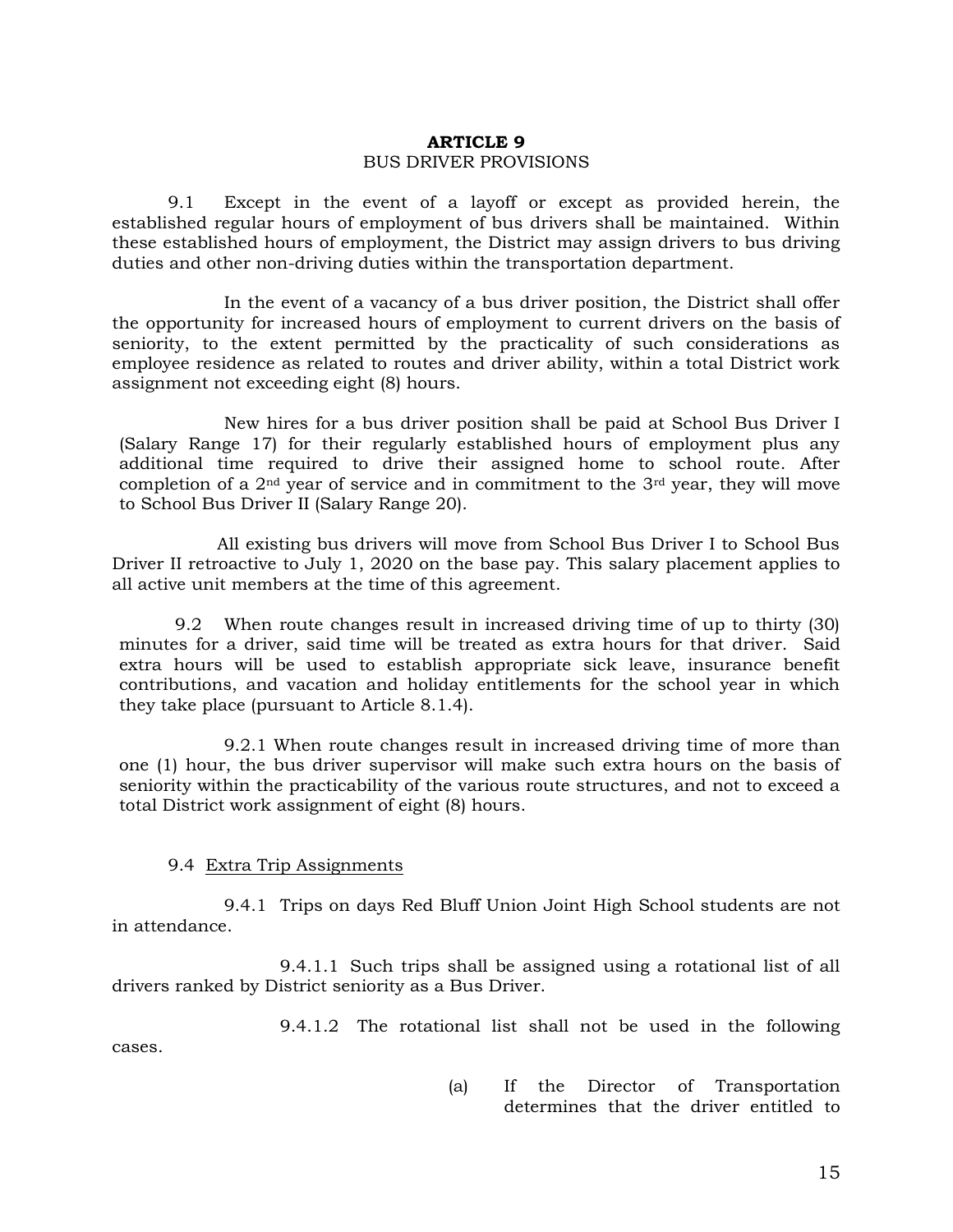# ARTICLE 9
## BUS DRIVER PROVISIONS

9.1 Except in the event of a layoff or except as provided herein, the established regular hours of employment of bus drivers shall be maintained. Within these established hours of employment, the District may assign drivers to bus driving duties and other non-driving duties within the transportation department.

In the event of a vacancy of a bus driver position, the District shall offer the opportunity for increased hours of employment to current drivers on the basis of seniority, to the extent permitted by the practicality of such considerations as employee residence as related to routes and driver ability, within a total District work assignment not exceeding eight (8) hours.

New hires for a bus driver position shall be paid at School Bus Driver I (Salary Range 17) for their regularly established hours of employment plus any additional time required to drive their assigned home to school route. After completion of a 2nd year of service and in commitment to the 3rd year, they will move to School Bus Driver II (Salary Range 20).

All existing bus drivers will move from School Bus Driver I to School Bus Driver II retroactive to July 1, 2020 on the base pay. This salary placement applies to all active unit members at the time of this agreement.

9.2 When route changes result in increased driving time of up to thirty (30) minutes for a driver, said time will be treated as extra hours for that driver. Said extra hours will be used to establish appropriate sick leave, insurance benefit contributions, and vacation and holiday entitlements for the school year in which they take place (pursuant to Article 8.1.4).

9.2.1 When route changes result in increased driving time of more than one (1) hour, the bus driver supervisor will make such extra hours on the basis of seniority within the practicability of the various route structures, and not to exceed a total District work assignment of eight (8) hours.

9.4 <u>Extra Trip Assignments</u>

9.4.1 Trips on days Red Bluff Union Joint High School students are not in attendance.

9.4.1.1 Such trips shall be assigned using a rotational list of all drivers ranked by District seniority as a Bus Driver.

9.4.1.2 The rotational list shall not be used in the following cases.

(a) If the Director of Transportation determines that the driver entitled to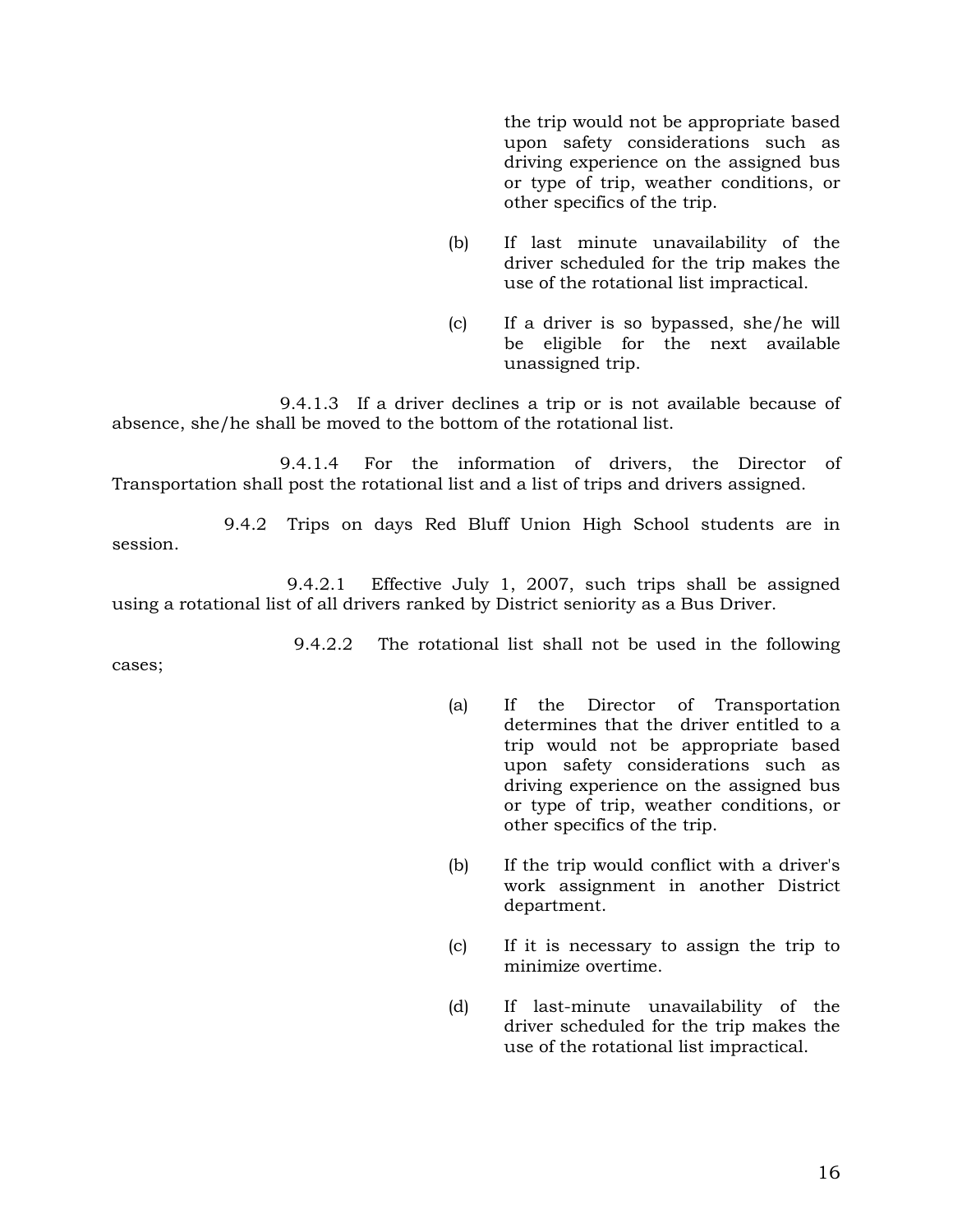the trip would not be appropriate based upon safety considerations such as driving experience on the assigned bus or type of trip, weather conditions, or other specifics of the trip.

(b) If last minute unavailability of the driver scheduled for the trip makes the use of the rotational list impractical.

(c) If a driver is so bypassed, she/he will be eligible for the next available unassigned trip.

9.4.1.3 If a driver declines a trip or is not available because of absence, she/he shall be moved to the bottom of the rotational list.

9.4.1.4 For the information of drivers, the Director of Transportation shall post the rotational list and a list of trips and drivers assigned.

9.4.2 Trips on days Red Bluff Union High School students are in session.

9.4.2.1 Effective July 1, 2007, such trips shall be assigned using a rotational list of all drivers ranked by District seniority as a Bus Driver.

9.4.2.2 The rotational list shall not be used in the following cases;

(a) If the Director of Transportation determines that the driver entitled to a trip would not be appropriate based upon safety considerations such as driving experience on the assigned bus or type of trip, weather conditions, or other specifics of the trip.

(b) If the trip would conflict with a driver's work assignment in another District department.

(c) If it is necessary to assign the trip to minimize overtime.

(d) If last-minute unavailability of the driver scheduled for the trip makes the use of the rotational list impractical.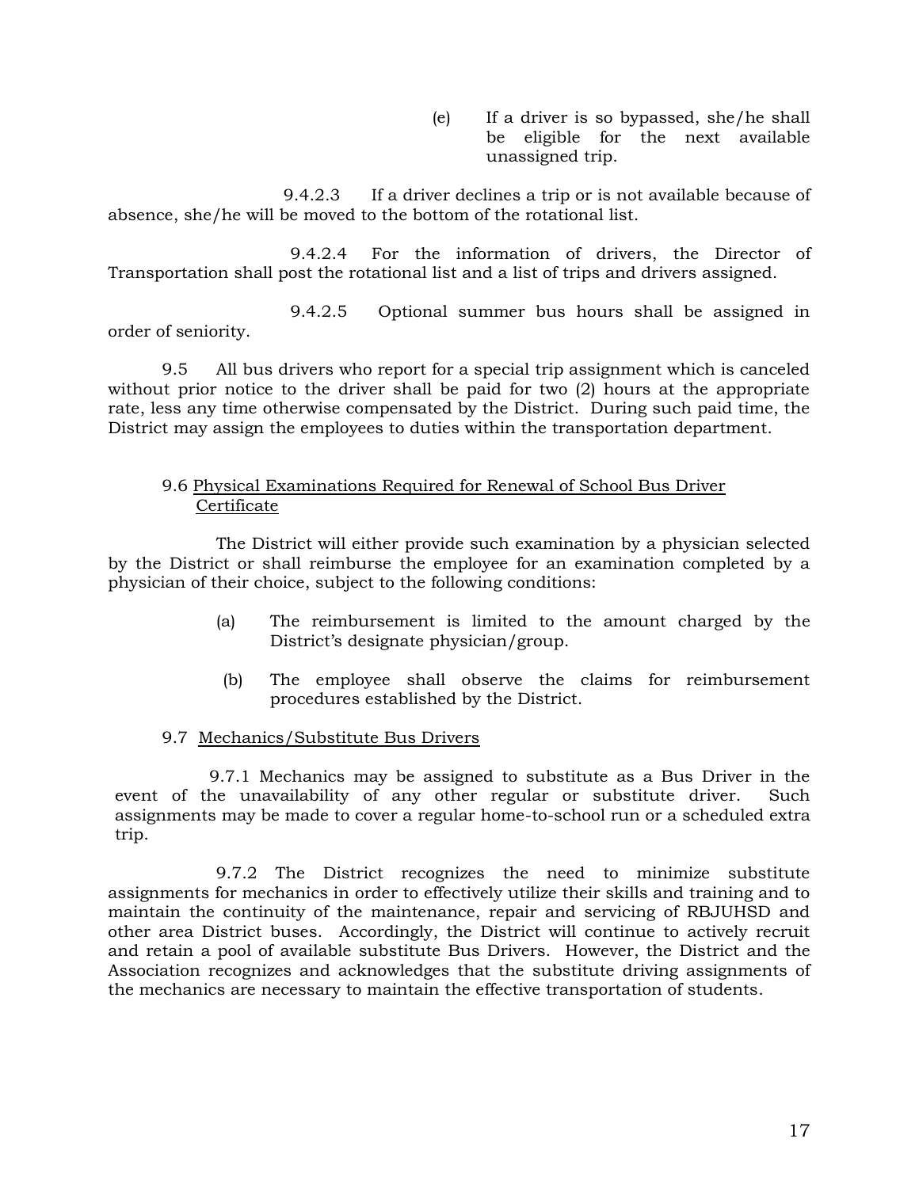(e) If a driver is so bypassed, she/he shall be eligible for the next available unassigned trip.

9.4.2.3 If a driver declines a trip or is not available because of absence, she/he will be moved to the bottom of the rotational list.

9.4.2.4 For the information of drivers, the Director of Transportation shall post the rotational list and a list of trips and drivers assigned.

9.4.2.5 Optional summer bus hours shall be assigned in order of seniority.

9.5 All bus drivers who report for a special trip assignment which is canceled without prior notice to the driver shall be paid for two (2) hours at the appropriate rate, less any time otherwise compensated by the District. During such paid time, the District may assign the employees to duties within the transportation department.

9.6 Physical Examinations Required for Renewal of School Bus Driver Certificate

The District will either provide such examination by a physician selected by the District or shall reimburse the employee for an examination completed by a physician of their choice, subject to the following conditions:

(a) The reimbursement is limited to the amount charged by the District's designate physician/group.

(b) The employee shall observe the claims for reimbursement procedures established by the District.

9.7 Mechanics/Substitute Bus Drivers

9.7.1 Mechanics may be assigned to substitute as a Bus Driver in the event of the unavailability of any other regular or substitute driver. Such assignments may be made to cover a regular home-to-school run or a scheduled extra trip.

9.7.2 The District recognizes the need to minimize substitute assignments for mechanics in order to effectively utilize their skills and training and to maintain the continuity of the maintenance, repair and servicing of RBJUHSD and other area District buses. Accordingly, the District will continue to actively recruit and retain a pool of available substitute Bus Drivers. However, the District and the Association recognizes and acknowledges that the substitute driving assignments of the mechanics are necessary to maintain the effective transportation of students.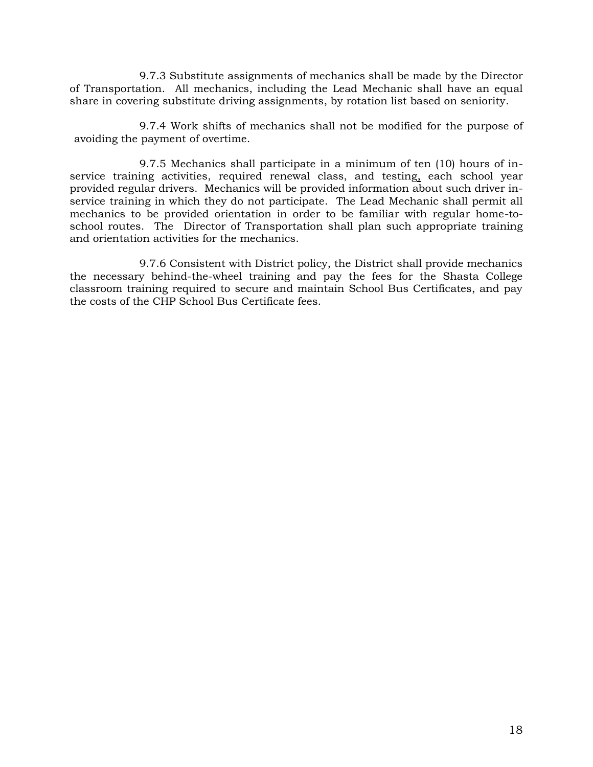9.7.3 Substitute assignments of mechanics shall be made by the Director of Transportation. All mechanics, including the Lead Mechanic shall have an equal share in covering substitute driving assignments, by rotation list based on seniority.

9.7.4 Work shifts of mechanics shall not be modified for the purpose of avoiding the payment of overtime.

9.7.5 Mechanics shall participate in a minimum of ten (10) hours of in-service training activities, required renewal class, and testing, each school year provided regular drivers. Mechanics will be provided information about such driver in-service training in which they do not participate. The Lead Mechanic shall permit all mechanics to be provided orientation in order to be familiar with regular home-to-school routes. The Director of Transportation shall plan such appropriate training and orientation activities for the mechanics.

9.7.6 Consistent with District policy, the District shall provide mechanics the necessary behind-the-wheel training and pay the fees for the Shasta College classroom training required to secure and maintain School Bus Certificates, and pay the costs of the CHP School Bus Certificate fees.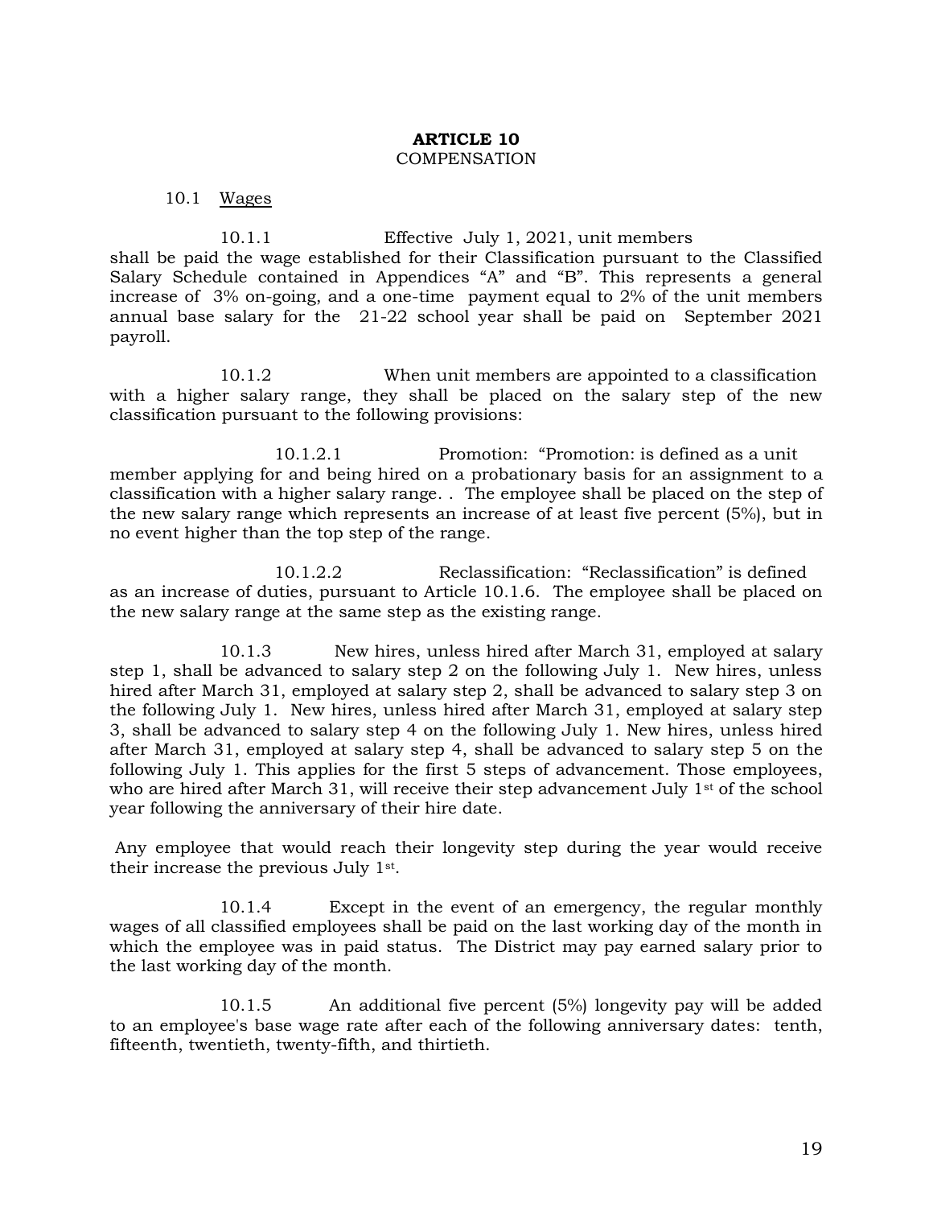# ARTICLE 10
## COMPENSATION

10.1 <u>Wages</u>

10.1.1 Effective July 1, 2021, unit members shall be paid the wage established for their Classification pursuant to the Classified Salary Schedule contained in Appendices "A" and "B". This represents a general increase of 3% on-going, and a one-time payment equal to 2% of the unit members annual base salary for the 21-22 school year shall be paid on September 2021 payroll.

10.1.2 When unit members are appointed to a classification with a higher salary range, they shall be placed on the salary step of the new classification pursuant to the following provisions:

10.1.2.1 Promotion: "Promotion: is defined as a unit member applying for and being hired on a probationary basis for an assignment to a classification with a higher salary range. . The employee shall be placed on the step of the new salary range which represents an increase of at least five percent (5%), but in no event higher than the top step of the range.

10.1.2.2 Reclassification: "Reclassification" is defined as an increase of duties, pursuant to Article 10.1.6. The employee shall be placed on the new salary range at the same step as the existing range.

10.1.3 New hires, unless hired after March 31, employed at salary step 1, shall be advanced to salary step 2 on the following July 1. New hires, unless hired after March 31, employed at salary step 2, shall be advanced to salary step 3 on the following July 1. New hires, unless hired after March 31, employed at salary step 3, shall be advanced to salary step 4 on the following July 1. New hires, unless hired after March 31, employed at salary step 4, shall be advanced to salary step 5 on the following July 1. This applies for the first 5 steps of advancement. Those employees, who are hired after March 31, will receive their step advancement July 1st of the school year following the anniversary of their hire date.

Any employee that would reach their longevity step during the year would receive their increase the previous July 1st.

10.1.4 Except in the event of an emergency, the regular monthly wages of all classified employees shall be paid on the last working day of the month in which the employee was in paid status. The District may pay earned salary prior to the last working day of the month.

10.1.5 An additional five percent (5%) longevity pay will be added to an employee's base wage rate after each of the following anniversary dates: tenth, fifteenth, twentieth, twenty-fifth, and thirtieth.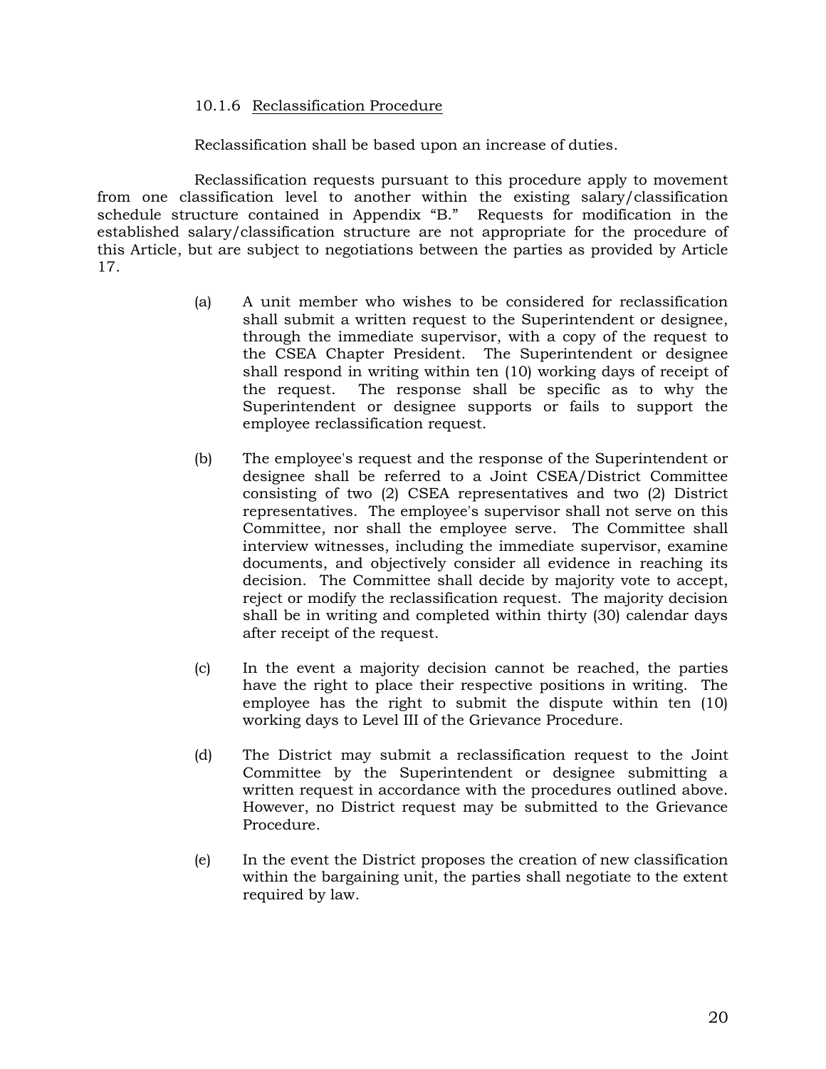10.1.6 Reclassification Procedure

Reclassification shall be based upon an increase of duties.

Reclassification requests pursuant to this procedure apply to movement from one classification level to another within the existing salary/classification schedule structure contained in Appendix "B." Requests for modification in the established salary/classification structure are not appropriate for the procedure of this Article, but are subject to negotiations between the parties as provided by Article 17.

(a) A unit member who wishes to be considered for reclassification shall submit a written request to the Superintendent or designee, through the immediate supervisor, with a copy of the request to the CSEA Chapter President. The Superintendent or designee shall respond in writing within ten (10) working days of receipt of the request. The response shall be specific as to why the Superintendent or designee supports or fails to support the employee reclassification request.

(b) The employee's request and the response of the Superintendent or designee shall be referred to a Joint CSEA/District Committee consisting of two (2) CSEA representatives and two (2) District representatives. The employee's supervisor shall not serve on this Committee, nor shall the employee serve. The Committee shall interview witnesses, including the immediate supervisor, examine documents, and objectively consider all evidence in reaching its decision. The Committee shall decide by majority vote to accept, reject or modify the reclassification request. The majority decision shall be in writing and completed within thirty (30) calendar days after receipt of the request.

(c) In the event a majority decision cannot be reached, the parties have the right to place their respective positions in writing. The employee has the right to submit the dispute within ten (10) working days to Level III of the Grievance Procedure.

(d) The District may submit a reclassification request to the Joint Committee by the Superintendent or designee submitting a written request in accordance with the procedures outlined above. However, no District request may be submitted to the Grievance Procedure.

(e) In the event the District proposes the creation of new classification within the bargaining unit, the parties shall negotiate to the extent required by law.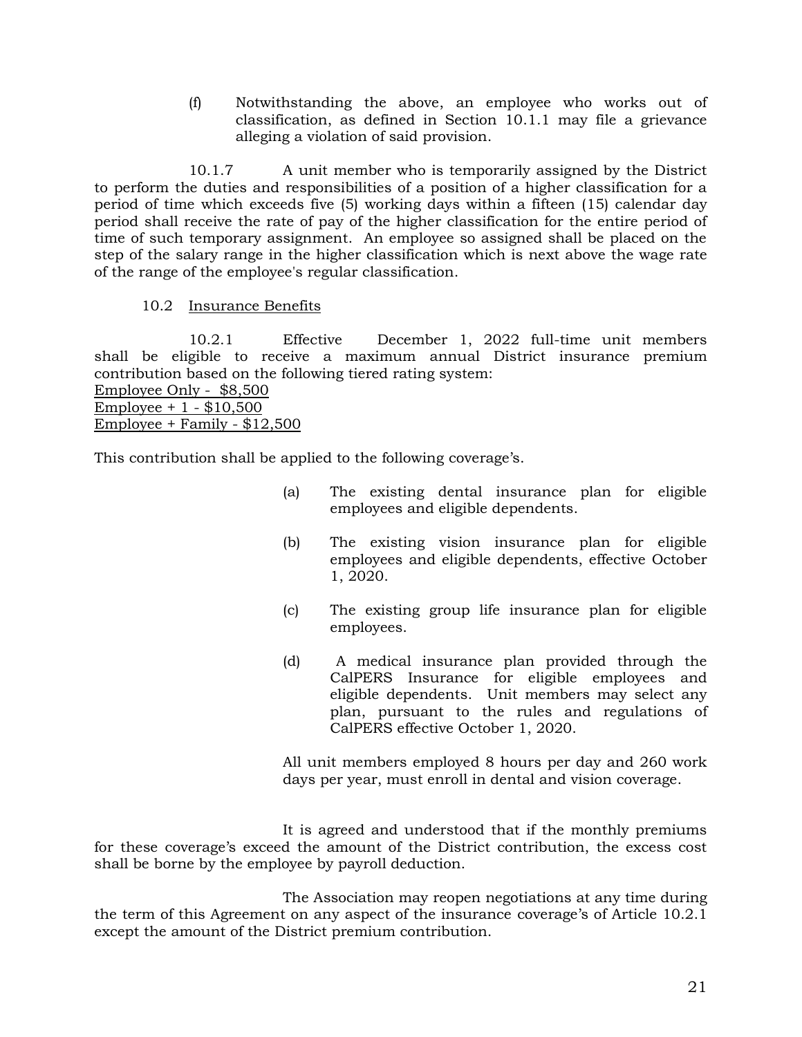(f) Notwithstanding the above, an employee who works out of classification, as defined in Section 10.1.1 may file a grievance alleging a violation of said provision.

10.1.7 A unit member who is temporarily assigned by the District to perform the duties and responsibilities of a position of a higher classification for a period of time which exceeds five (5) working days within a fifteen (15) calendar day period shall receive the rate of pay of the higher classification for the entire period of time of such temporary assignment. An employee so assigned shall be placed on the step of the salary range in the higher classification which is next above the wage rate of the range of the employee's regular classification.

10.2 Insurance Benefits

10.2.1 Effective December 1, 2022 full-time unit members shall be eligible to receive a maximum annual District insurance premium contribution based on the following tiered rating system:

Employee Only - $8,500
Employee + 1 - $10,500
Employee + Family - $12,500

This contribution shall be applied to the following coverage's.

(a) The existing dental insurance plan for eligible employees and eligible dependents.

(b) The existing vision insurance plan for eligible employees and eligible dependents, effective October 1, 2020.

(c) The existing group life insurance plan for eligible employees.

(d) A medical insurance plan provided through the CalPERS Insurance for eligible employees and eligible dependents. Unit members may select any plan, pursuant to the rules and regulations of CalPERS effective October 1, 2020.

All unit members employed 8 hours per day and 260 work days per year, must enroll in dental and vision coverage.

It is agreed and understood that if the monthly premiums for these coverage's exceed the amount of the District contribution, the excess cost shall be borne by the employee by payroll deduction.

The Association may reopen negotiations at any time during the term of this Agreement on any aspect of the insurance coverage's of Article 10.2.1 except the amount of the District premium contribution.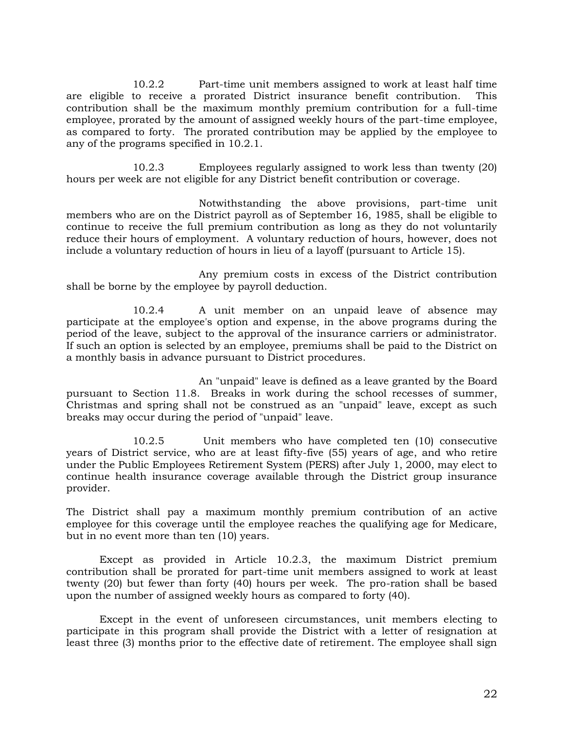10.2.2 Part-time unit members assigned to work at least half time are eligible to receive a prorated District insurance benefit contribution. This contribution shall be the maximum monthly premium contribution for a full-time employee, prorated by the amount of assigned weekly hours of the part-time employee, as compared to forty. The prorated contribution may be applied by the employee to any of the programs specified in 10.2.1.

10.2.3 Employees regularly assigned to work less than twenty (20) hours per week are not eligible for any District benefit contribution or coverage.

Notwithstanding the above provisions, part-time unit members who are on the District payroll as of September 16, 1985, shall be eligible to continue to receive the full premium contribution as long as they do not voluntarily reduce their hours of employment. A voluntary reduction of hours, however, does not include a voluntary reduction of hours in lieu of a layoff (pursuant to Article 15).

Any premium costs in excess of the District contribution shall be borne by the employee by payroll deduction.

10.2.4 A unit member on an unpaid leave of absence may participate at the employee's option and expense, in the above programs during the period of the leave, subject to the approval of the insurance carriers or administrator. If such an option is selected by an employee, premiums shall be paid to the District on a monthly basis in advance pursuant to District procedures.

An "unpaid" leave is defined as a leave granted by the Board pursuant to Section 11.8. Breaks in work during the school recesses of summer, Christmas and spring shall not be construed as an "unpaid" leave, except as such breaks may occur during the period of "unpaid" leave.

10.2.5 Unit members who have completed ten (10) consecutive years of District service, who are at least fifty-five (55) years of age, and who retire under the Public Employees Retirement System (PERS) after July 1, 2000, may elect to continue health insurance coverage available through the District group insurance provider.

The District shall pay a maximum monthly premium contribution of an active employee for this coverage until the employee reaches the qualifying age for Medicare, but in no event more than ten (10) years.

Except as provided in Article 10.2.3, the maximum District premium contribution shall be prorated for part-time unit members assigned to work at least twenty (20) but fewer than forty (40) hours per week. The pro-ration shall be based upon the number of assigned weekly hours as compared to forty (40).

Except in the event of unforeseen circumstances, unit members electing to participate in this program shall provide the District with a letter of resignation at least three (3) months prior to the effective date of retirement. The employee shall sign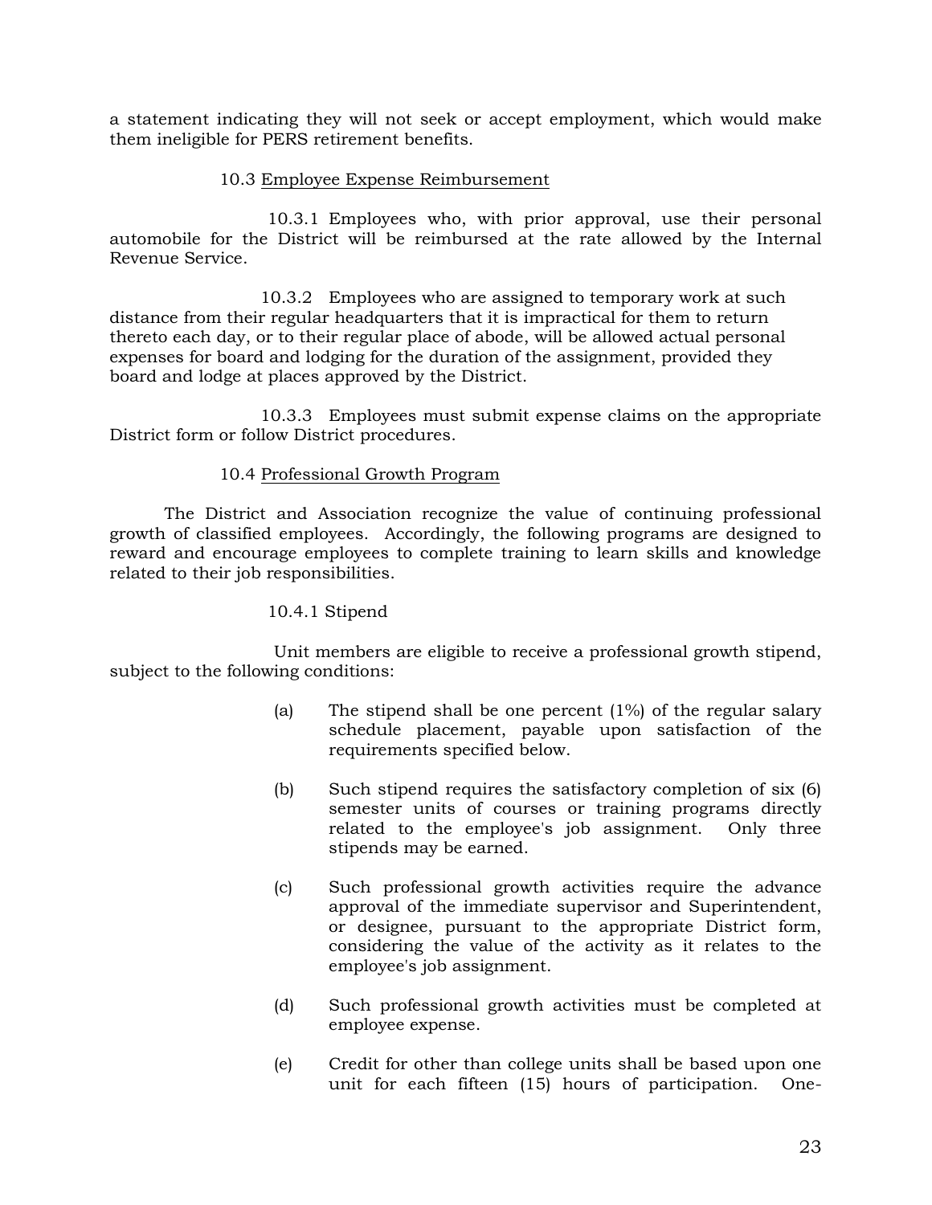a statement indicating they will not seek or accept employment, which would make them ineligible for PERS retirement benefits.

10.3 Employee Expense Reimbursement

10.3.1 Employees who, with prior approval, use their personal automobile for the District will be reimbursed at the rate allowed by the Internal Revenue Service.

10.3.2 Employees who are assigned to temporary work at such distance from their regular headquarters that it is impractical for them to return thereto each day, or to their regular place of abode, will be allowed actual personal expenses for board and lodging for the duration of the assignment, provided they board and lodge at places approved by the District.

10.3.3 Employees must submit expense claims on the appropriate District form or follow District procedures.

10.4 Professional Growth Program

The District and Association recognize the value of continuing professional growth of classified employees. Accordingly, the following programs are designed to reward and encourage employees to complete training to learn skills and knowledge related to their job responsibilities.

10.4.1 Stipend

Unit members are eligible to receive a professional growth stipend, subject to the following conditions:

(a) The stipend shall be one percent (1%) of the regular salary schedule placement, payable upon satisfaction of the requirements specified below.

(b) Such stipend requires the satisfactory completion of six (6) semester units of courses or training programs directly related to the employee's job assignment. Only three stipends may be earned.

(c) Such professional growth activities require the advance approval of the immediate supervisor and Superintendent, or designee, pursuant to the appropriate District form, considering the value of the activity as it relates to the employee's job assignment.

(d) Such professional growth activities must be completed at employee expense.

(e) Credit for other than college units shall be based upon one unit for each fifteen (15) hours of participation. One-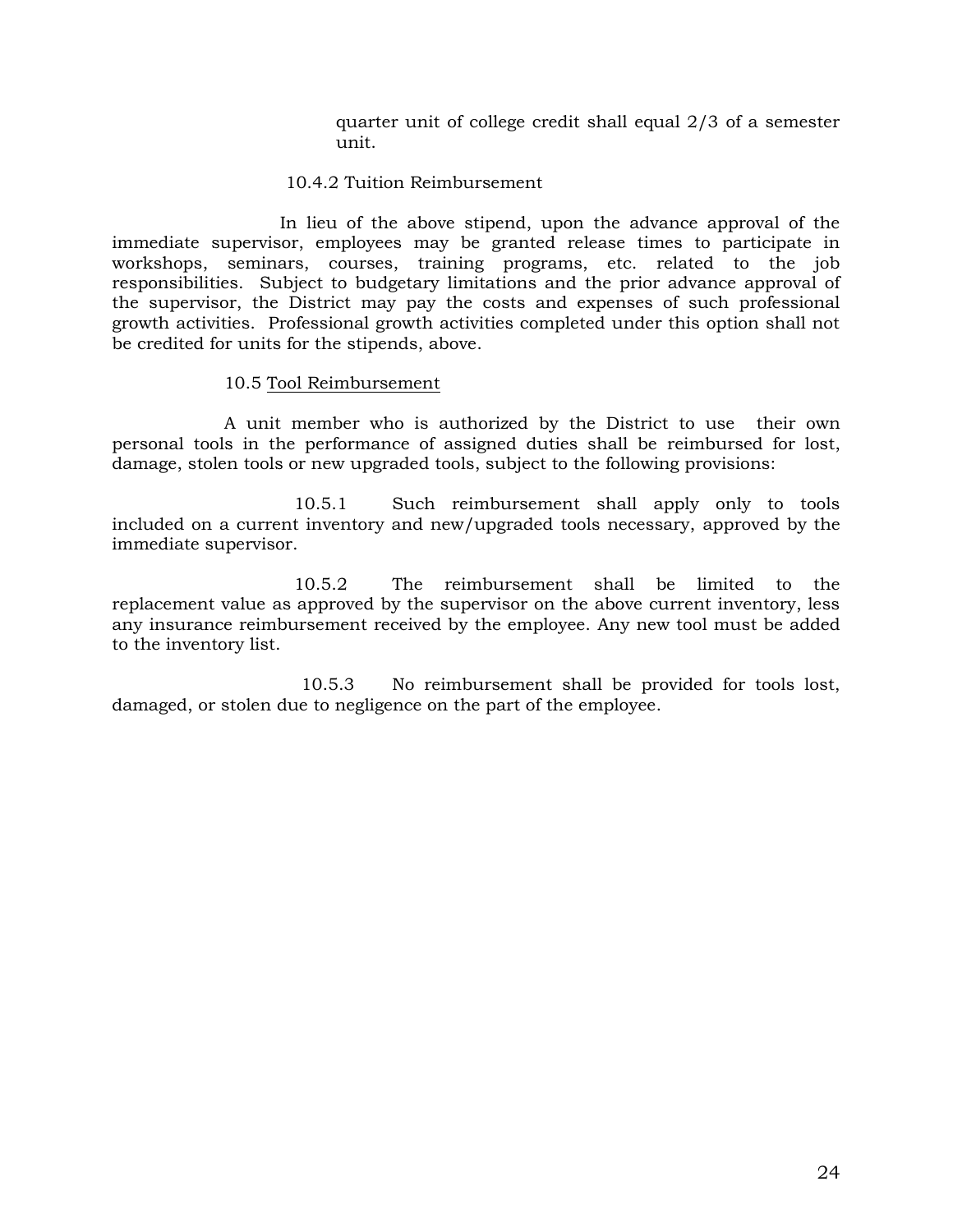quarter unit of college credit shall equal 2/3 of a semester unit.

10.4.2 Tuition Reimbursement

In lieu of the above stipend, upon the advance approval of the immediate supervisor, employees may be granted release times to participate in workshops, seminars, courses, training programs, etc. related to the job responsibilities. Subject to budgetary limitations and the prior advance approval of the supervisor, the District may pay the costs and expenses of such professional growth activities. Professional growth activities completed under this option shall not be credited for units for the stipends, above.

10.5 <u>Tool Reimbursement</u>

A unit member who is authorized by the District to use their own personal tools in the performance of assigned duties shall be reimbursed for lost, damage, stolen tools or new upgraded tools, subject to the following provisions:

10.5.1 Such reimbursement shall apply only to tools included on a current inventory and new/upgraded tools necessary, approved by the immediate supervisor.

10.5.2 The reimbursement shall be limited to the replacement value as approved by the supervisor on the above current inventory, less any insurance reimbursement received by the employee. Any new tool must be added to the inventory list.

10.5.3 No reimbursement shall be provided for tools lost, damaged, or stolen due to negligence on the part of the employee.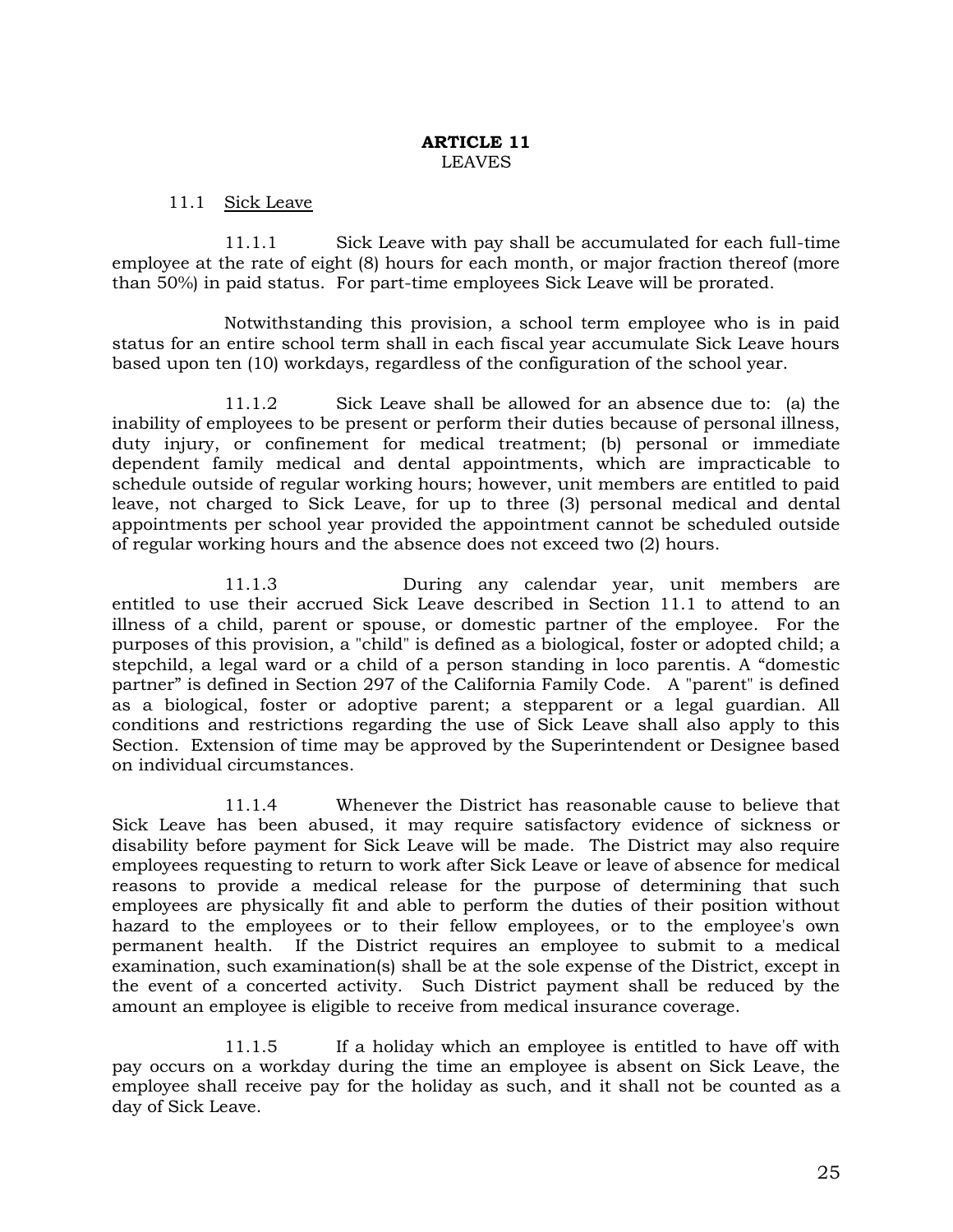# ARTICLE 11
LEAVES

## 11.1 Sick Leave

11.1.1 Sick Leave with pay shall be accumulated for each full-time employee at the rate of eight (8) hours for each month, or major fraction thereof (more than 50%) in paid status. For part-time employees Sick Leave will be prorated.

Notwithstanding this provision, a school term employee who is in paid status for an entire school term shall in each fiscal year accumulate Sick Leave hours based upon ten (10) workdays, regardless of the configuration of the school year.

11.1.2 Sick Leave shall be allowed for an absence due to: (a) the inability of employees to be present or perform their duties because of personal illness, duty injury, or confinement for medical treatment; (b) personal or immediate dependent family medical and dental appointments, which are impracticable to schedule outside of regular working hours; however, unit members are entitled to paid leave, not charged to Sick Leave, for up to three (3) personal medical and dental appointments per school year provided the appointment cannot be scheduled outside of regular working hours and the absence does not exceed two (2) hours.

11.1.3 During any calendar year, unit members are entitled to use their accrued Sick Leave described in Section 11.1 to attend to an illness of a child, parent or spouse, or domestic partner of the employee. For the purposes of this provision, a "child" is defined as a biological, foster or adopted child; a stepchild, a legal ward or a child of a person standing in loco parentis. A "domestic partner" is defined in Section 297 of the California Family Code. A "parent" is defined as a biological, foster or adoptive parent; a stepparent or a legal guardian. All conditions and restrictions regarding the use of Sick Leave shall also apply to this Section. Extension of time may be approved by the Superintendent or Designee based on individual circumstances.

11.1.4 Whenever the District has reasonable cause to believe that Sick Leave has been abused, it may require satisfactory evidence of sickness or disability before payment for Sick Leave will be made. The District may also require employees requesting to return to work after Sick Leave or leave of absence for medical reasons to provide a medical release for the purpose of determining that such employees are physically fit and able to perform the duties of their position without hazard to the employees or to their fellow employees, or to the employee's own permanent health. If the District requires an employee to submit to a medical examination, such examination(s) shall be at the sole expense of the District, except in the event of a concerted activity. Such District payment shall be reduced by the amount an employee is eligible to receive from medical insurance coverage.

11.1.5 If a holiday which an employee is entitled to have off with pay occurs on a workday during the time an employee is absent on Sick Leave, the employee shall receive pay for the holiday as such, and it shall not be counted as a day of Sick Leave.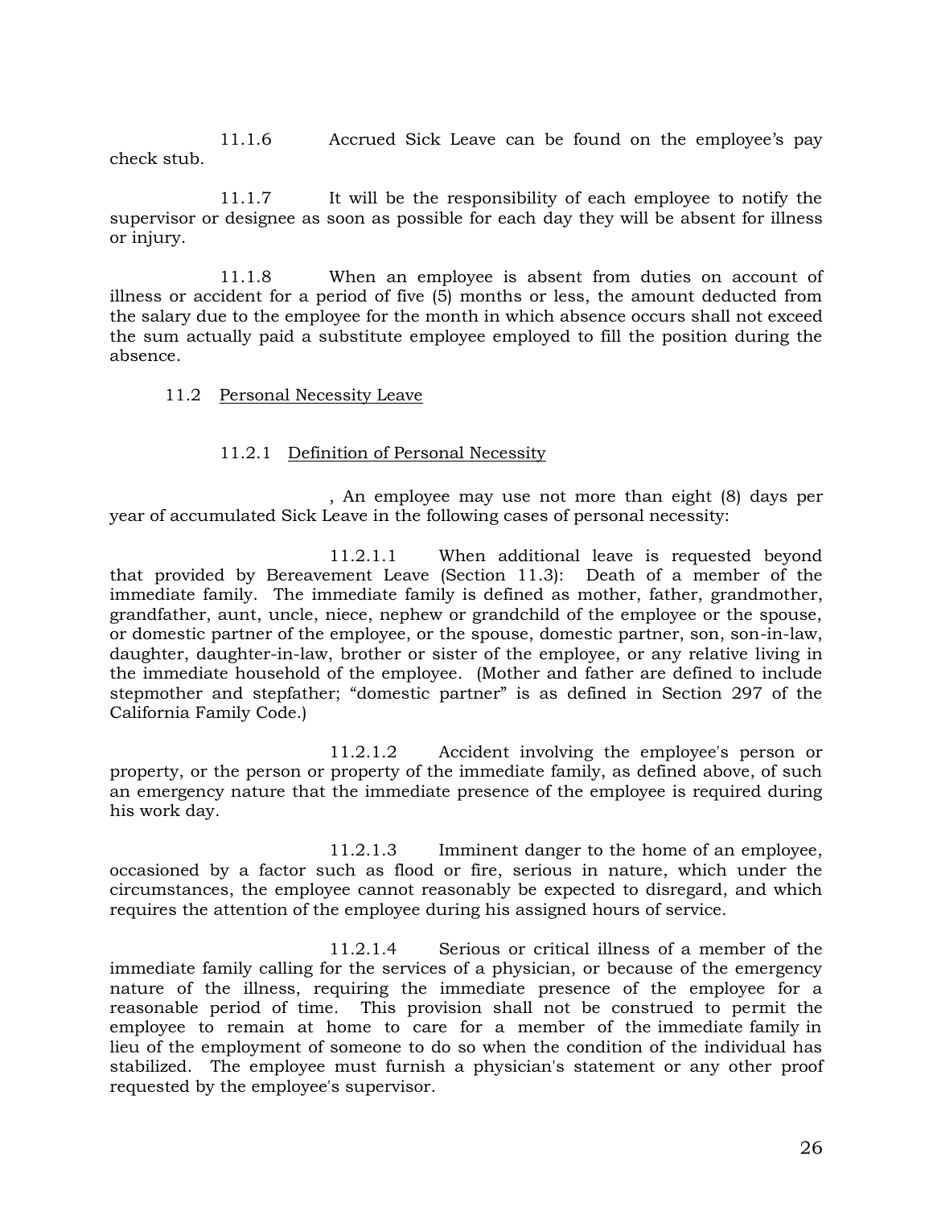11.1.6 Accrued Sick Leave can be found on the employee's pay check stub.

11.1.7 It will be the responsibility of each employee to notify the supervisor or designee as soon as possible for each day they will be absent for illness or injury.

11.1.8 When an employee is absent from duties on account of illness or accident for a period of five (5) months or less, the amount deducted from the salary due to the employee for the month in which absence occurs shall not exceed the sum actually paid a substitute employee employed to fill the position during the absence.

11.2 Personal Necessity Leave

11.2.1 Definition of Personal Necessity

, An employee may use not more than eight (8) days per year of accumulated Sick Leave in the following cases of personal necessity:

11.2.1.1 When additional leave is requested beyond that provided by Bereavement Leave (Section 11.3): Death of a member of the immediate family. The immediate family is defined as mother, father, grandmother, grandfather, aunt, uncle, niece, nephew or grandchild of the employee or the spouse, or domestic partner of the employee, or the spouse, domestic partner, son, son-in-law, daughter, daughter-in-law, brother or sister of the employee, or any relative living in the immediate household of the employee. (Mother and father are defined to include stepmother and stepfather; "domestic partner" is as defined in Section 297 of the California Family Code.)

11.2.1.2 Accident involving the employee's person or property, or the person or property of the immediate family, as defined above, of such an emergency nature that the immediate presence of the employee is required during his work day.

11.2.1.3 Imminent danger to the home of an employee, occasioned by a factor such as flood or fire, serious in nature, which under the circumstances, the employee cannot reasonably be expected to disregard, and which requires the attention of the employee during his assigned hours of service.

11.2.1.4 Serious or critical illness of a member of the immediate family calling for the services of a physician, or because of the emergency nature of the illness, requiring the immediate presence of the employee for a reasonable period of time. This provision shall not be construed to permit the employee to remain at home to care for a member of the immediate family in lieu of the employment of someone to do so when the condition of the individual has stabilized. The employee must furnish a physician's statement or any other proof requested by the employee's supervisor.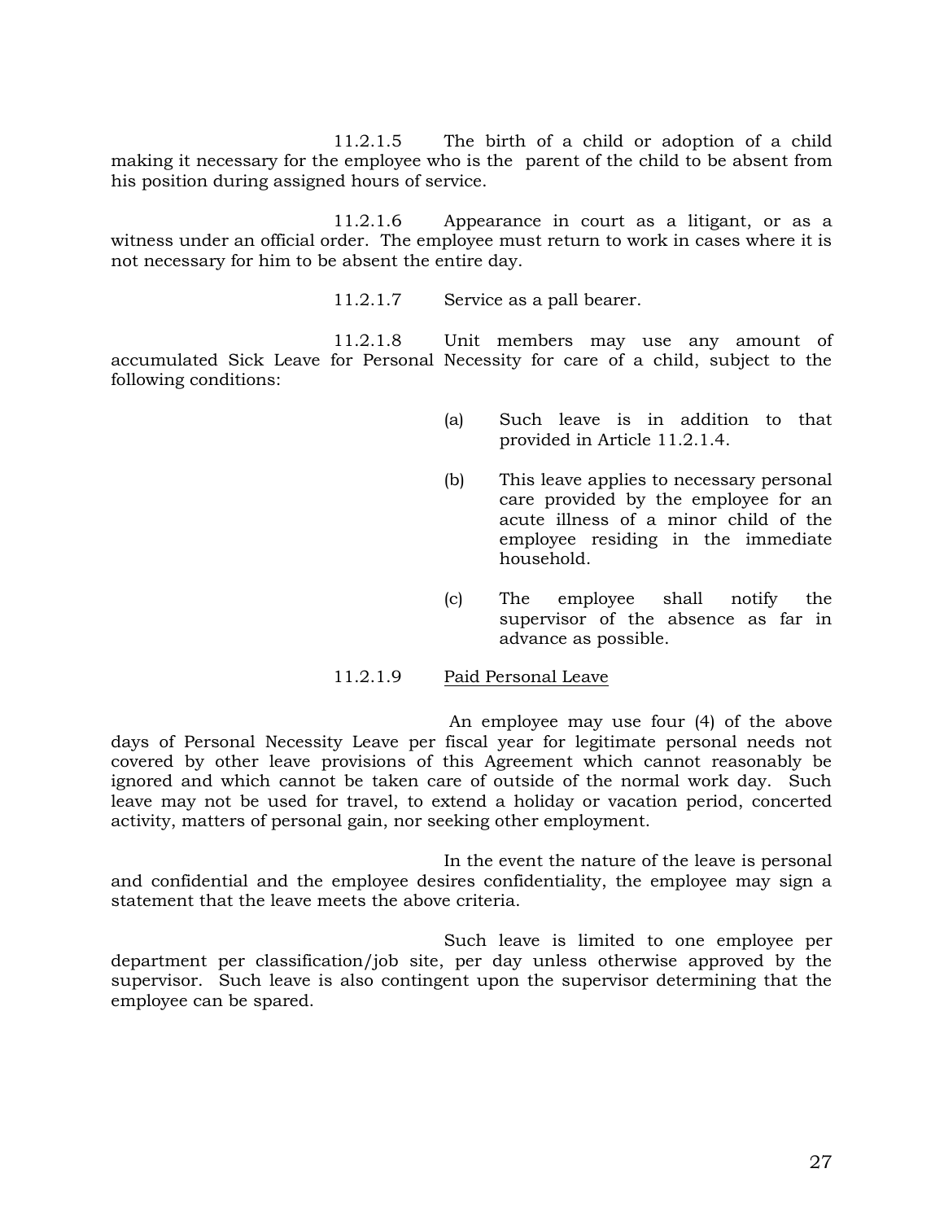11.2.1.5 The birth of a child or adoption of a child making it necessary for the employee who is the parent of the child to be absent from his position during assigned hours of service.

11.2.1.6 Appearance in court as a litigant, or as a witness under an official order. The employee must return to work in cases where it is not necessary for him to be absent the entire day.

11.2.1.7 Service as a pall bearer.

11.2.1.8 Unit members may use any amount of accumulated Sick Leave for Personal Necessity for care of a child, subject to the following conditions:

(a) Such leave is in addition to that provided in Article 11.2.1.4.

(b) This leave applies to necessary personal care provided by the employee for an acute illness of a minor child of the employee residing in the immediate household.

(c) The employee shall notify the supervisor of the absence as far in advance as possible.

11.2.1.9 <u>Paid Personal Leave</u>

An employee may use four (4) of the above days of Personal Necessity Leave per fiscal year for legitimate personal needs not covered by other leave provisions of this Agreement which cannot reasonably be ignored and which cannot be taken care of outside of the normal work day. Such leave may not be used for travel, to extend a holiday or vacation period, concerted activity, matters of personal gain, nor seeking other employment.

In the event the nature of the leave is personal and confidential and the employee desires confidentiality, the employee may sign a statement that the leave meets the above criteria.

Such leave is limited to one employee per department per classification/job site, per day unless otherwise approved by the supervisor. Such leave is also contingent upon the supervisor determining that the employee can be spared.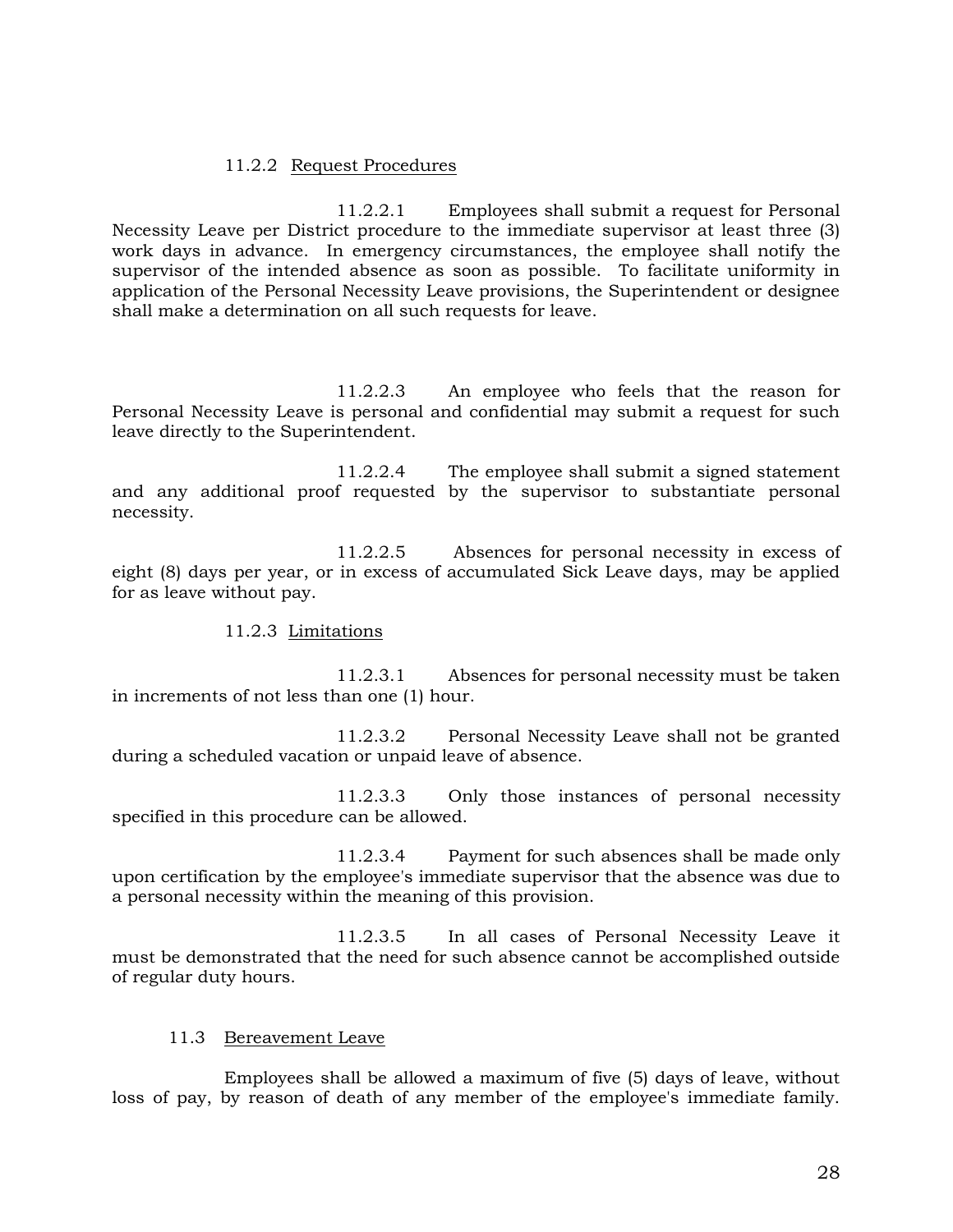#### 11.2.2 Request Procedures

11.2.2.1 Employees shall submit a request for Personal Necessity Leave per District procedure to the immediate supervisor at least three (3) work days in advance. In emergency circumstances, the employee shall notify the supervisor of the intended absence as soon as possible. To facilitate uniformity in application of the Personal Necessity Leave provisions, the Superintendent or designee shall make a determination on all such requests for leave.

11.2.2.3 An employee who feels that the reason for Personal Necessity Leave is personal and confidential may submit a request for such leave directly to the Superintendent.

11.2.2.4 The employee shall submit a signed statement and any additional proof requested by the supervisor to substantiate personal necessity.

11.2.2.5 Absences for personal necessity in excess of eight (8) days per year, or in excess of accumulated Sick Leave days, may be applied for as leave without pay.

#### 11.2.3 Limitations

11.2.3.1 Absences for personal necessity must be taken in increments of not less than one (1) hour.

11.2.3.2 Personal Necessity Leave shall not be granted during a scheduled vacation or unpaid leave of absence.

11.2.3.3 Only those instances of personal necessity specified in this procedure can be allowed.

11.2.3.4 Payment for such absences shall be made only upon certification by the employee's immediate supervisor that the absence was due to a personal necessity within the meaning of this provision.

11.2.3.5 In all cases of Personal Necessity Leave it must be demonstrated that the need for such absence cannot be accomplished outside of regular duty hours.

### 11.3 Bereavement Leave

Employees shall be allowed a maximum of five (5) days of leave, without loss of pay, by reason of death of any member of the employee's immediate family.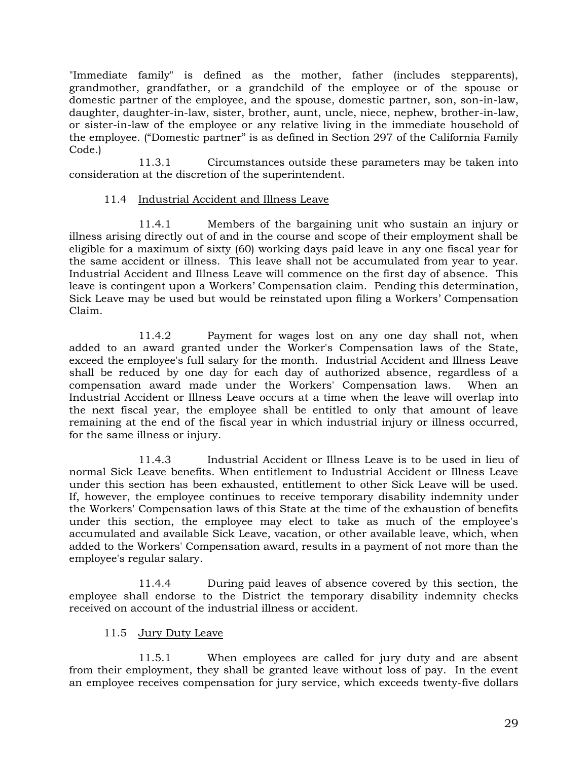"Immediate family" is defined as the mother, father (includes stepparents), grandmother, grandfather, or a grandchild of the employee or of the spouse or domestic partner of the employee, and the spouse, domestic partner, son, son-in-law, daughter, daughter-in-law, sister, brother, aunt, uncle, niece, nephew, brother-in-law, or sister-in-law of the employee or any relative living in the immediate household of the employee. ("Domestic partner" is as defined in Section 297 of the California Family Code.)

11.3.1 Circumstances outside these parameters may be taken into consideration at the discretion of the superintendent.

11.4 Industrial Accident and Illness Leave

11.4.1 Members of the bargaining unit who sustain an injury or illness arising directly out of and in the course and scope of their employment shall be eligible for a maximum of sixty (60) working days paid leave in any one fiscal year for the same accident or illness. This leave shall not be accumulated from year to year. Industrial Accident and Illness Leave will commence on the first day of absence. This leave is contingent upon a Workers' Compensation claim. Pending this determination, Sick Leave may be used but would be reinstated upon filing a Workers' Compensation Claim.

11.4.2 Payment for wages lost on any one day shall not, when added to an award granted under the Worker's Compensation laws of the State, exceed the employee's full salary for the month. Industrial Accident and Illness Leave shall be reduced by one day for each day of authorized absence, regardless of a compensation award made under the Workers' Compensation laws. When an Industrial Accident or Illness Leave occurs at a time when the leave will overlap into the next fiscal year, the employee shall be entitled to only that amount of leave remaining at the end of the fiscal year in which industrial injury or illness occurred, for the same illness or injury.

11.4.3 Industrial Accident or Illness Leave is to be used in lieu of normal Sick Leave benefits. When entitlement to Industrial Accident or Illness Leave under this section has been exhausted, entitlement to other Sick Leave will be used. If, however, the employee continues to receive temporary disability indemnity under the Workers' Compensation laws of this State at the time of the exhaustion of benefits under this section, the employee may elect to take as much of the employee's accumulated and available Sick Leave, vacation, or other available leave, which, when added to the Workers' Compensation award, results in a payment of not more than the employee's regular salary.

11.4.4 During paid leaves of absence covered by this section, the employee shall endorse to the District the temporary disability indemnity checks received on account of the industrial illness or accident.

11.5 Jury Duty Leave

11.5.1 When employees are called for jury duty and are absent from their employment, they shall be granted leave without loss of pay. In the event an employee receives compensation for jury service, which exceeds twenty-five dollars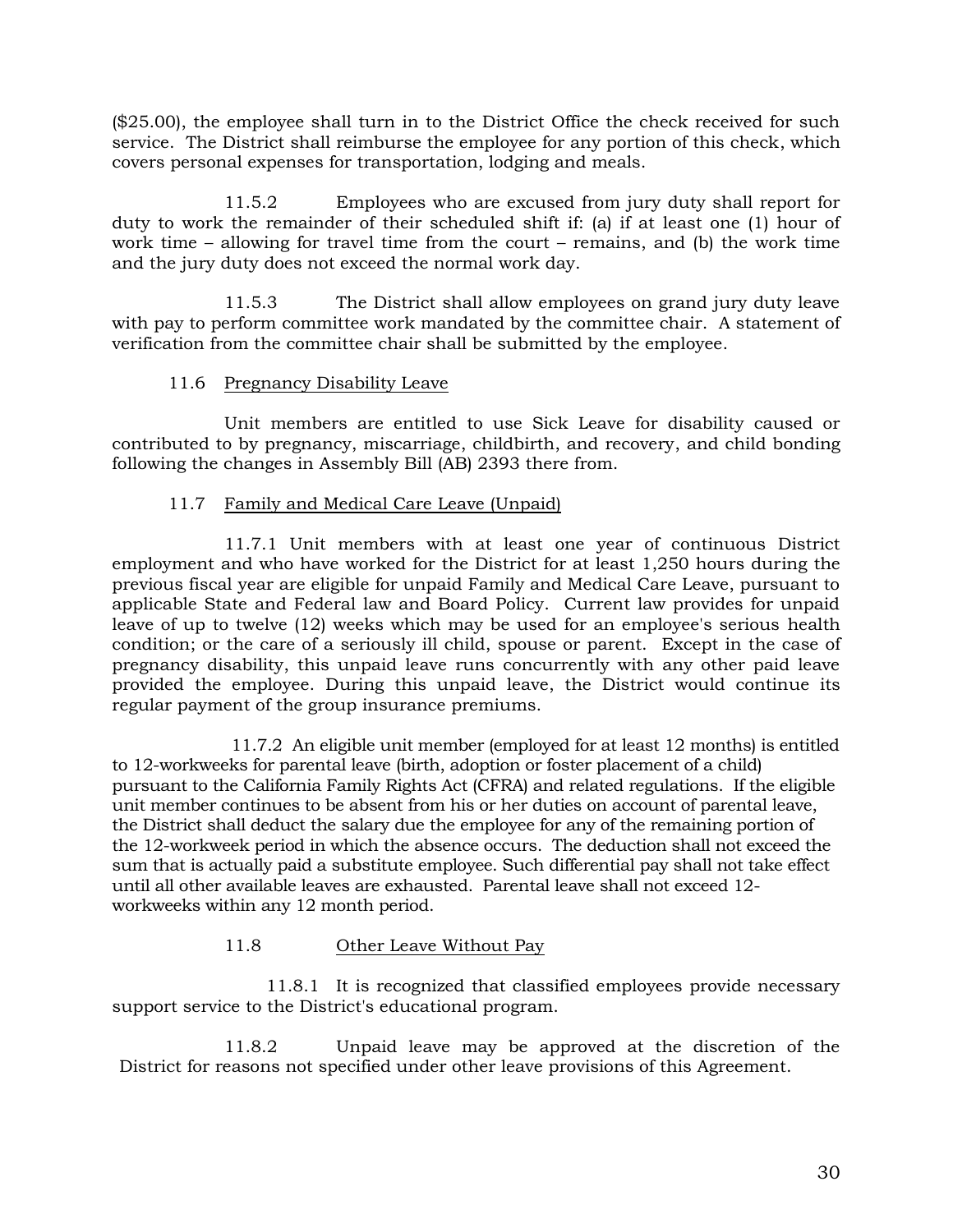($25.00), the employee shall turn in to the District Office the check received for such service. The District shall reimburse the employee for any portion of this check, which covers personal expenses for transportation, lodging and meals.

11.5.2 Employees who are excused from jury duty shall report for duty to work the remainder of their scheduled shift if: (a) if at least one (1) hour of work time – allowing for travel time from the court – remains, and (b) the work time and the jury duty does not exceed the normal work day.

11.5.3 The District shall allow employees on grand jury duty leave with pay to perform committee work mandated by the committee chair. A statement of verification from the committee chair shall be submitted by the employee.

11.6 <u>Pregnancy Disability Leave</u>

Unit members are entitled to use Sick Leave for disability caused or contributed to by pregnancy, miscarriage, childbirth, and recovery, and child bonding following the changes in Assembly Bill (AB) 2393 there from.

11.7 <u>Family and Medical Care Leave (Unpaid)</u>

11.7.1 Unit members with at least one year of continuous District employment and who have worked for the District for at least 1,250 hours during the previous fiscal year are eligible for unpaid Family and Medical Care Leave, pursuant to applicable State and Federal law and Board Policy. Current law provides for unpaid leave of up to twelve (12) weeks which may be used for an employee's serious health condition; or the care of a seriously ill child, spouse or parent. Except in the case of pregnancy disability, this unpaid leave runs concurrently with any other paid leave provided the employee. During this unpaid leave, the District would continue its regular payment of the group insurance premiums.

11.7.2 An eligible unit member (employed for at least 12 months) is entitled to 12-workweeks for parental leave (birth, adoption or foster placement of a child) pursuant to the California Family Rights Act (CFRA) and related regulations. If the eligible unit member continues to be absent from his or her duties on account of parental leave, the District shall deduct the salary due the employee for any of the remaining portion of the 12-workweek period in which the absence occurs. The deduction shall not exceed the sum that is actually paid a substitute employee. Such differential pay shall not take effect until all other available leaves are exhausted. Parental leave shall not exceed 12-workweeks within any 12 month period.

11.8 <u>Other Leave Without Pay</u>

11.8.1 It is recognized that classified employees provide necessary support service to the District's educational program.

11.8.2 Unpaid leave may be approved at the discretion of the District for reasons not specified under other leave provisions of this Agreement.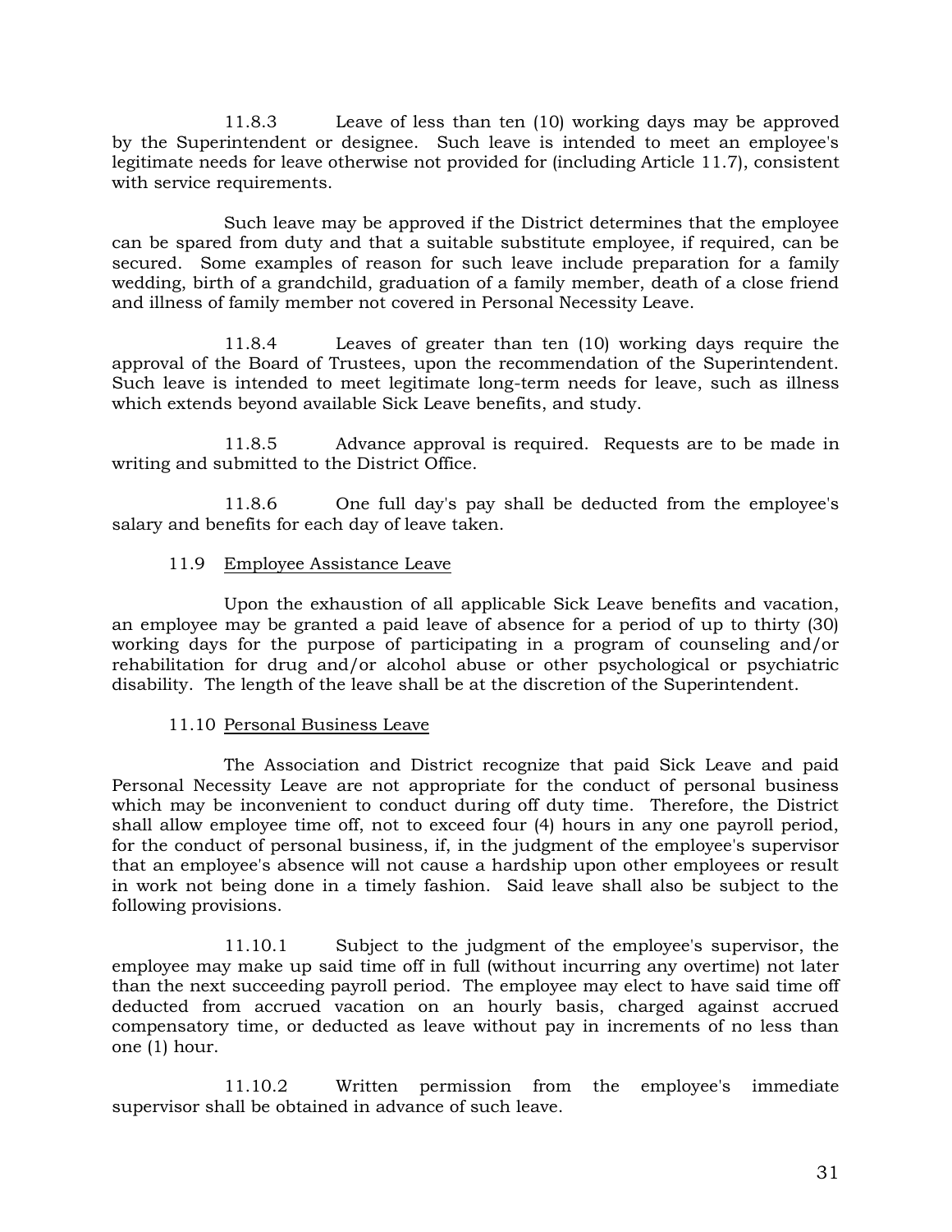11.8.3 Leave of less than ten (10) working days may be approved by the Superintendent or designee. Such leave is intended to meet an employee's legitimate needs for leave otherwise not provided for (including Article 11.7), consistent with service requirements.

Such leave may be approved if the District determines that the employee can be spared from duty and that a suitable substitute employee, if required, can be secured. Some examples of reason for such leave include preparation for a family wedding, birth of a grandchild, graduation of a family member, death of a close friend and illness of family member not covered in Personal Necessity Leave.

11.8.4 Leaves of greater than ten (10) working days require the approval of the Board of Trustees, upon the recommendation of the Superintendent. Such leave is intended to meet legitimate long-term needs for leave, such as illness which extends beyond available Sick Leave benefits, and study.

11.8.5 Advance approval is required. Requests are to be made in writing and submitted to the District Office.

11.8.6 One full day's pay shall be deducted from the employee's salary and benefits for each day of leave taken.

11.9 Employee Assistance Leave

Upon the exhaustion of all applicable Sick Leave benefits and vacation, an employee may be granted a paid leave of absence for a period of up to thirty (30) working days for the purpose of participating in a program of counseling and/or rehabilitation for drug and/or alcohol abuse or other psychological or psychiatric disability. The length of the leave shall be at the discretion of the Superintendent.

11.10 Personal Business Leave

The Association and District recognize that paid Sick Leave and paid Personal Necessity Leave are not appropriate for the conduct of personal business which may be inconvenient to conduct during off duty time. Therefore, the District shall allow employee time off, not to exceed four (4) hours in any one payroll period, for the conduct of personal business, if, in the judgment of the employee's supervisor that an employee's absence will not cause a hardship upon other employees or result in work not being done in a timely fashion. Said leave shall also be subject to the following provisions.

11.10.1 Subject to the judgment of the employee's supervisor, the employee may make up said time off in full (without incurring any overtime) not later than the next succeeding payroll period. The employee may elect to have said time off deducted from accrued vacation on an hourly basis, charged against accrued compensatory time, or deducted as leave without pay in increments of no less than one (1) hour.

11.10.2 Written permission from the employee's immediate supervisor shall be obtained in advance of such leave.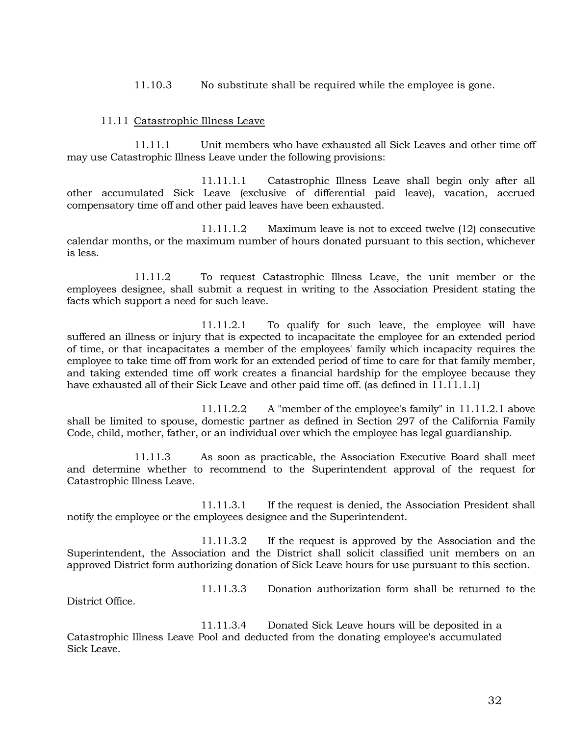11.10.3 No substitute shall be required while the employee is gone.

11.11 <u>Catastrophic Illness Leave</u>

11.11.1 Unit members who have exhausted all Sick Leaves and other time off may use Catastrophic Illness Leave under the following provisions:

11.11.1.1 Catastrophic Illness Leave shall begin only after all other accumulated Sick Leave (exclusive of differential paid leave), vacation, accrued compensatory time off and other paid leaves have been exhausted.

11.11.1.2 Maximum leave is not to exceed twelve (12) consecutive calendar months, or the maximum number of hours donated pursuant to this section, whichever is less.

11.11.2 To request Catastrophic Illness Leave, the unit member or the employees designee, shall submit a request in writing to the Association President stating the facts which support a need for such leave.

11.11.2.1 To qualify for such leave, the employee will have suffered an illness or injury that is expected to incapacitate the employee for an extended period of time, or that incapacitates a member of the employees' family which incapacity requires the employee to take time off from work for an extended period of time to care for that family member, and taking extended time off work creates a financial hardship for the employee because they have exhausted all of their Sick Leave and other paid time off. (as defined in 11.11.1.1)

11.11.2.2 A "member of the employee's family" in 11.11.2.1 above shall be limited to spouse, domestic partner as defined in Section 297 of the California Family Code, child, mother, father, or an individual over which the employee has legal guardianship.

11.11.3 As soon as practicable, the Association Executive Board shall meet and determine whether to recommend to the Superintendent approval of the request for Catastrophic Illness Leave.

11.11.3.1 If the request is denied, the Association President shall notify the employee or the employees designee and the Superintendent.

11.11.3.2 If the request is approved by the Association and the Superintendent, the Association and the District shall solicit classified unit members on an approved District form authorizing donation of Sick Leave hours for use pursuant to this section.

11.11.3.3 Donation authorization form shall be returned to the District Office.

11.11.3.4 Donated Sick Leave hours will be deposited in a Catastrophic Illness Leave Pool and deducted from the donating employee's accumulated Sick Leave.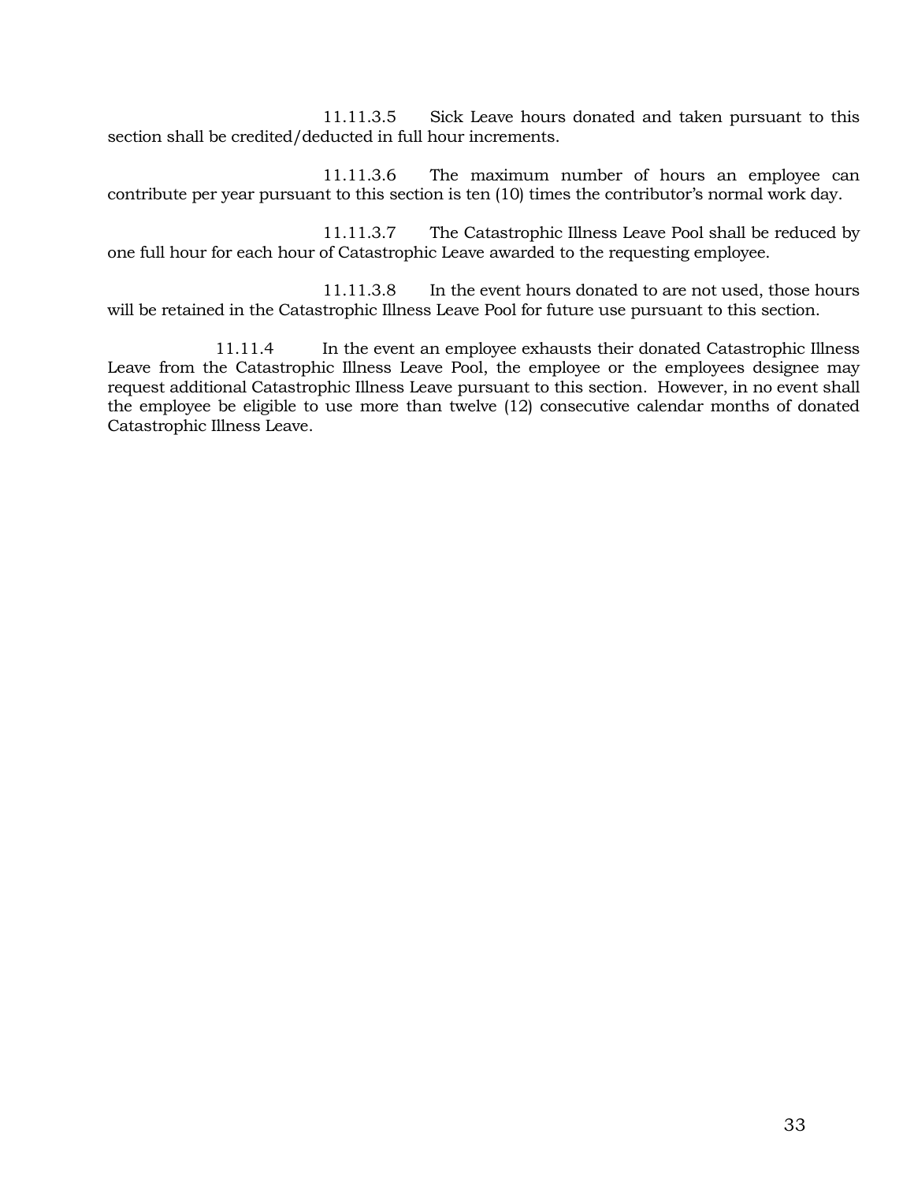11.11.3.5 Sick Leave hours donated and taken pursuant to this section shall be credited/deducted in full hour increments.

11.11.3.6 The maximum number of hours an employee can contribute per year pursuant to this section is ten (10) times the contributor's normal work day.

11.11.3.7 The Catastrophic Illness Leave Pool shall be reduced by one full hour for each hour of Catastrophic Leave awarded to the requesting employee.

11.11.3.8 In the event hours donated to are not used, those hours will be retained in the Catastrophic Illness Leave Pool for future use pursuant to this section.

11.11.4 In the event an employee exhausts their donated Catastrophic Illness Leave from the Catastrophic Illness Leave Pool, the employee or the employees designee may request additional Catastrophic Illness Leave pursuant to this section. However, in no event shall the employee be eligible to use more than twelve (12) consecutive calendar months of donated Catastrophic Illness Leave.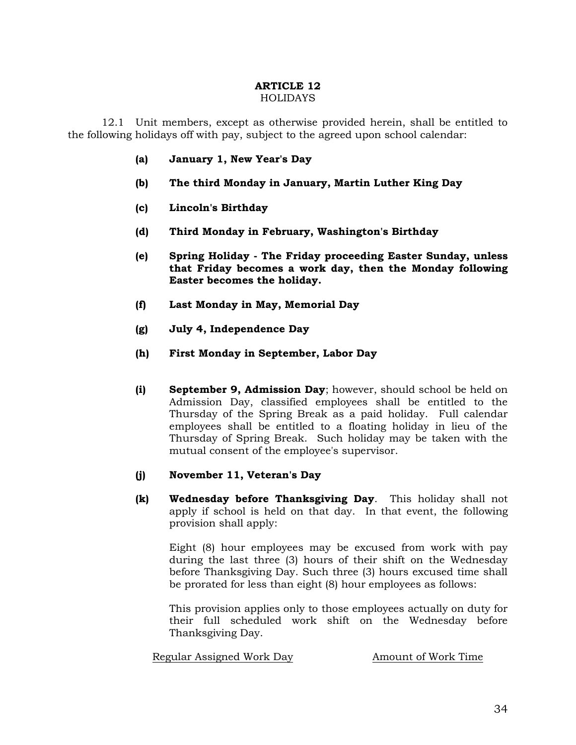# ARTICLE 12
## HOLIDAYS

12.1 Unit members, except as otherwise provided herein, shall be entitled to the following holidays off with pay, subject to the agreed upon school calendar:

**(a) January 1, New Year's Day**

**(b) The third Monday in January, Martin Luther King Day**

**(c) Lincoln's Birthday**

**(d) Third Monday in February, Washington's Birthday**

**(e) Spring Holiday - The Friday proceeding Easter Sunday, unless that Friday becomes a work day, then the Monday following Easter becomes the holiday.**

**(f) Last Monday in May, Memorial Day**

**(g) July 4, Independence Day**

**(h) First Monday in September, Labor Day**

**(i) September 9, Admission Day**; however, should school be held on Admission Day, classified employees shall be entitled to the Thursday of the Spring Break as a paid holiday. Full calendar employees shall be entitled to a floating holiday in lieu of the Thursday of Spring Break. Such holiday may be taken with the mutual consent of the employee's supervisor.

**(j) November 11, Veteran's Day**

**(k) Wednesday before Thanksgiving Day**. This holiday shall not apply if school is held on that day. In that event, the following provision shall apply:

Eight (8) hour employees may be excused from work with pay during the last three (3) hours of their shift on the Wednesday before Thanksgiving Day. Such three (3) hours excused time shall be prorated for less than eight (8) hour employees as follows:

This provision applies only to those employees actually on duty for their full scheduled work shift on the Wednesday before Thanksgiving Day.

| Regular Assigned Work Day | Amount of Work Time |
| --- | --- |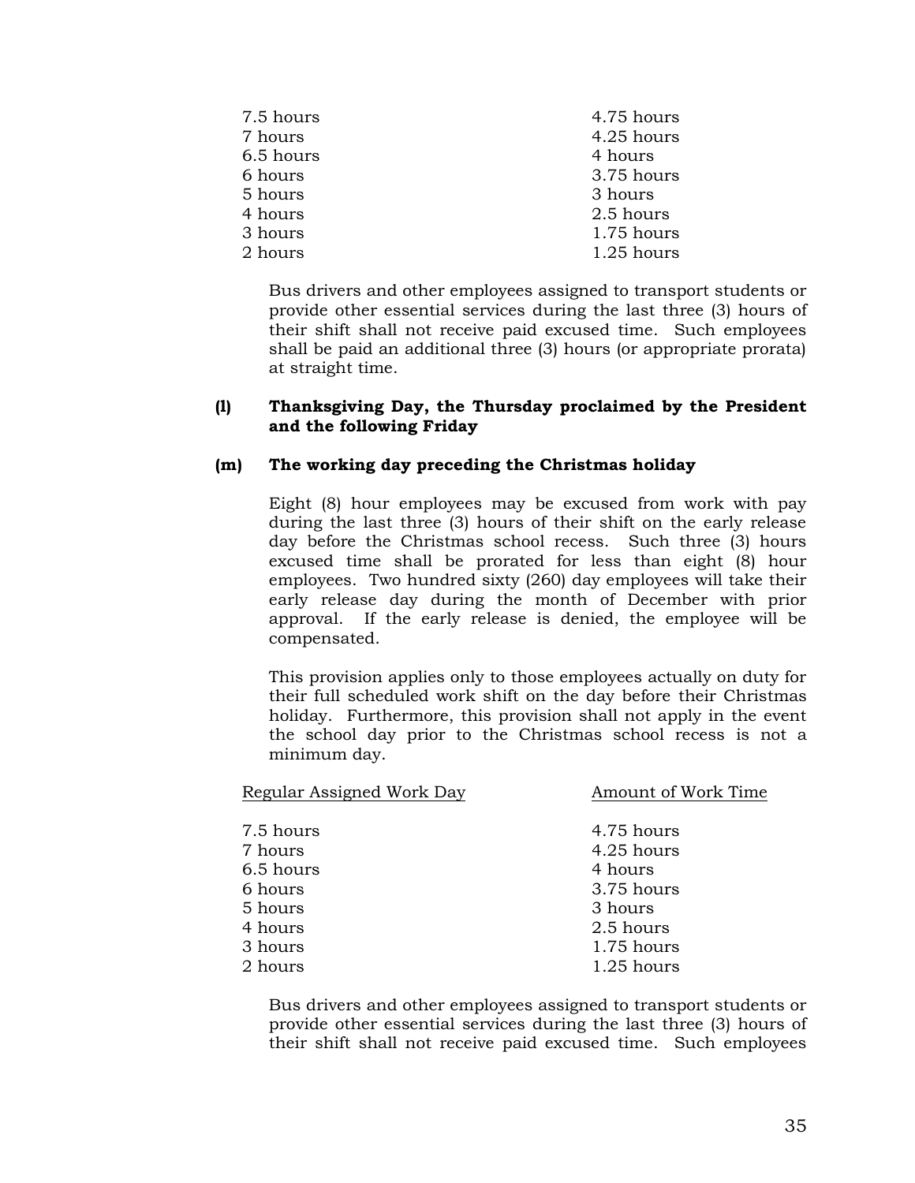| | |
|---|---|
| 7.5 hours | 4.75 hours |
| 7 hours | 4.25 hours |
| 6.5 hours | 4 hours |
| 6 hours | 3.75 hours |
| 5 hours | 3 hours |
| 4 hours | 2.5 hours |
| 3 hours | 1.75 hours |
| 2 hours | 1.25 hours |

Bus drivers and other employees assigned to transport students or provide other essential services during the last three (3) hours of their shift shall not receive paid excused time. Such employees shall be paid an additional three (3) hours (or appropriate prorata) at straight time.

**(l) Thanksgiving Day, the Thursday proclaimed by the President and the following Friday**

**(m) The working day preceding the Christmas holiday**

Eight (8) hour employees may be excused from work with pay during the last three (3) hours of their shift on the early release day before the Christmas school recess. Such three (3) hours excused time shall be prorated for less than eight (8) hour employees. Two hundred sixty (260) day employees will take their early release day during the month of December with prior approval. If the early release is denied, the employee will be compensated.

This provision applies only to those employees actually on duty for their full scheduled work shift on the day before their Christmas holiday. Furthermore, this provision shall not apply in the event the school day prior to the Christmas school recess is not a minimum day.

| Regular Assigned Work Day | Amount of Work Time |
|---|---|
| 7.5 hours | 4.75 hours |
| 7 hours | 4.25 hours |
| 6.5 hours | 4 hours |
| 6 hours | 3.75 hours |
| 5 hours | 3 hours |
| 4 hours | 2.5 hours |
| 3 hours | 1.75 hours |
| 2 hours | 1.25 hours |

Bus drivers and other employees assigned to transport students or provide other essential services during the last three (3) hours of their shift shall not receive paid excused time. Such employees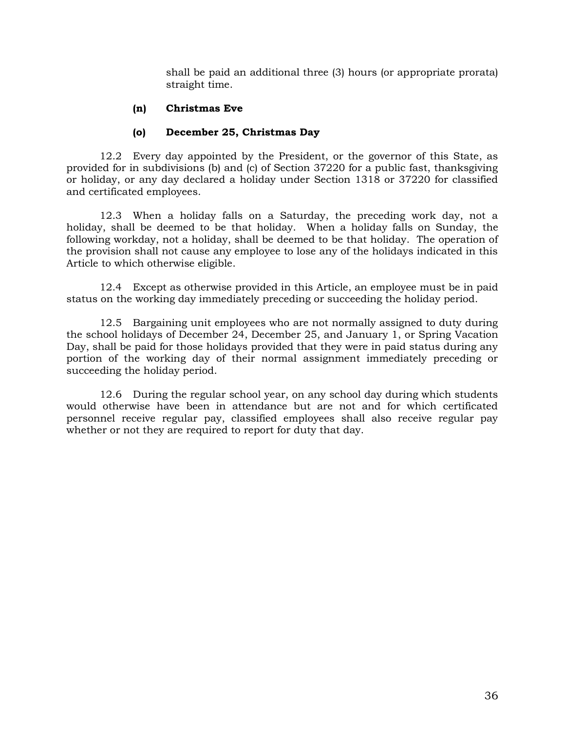shall be paid an additional three (3) hours (or appropriate prorata) straight time.

**(n) Christmas Eve**

**(o) December 25, Christmas Day**

12.2 Every day appointed by the President, or the governor of this State, as provided for in subdivisions (b) and (c) of Section 37220 for a public fast, thanksgiving or holiday, or any day declared a holiday under Section 1318 or 37220 for classified and certificated employees.

12.3 When a holiday falls on a Saturday, the preceding work day, not a holiday, shall be deemed to be that holiday. When a holiday falls on Sunday, the following workday, not a holiday, shall be deemed to be that holiday. The operation of the provision shall not cause any employee to lose any of the holidays indicated in this Article to which otherwise eligible.

12.4 Except as otherwise provided in this Article, an employee must be in paid status on the working day immediately preceding or succeeding the holiday period.

12.5 Bargaining unit employees who are not normally assigned to duty during the school holidays of December 24, December 25, and January 1, or Spring Vacation Day, shall be paid for those holidays provided that they were in paid status during any portion of the working day of their normal assignment immediately preceding or succeeding the holiday period.

12.6 During the regular school year, on any school day during which students would otherwise have been in attendance but are not and for which certificated personnel receive regular pay, classified employees shall also receive regular pay whether or not they are required to report for duty that day.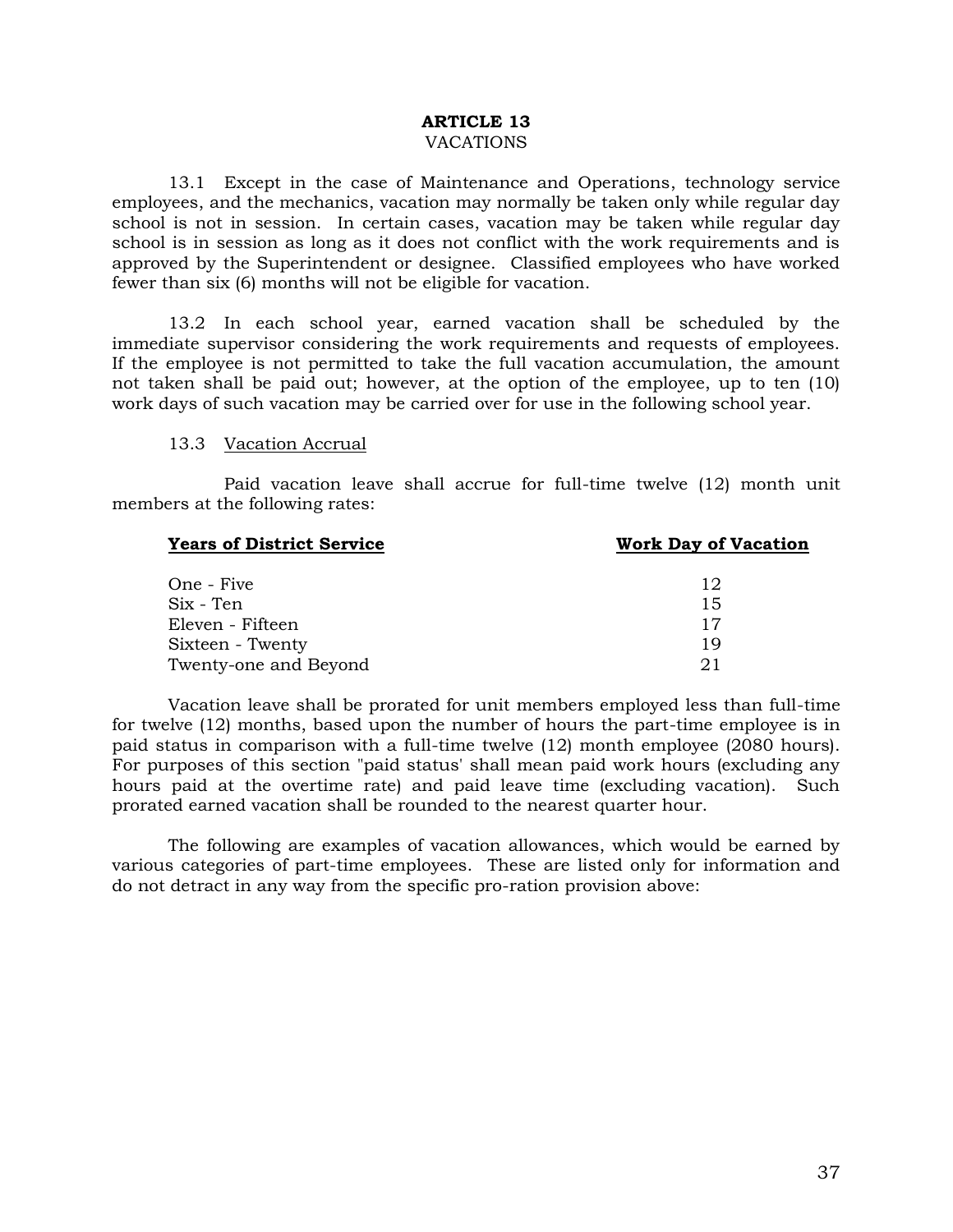# ARTICLE 13
## VACATIONS

13.1 Except in the case of Maintenance and Operations, technology service employees, and the mechanics, vacation may normally be taken only while regular day school is not in session. In certain cases, vacation may be taken while regular day school is in session as long as it does not conflict with the work requirements and is approved by the Superintendent or designee. Classified employees who have worked fewer than six (6) months will not be eligible for vacation.

13.2 In each school year, earned vacation shall be scheduled by the immediate supervisor considering the work requirements and requests of employees. If the employee is not permitted to take the full vacation accumulation, the amount not taken shall be paid out; however, at the option of the employee, up to ten (10) work days of such vacation may be carried over for use in the following school year.

13.3 Vacation Accrual

Paid vacation leave shall accrue for full-time twelve (12) month unit members at the following rates:

| Years of District Service | Work Day of Vacation |
|---|---|
| One - Five | 12 |
| Six - Ten | 15 |
| Eleven - Fifteen | 17 |
| Sixteen - Twenty | 19 |
| Twenty-one and Beyond | 21 |

Vacation leave shall be prorated for unit members employed less than full-time for twelve (12) months, based upon the number of hours the part-time employee is in paid status in comparison with a full-time twelve (12) month employee (2080 hours). For purposes of this section "paid status' shall mean paid work hours (excluding any hours paid at the overtime rate) and paid leave time (excluding vacation). Such prorated earned vacation shall be rounded to the nearest quarter hour.

The following are examples of vacation allowances, which would be earned by various categories of part-time employees. These are listed only for information and do not detract in any way from the specific pro-ration provision above: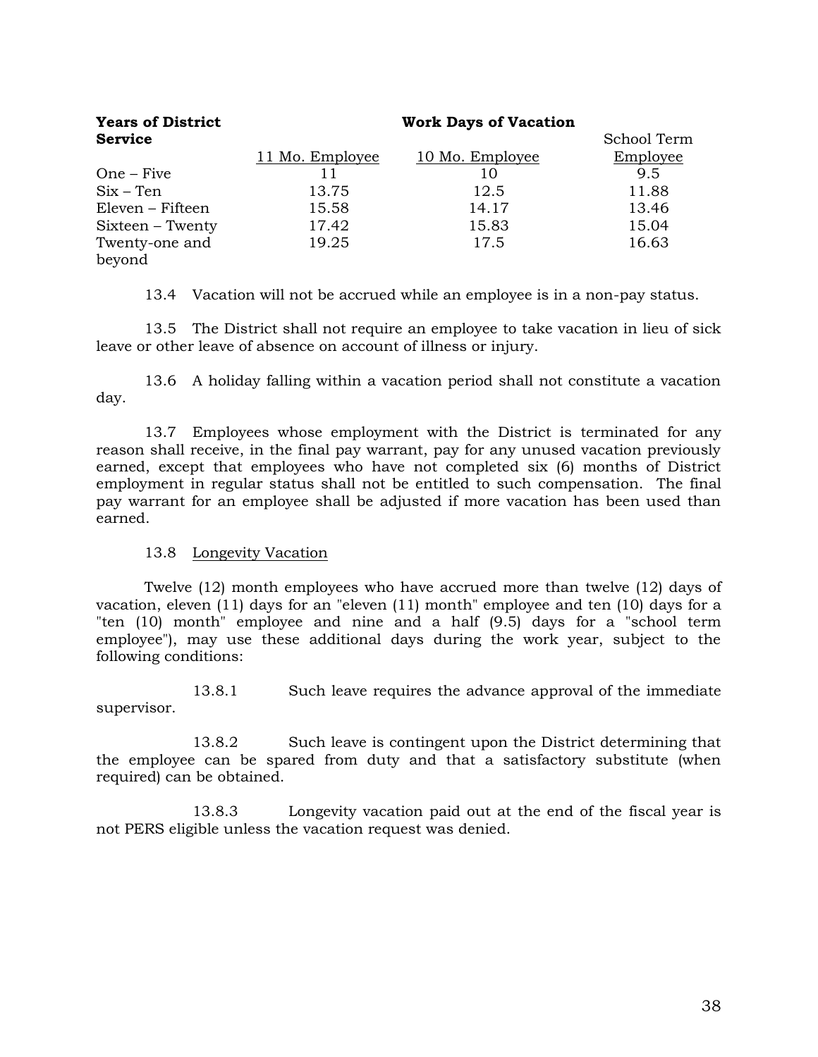| Years of District Service | Work Days of Vacation | | |
|---|---|---|---|
| | 11 Mo. Employee | 10 Mo. Employee | School Term Employee |
| One – Five | 11 | 10 | 9.5 |
| Six – Ten | 13.75 | 12.5 | 11.88 |
| Eleven – Fifteen | 15.58 | 14.17 | 13.46 |
| Sixteen – Twenty | 17.42 | 15.83 | 15.04 |
| Twenty-one and beyond | 19.25 | 17.5 | 16.63 |

13.4 Vacation will not be accrued while an employee is in a non-pay status.

13.5 The District shall not require an employee to take vacation in lieu of sick leave or other leave of absence on account of illness or injury.

13.6 A holiday falling within a vacation period shall not constitute a vacation day.

13.7 Employees whose employment with the District is terminated for any reason shall receive, in the final pay warrant, pay for any unused vacation previously earned, except that employees who have not completed six (6) months of District employment in regular status shall not be entitled to such compensation. The final pay warrant for an employee shall be adjusted if more vacation has been used than earned.

13.8 Longevity Vacation

Twelve (12) month employees who have accrued more than twelve (12) days of vacation, eleven (11) days for an "eleven (11) month" employee and ten (10) days for a "ten (10) month" employee and nine and a half (9.5) days for a "school term employee"), may use these additional days during the work year, subject to the following conditions:

13.8.1 Such leave requires the advance approval of the immediate supervisor.

13.8.2 Such leave is contingent upon the District determining that the employee can be spared from duty and that a satisfactory substitute (when required) can be obtained.

13.8.3 Longevity vacation paid out at the end of the fiscal year is not PERS eligible unless the vacation request was denied.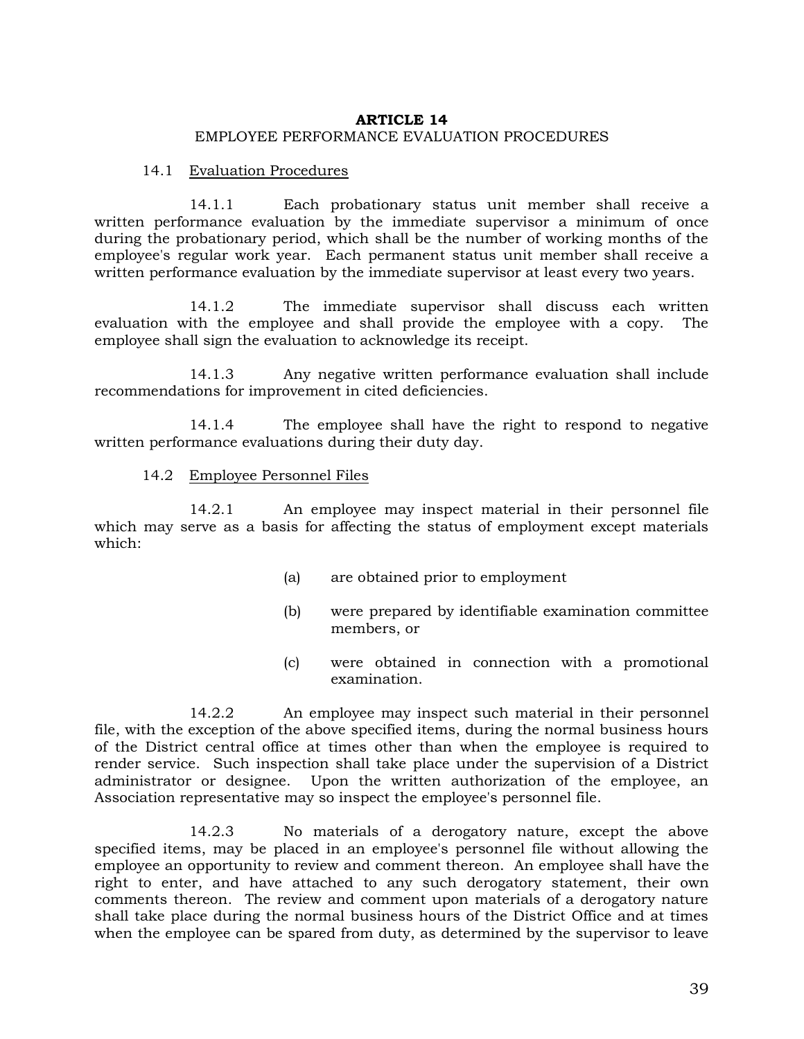# ARTICLE 14

## EMPLOYEE PERFORMANCE EVALUATION PROCEDURES

### 14.1 Evaluation Procedures

14.1.1 Each probationary status unit member shall receive a written performance evaluation by the immediate supervisor a minimum of once during the probationary period, which shall be the number of working months of the employee's regular work year. Each permanent status unit member shall receive a written performance evaluation by the immediate supervisor at least every two years.

14.1.2 The immediate supervisor shall discuss each written evaluation with the employee and shall provide the employee with a copy. The employee shall sign the evaluation to acknowledge its receipt.

14.1.3 Any negative written performance evaluation shall include recommendations for improvement in cited deficiencies.

14.1.4 The employee shall have the right to respond to negative written performance evaluations during their duty day.

### 14.2 Employee Personnel Files

14.2.1 An employee may inspect material in their personnel file which may serve as a basis for affecting the status of employment except materials which:

(a) are obtained prior to employment

(b) were prepared by identifiable examination committee members, or

(c) were obtained in connection with a promotional examination.

14.2.2 An employee may inspect such material in their personnel file, with the exception of the above specified items, during the normal business hours of the District central office at times other than when the employee is required to render service. Such inspection shall take place under the supervision of a District administrator or designee. Upon the written authorization of the employee, an Association representative may so inspect the employee's personnel file.

14.2.3 No materials of a derogatory nature, except the above specified items, may be placed in an employee's personnel file without allowing the employee an opportunity to review and comment thereon. An employee shall have the right to enter, and have attached to any such derogatory statement, their own comments thereon. The review and comment upon materials of a derogatory nature shall take place during the normal business hours of the District Office and at times when the employee can be spared from duty, as determined by the supervisor to leave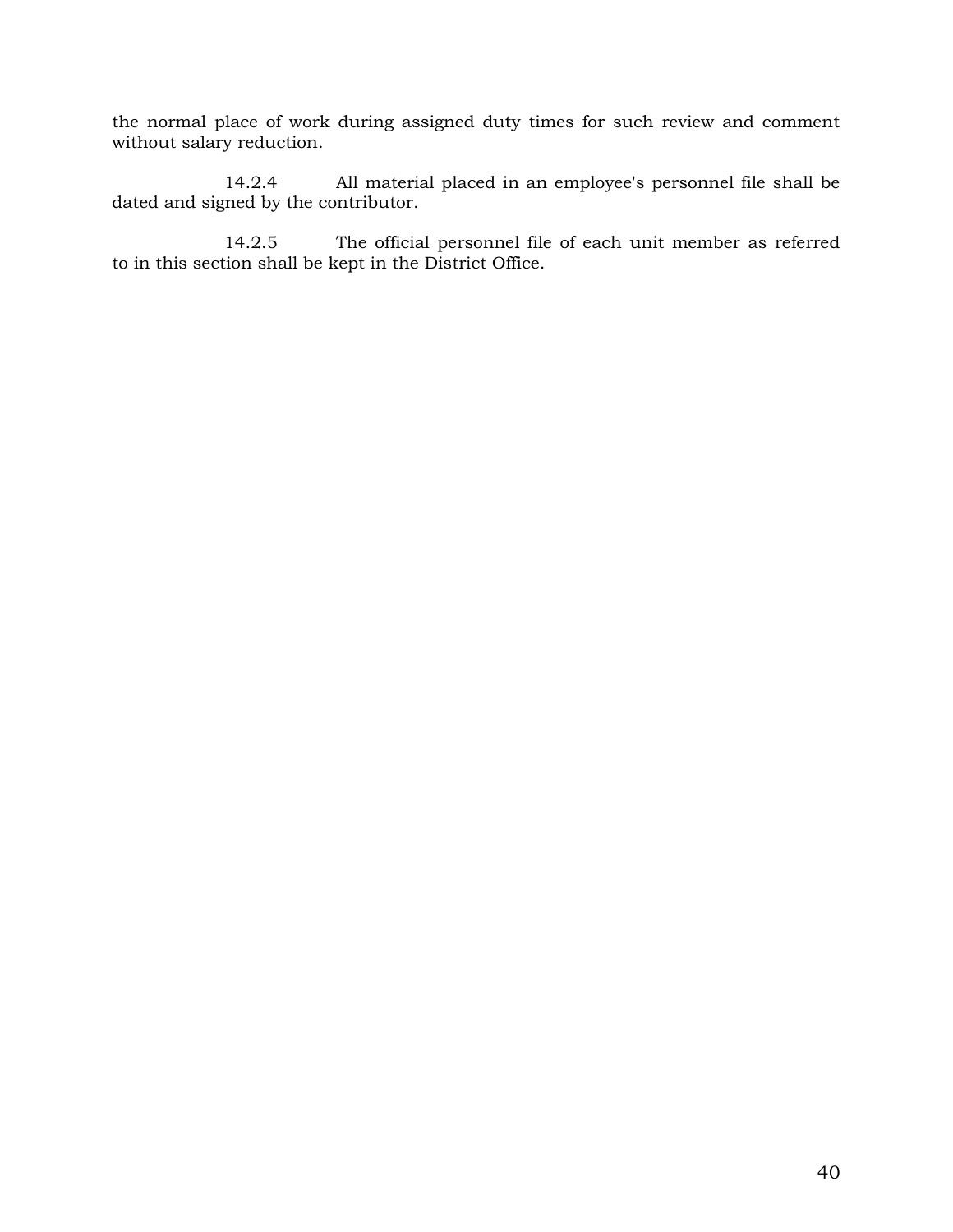the normal place of work during assigned duty times for such review and comment without salary reduction.

14.2.4 All material placed in an employee's personnel file shall be dated and signed by the contributor.

14.2.5 The official personnel file of each unit member as referred to in this section shall be kept in the District Office.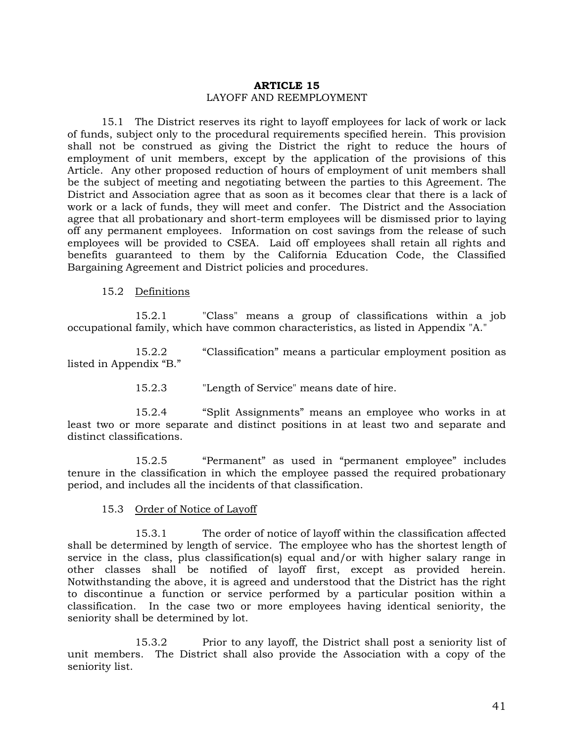## ARTICLE 15
### LAYOFF AND REEMPLOYMENT

15.1 The District reserves its right to layoff employees for lack of work or lack of funds, subject only to the procedural requirements specified herein. This provision shall not be construed as giving the District the right to reduce the hours of employment of unit members, except by the application of the provisions of this Article. Any other proposed reduction of hours of employment of unit members shall be the subject of meeting and negotiating between the parties to this Agreement. The District and Association agree that as soon as it becomes clear that there is a lack of work or a lack of funds, they will meet and confer. The District and the Association agree that all probationary and short-term employees will be dismissed prior to laying off any permanent employees. Information on cost savings from the release of such employees will be provided to CSEA. Laid off employees shall retain all rights and benefits guaranteed to them by the California Education Code, the Classified Bargaining Agreement and District policies and procedures.

15.2 Definitions

15.2.1 "Class" means a group of classifications within a job occupational family, which have common characteristics, as listed in Appendix "A."

15.2.2 "Classification" means a particular employment position as listed in Appendix "B."

15.2.3 "Length of Service" means date of hire.

15.2.4 "Split Assignments" means an employee who works in at least two or more separate and distinct positions in at least two and separate and distinct classifications.

15.2.5 "Permanent" as used in "permanent employee" includes tenure in the classification in which the employee passed the required probationary period, and includes all the incidents of that classification.

15.3 Order of Notice of Layoff

15.3.1 The order of notice of layoff within the classification affected shall be determined by length of service. The employee who has the shortest length of service in the class, plus classification(s) equal and/or with higher salary range in other classes shall be notified of layoff first, except as provided herein. Notwithstanding the above, it is agreed and understood that the District has the right to discontinue a function or service performed by a particular position within a classification. In the case two or more employees having identical seniority, the seniority shall be determined by lot.

15.3.2 Prior to any layoff, the District shall post a seniority list of unit members. The District shall also provide the Association with a copy of the seniority list.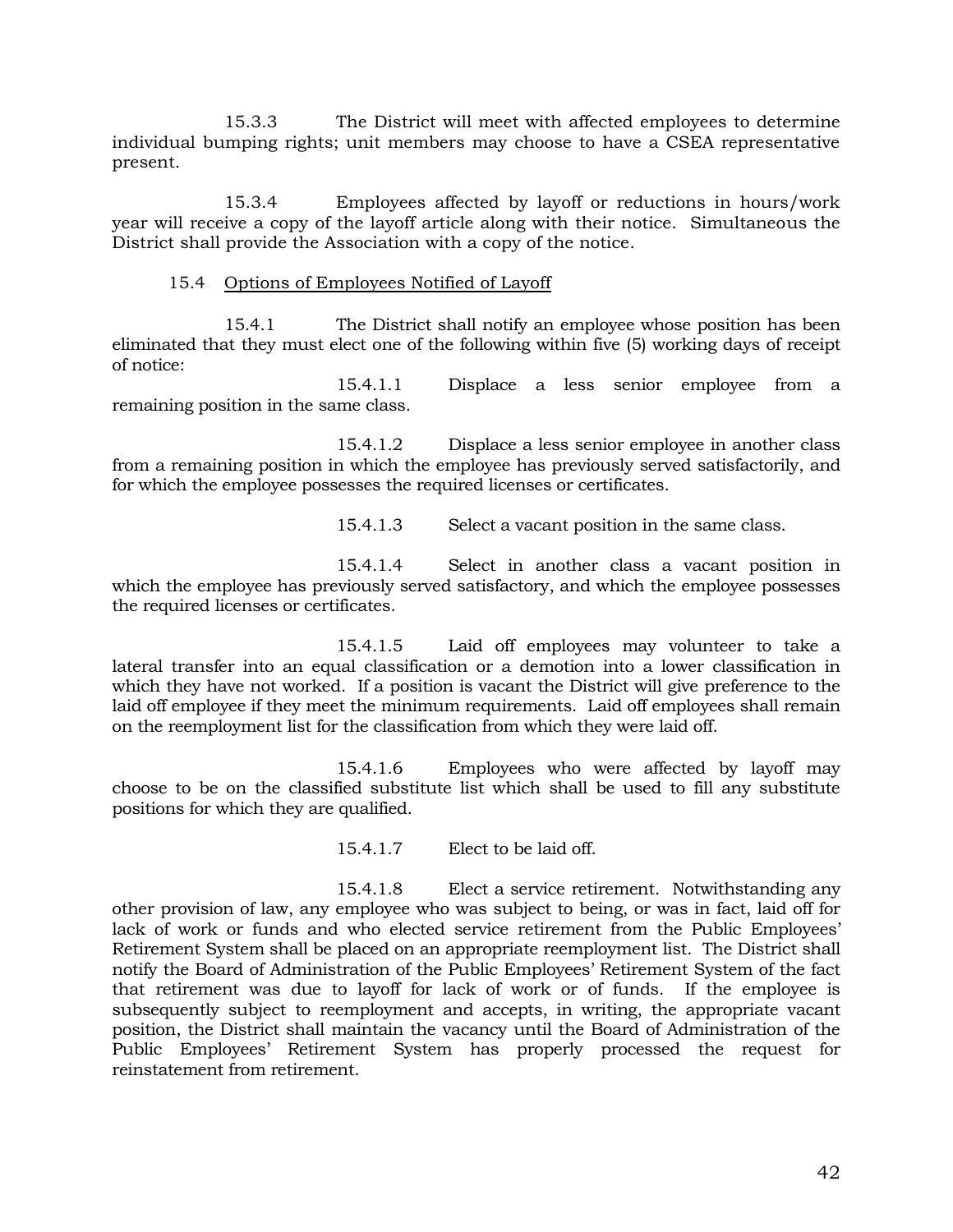15.3.3 The District will meet with affected employees to determine individual bumping rights; unit members may choose to have a CSEA representative present.

15.3.4 Employees affected by layoff or reductions in hours/work year will receive a copy of the layoff article along with their notice. Simultaneous the District shall provide the Association with a copy of the notice.

15.4 <u>Options of Employees Notified of Layoff</u>

15.4.1 The District shall notify an employee whose position has been eliminated that they must elect one of the following within five (5) working days of receipt of notice:

15.4.1.1 Displace a less senior employee from a remaining position in the same class.

15.4.1.2 Displace a less senior employee in another class from a remaining position in which the employee has previously served satisfactorily, and for which the employee possesses the required licenses or certificates.

15.4.1.3 Select a vacant position in the same class.

15.4.1.4 Select in another class a vacant position in which the employee has previously served satisfactory, and which the employee possesses the required licenses or certificates.

15.4.1.5 Laid off employees may volunteer to take a lateral transfer into an equal classification or a demotion into a lower classification in which they have not worked. If a position is vacant the District will give preference to the laid off employee if they meet the minimum requirements. Laid off employees shall remain on the reemployment list for the classification from which they were laid off.

15.4.1.6 Employees who were affected by layoff may choose to be on the classified substitute list which shall be used to fill any substitute positions for which they are qualified.

15.4.1.7 Elect to be laid off.

15.4.1.8 Elect a service retirement. Notwithstanding any other provision of law, any employee who was subject to being, or was in fact, laid off for lack of work or funds and who elected service retirement from the Public Employees' Retirement System shall be placed on an appropriate reemployment list. The District shall notify the Board of Administration of the Public Employees' Retirement System of the fact that retirement was due to layoff for lack of work or of funds. If the employee is subsequently subject to reemployment and accepts, in writing, the appropriate vacant position, the District shall maintain the vacancy until the Board of Administration of the Public Employees' Retirement System has properly processed the request for reinstatement from retirement.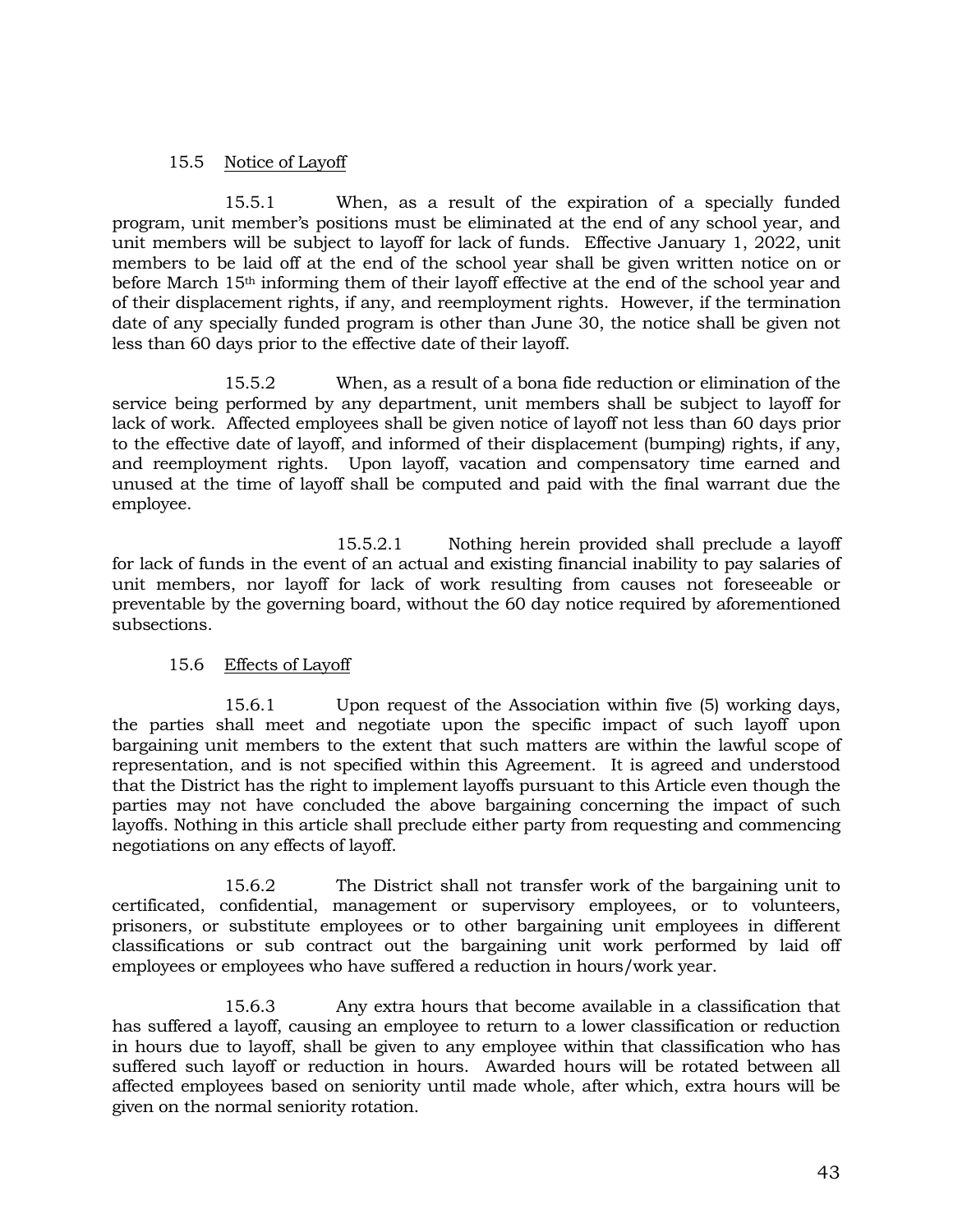15.5 Notice of Layoff

15.5.1 When, as a result of the expiration of a specially funded program, unit member's positions must be eliminated at the end of any school year, and unit members will be subject to layoff for lack of funds. Effective January 1, 2022, unit members to be laid off at the end of the school year shall be given written notice on or before March 15th informing them of their layoff effective at the end of the school year and of their displacement rights, if any, and reemployment rights. However, if the termination date of any specially funded program is other than June 30, the notice shall be given not less than 60 days prior to the effective date of their layoff.

15.5.2 When, as a result of a bona fide reduction or elimination of the service being performed by any department, unit members shall be subject to layoff for lack of work. Affected employees shall be given notice of layoff not less than 60 days prior to the effective date of layoff, and informed of their displacement (bumping) rights, if any, and reemployment rights. Upon layoff, vacation and compensatory time earned and unused at the time of layoff shall be computed and paid with the final warrant due the employee.

15.5.2.1 Nothing herein provided shall preclude a layoff for lack of funds in the event of an actual and existing financial inability to pay salaries of unit members, nor layoff for lack of work resulting from causes not foreseeable or preventable by the governing board, without the 60 day notice required by aforementioned subsections.

15.6 Effects of Layoff

15.6.1 Upon request of the Association within five (5) working days, the parties shall meet and negotiate upon the specific impact of such layoff upon bargaining unit members to the extent that such matters are within the lawful scope of representation, and is not specified within this Agreement. It is agreed and understood that the District has the right to implement layoffs pursuant to this Article even though the parties may not have concluded the above bargaining concerning the impact of such layoffs. Nothing in this article shall preclude either party from requesting and commencing negotiations on any effects of layoff.

15.6.2 The District shall not transfer work of the bargaining unit to certificated, confidential, management or supervisory employees, or to volunteers, prisoners, or substitute employees or to other bargaining unit employees in different classifications or sub contract out the bargaining unit work performed by laid off employees or employees who have suffered a reduction in hours/work year.

15.6.3 Any extra hours that become available in a classification that has suffered a layoff, causing an employee to return to a lower classification or reduction in hours due to layoff, shall be given to any employee within that classification who has suffered such layoff or reduction in hours. Awarded hours will be rotated between all affected employees based on seniority until made whole, after which, extra hours will be given on the normal seniority rotation.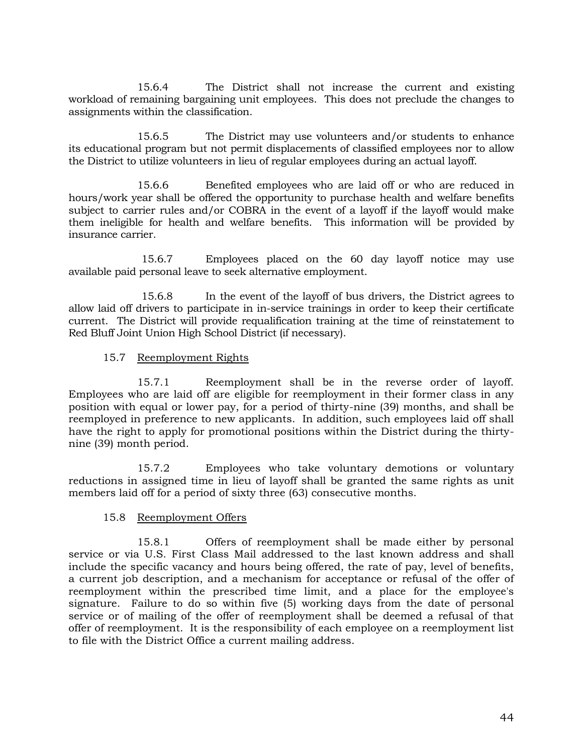15.6.4 The District shall not increase the current and existing workload of remaining bargaining unit employees. This does not preclude the changes to assignments within the classification.

15.6.5 The District may use volunteers and/or students to enhance its educational program but not permit displacements of classified employees nor to allow the District to utilize volunteers in lieu of regular employees during an actual layoff.

15.6.6 Benefited employees who are laid off or who are reduced in hours/work year shall be offered the opportunity to purchase health and welfare benefits subject to carrier rules and/or COBRA in the event of a layoff if the layoff would make them ineligible for health and welfare benefits. This information will be provided by insurance carrier.

15.6.7 Employees placed on the 60 day layoff notice may use available paid personal leave to seek alternative employment.

15.6.8 In the event of the layoff of bus drivers, the District agrees to allow laid off drivers to participate in in-service trainings in order to keep their certificate current. The District will provide requalification training at the time of reinstatement to Red Bluff Joint Union High School District (if necessary).

15.7 Reemployment Rights

15.7.1 Reemployment shall be in the reverse order of layoff. Employees who are laid off are eligible for reemployment in their former class in any position with equal or lower pay, for a period of thirty-nine (39) months, and shall be reemployed in preference to new applicants. In addition, such employees laid off shall have the right to apply for promotional positions within the District during the thirty-nine (39) month period.

15.7.2 Employees who take voluntary demotions or voluntary reductions in assigned time in lieu of layoff shall be granted the same rights as unit members laid off for a period of sixty three (63) consecutive months.

15.8 Reemployment Offers

15.8.1 Offers of reemployment shall be made either by personal service or via U.S. First Class Mail addressed to the last known address and shall include the specific vacancy and hours being offered, the rate of pay, level of benefits, a current job description, and a mechanism for acceptance or refusal of the offer of reemployment within the prescribed time limit, and a place for the employee's signature. Failure to do so within five (5) working days from the date of personal service or of mailing of the offer of reemployment shall be deemed a refusal of that offer of reemployment. It is the responsibility of each employee on a reemployment list to file with the District Office a current mailing address.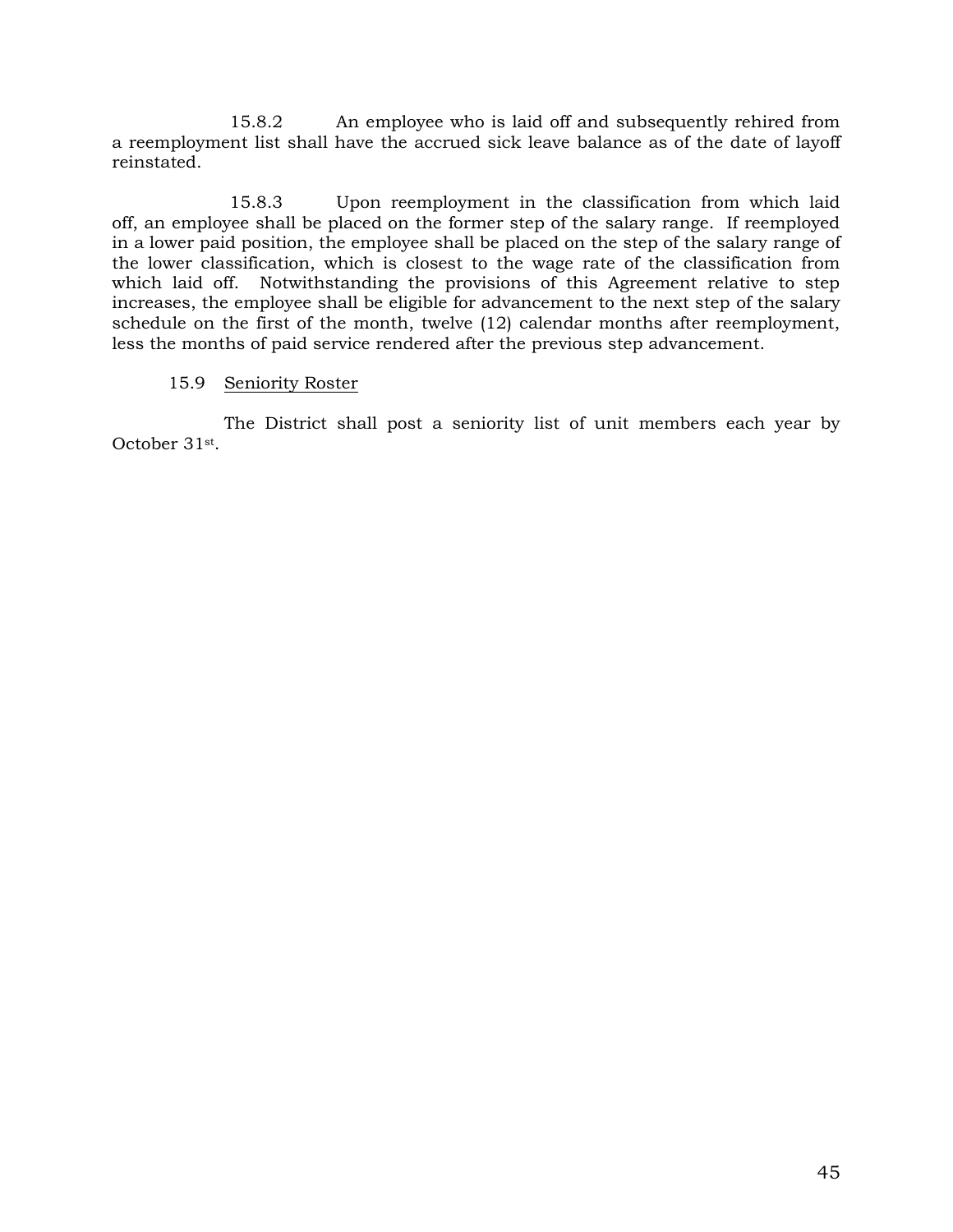15.8.2 An employee who is laid off and subsequently rehired from a reemployment list shall have the accrued sick leave balance as of the date of layoff reinstated.

15.8.3 Upon reemployment in the classification from which laid off, an employee shall be placed on the former step of the salary range. If reemployed in a lower paid position, the employee shall be placed on the step of the salary range of the lower classification, which is closest to the wage rate of the classification from which laid off. Notwithstanding the provisions of this Agreement relative to step increases, the employee shall be eligible for advancement to the next step of the salary schedule on the first of the month, twelve (12) calendar months after reemployment, less the months of paid service rendered after the previous step advancement.

15.9 Seniority Roster

The District shall post a seniority list of unit members each year by October 31st.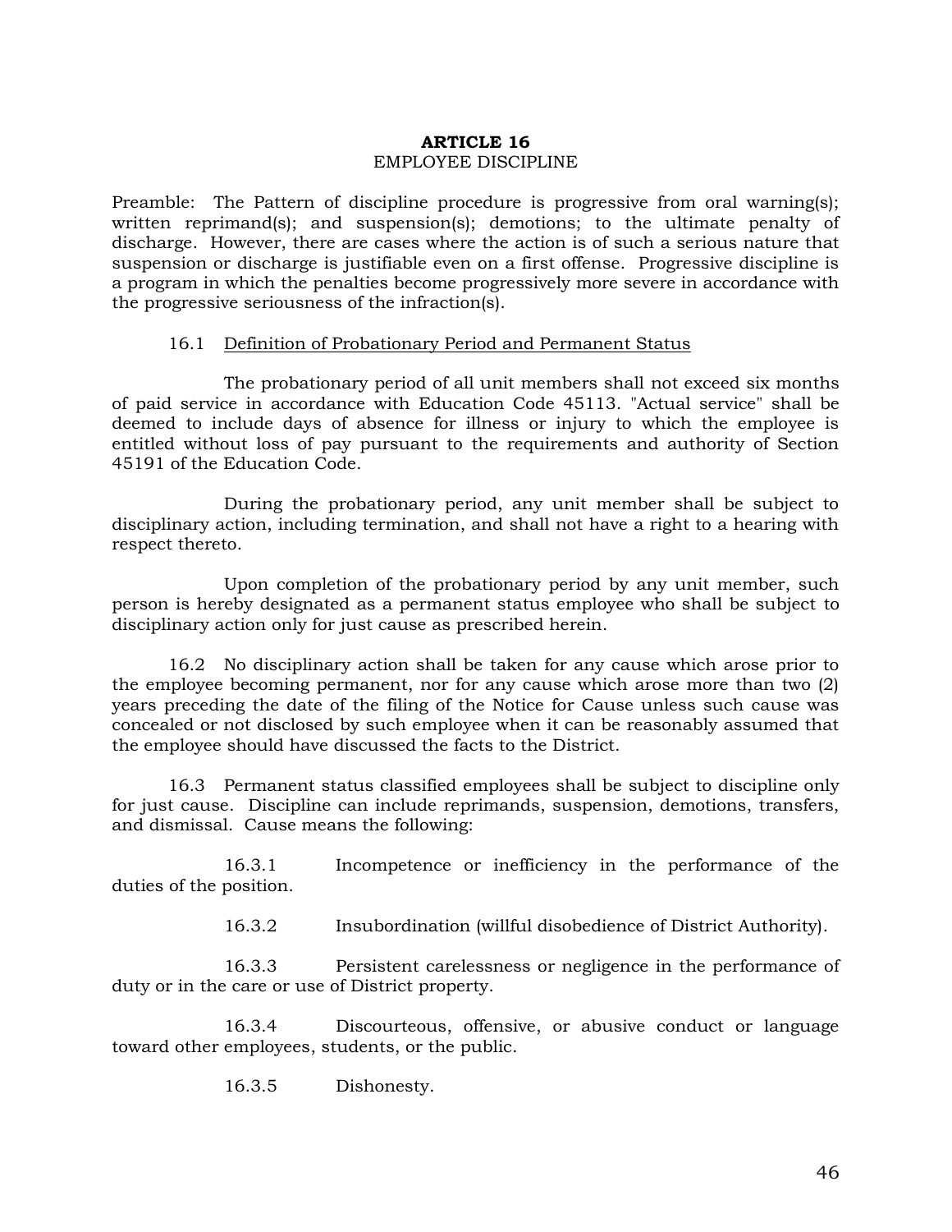# ARTICLE 16

## EMPLOYEE DISCIPLINE

Preamble: The Pattern of discipline procedure is progressive from oral warning(s); written reprimand(s); and suspension(s); demotions; to the ultimate penalty of discharge. However, there are cases where the action is of such a serious nature that suspension or discharge is justifiable even on a first offense. Progressive discipline is a program in which the penalties become progressively more severe in accordance with the progressive seriousness of the infraction(s).

16.1 Definition of Probationary Period and Permanent Status

The probationary period of all unit members shall not exceed six months of paid service in accordance with Education Code 45113. "Actual service" shall be deemed to include days of absence for illness or injury to which the employee is entitled without loss of pay pursuant to the requirements and authority of Section 45191 of the Education Code.

During the probationary period, any unit member shall be subject to disciplinary action, including termination, and shall not have a right to a hearing with respect thereto.

Upon completion of the probationary period by any unit member, such person is hereby designated as a permanent status employee who shall be subject to disciplinary action only for just cause as prescribed herein.

16.2 No disciplinary action shall be taken for any cause which arose prior to the employee becoming permanent, nor for any cause which arose more than two (2) years preceding the date of the filing of the Notice for Cause unless such cause was concealed or not disclosed by such employee when it can be reasonably assumed that the employee should have discussed the facts to the District.

16.3 Permanent status classified employees shall be subject to discipline only for just cause. Discipline can include reprimands, suspension, demotions, transfers, and dismissal. Cause means the following:

16.3.1 Incompetence or inefficiency in the performance of the duties of the position.

16.3.2 Insubordination (willful disobedience of District Authority).

16.3.3 Persistent carelessness or negligence in the performance of duty or in the care or use of District property.

16.3.4 Discourteous, offensive, or abusive conduct or language toward other employees, students, or the public.

16.3.5 Dishonesty.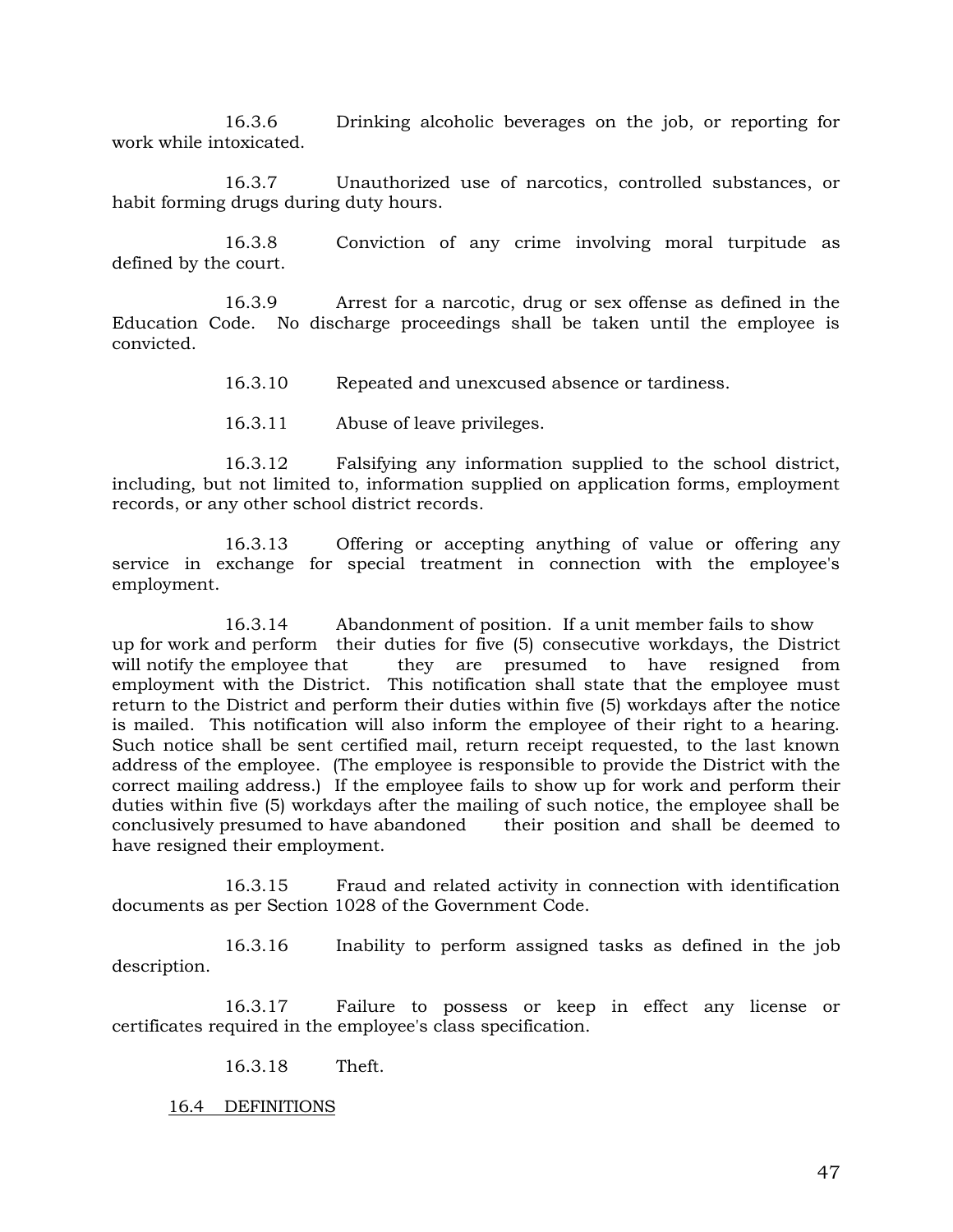16.3.6 Drinking alcoholic beverages on the job, or reporting for work while intoxicated.

16.3.7 Unauthorized use of narcotics, controlled substances, or habit forming drugs during duty hours.

16.3.8 Conviction of any crime involving moral turpitude as defined by the court.

16.3.9 Arrest for a narcotic, drug or sex offense as defined in the Education Code. No discharge proceedings shall be taken until the employee is convicted.

16.3.10 Repeated and unexcused absence or tardiness.

16.3.11 Abuse of leave privileges.

16.3.12 Falsifying any information supplied to the school district, including, but not limited to, information supplied on application forms, employment records, or any other school district records.

16.3.13 Offering or accepting anything of value or offering any service in exchange for special treatment in connection with the employee's employment.

16.3.14 Abandonment of position. If a unit member fails to show up for work and perform their duties for five (5) consecutive workdays, the District will notify the employee that they are presumed to have resigned from employment with the District. This notification shall state that the employee must return to the District and perform their duties within five (5) workdays after the notice is mailed. This notification will also inform the employee of their right to a hearing. Such notice shall be sent certified mail, return receipt requested, to the last known address of the employee. (The employee is responsible to provide the District with the correct mailing address.) If the employee fails to show up for work and perform their duties within five (5) workdays after the mailing of such notice, the employee shall be conclusively presumed to have abandoned their position and shall be deemed to have resigned their employment.

16.3.15 Fraud and related activity in connection with identification documents as per Section 1028 of the Government Code.

16.3.16 Inability to perform assigned tasks as defined in the job description.

16.3.17 Failure to possess or keep in effect any license or certificates required in the employee's class specification.

16.3.18 Theft.

16.4 DEFINITIONS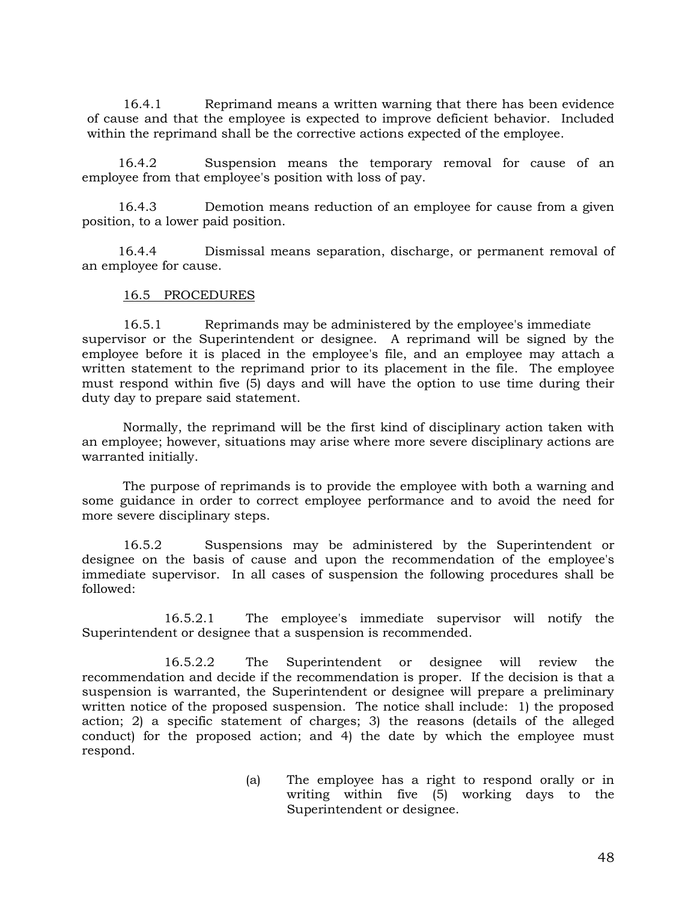16.4.1 Reprimand means a written warning that there has been evidence of cause and that the employee is expected to improve deficient behavior. Included within the reprimand shall be the corrective actions expected of the employee.

16.4.2 Suspension means the temporary removal for cause of an employee from that employee's position with loss of pay.

16.4.3 Demotion means reduction of an employee for cause from a given position, to a lower paid position.

16.4.4 Dismissal means separation, discharge, or permanent removal of an employee for cause.

16.5 PROCEDURES

16.5.1 Reprimands may be administered by the employee's immediate supervisor or the Superintendent or designee. A reprimand will be signed by the employee before it is placed in the employee's file, and an employee may attach a written statement to the reprimand prior to its placement in the file. The employee must respond within five (5) days and will have the option to use time during their duty day to prepare said statement.

Normally, the reprimand will be the first kind of disciplinary action taken with an employee; however, situations may arise where more severe disciplinary actions are warranted initially.

The purpose of reprimands is to provide the employee with both a warning and some guidance in order to correct employee performance and to avoid the need for more severe disciplinary steps.

16.5.2 Suspensions may be administered by the Superintendent or designee on the basis of cause and upon the recommendation of the employee's immediate supervisor. In all cases of suspension the following procedures shall be followed:

16.5.2.1 The employee's immediate supervisor will notify the Superintendent or designee that a suspension is recommended.

16.5.2.2 The Superintendent or designee will review the recommendation and decide if the recommendation is proper. If the decision is that a suspension is warranted, the Superintendent or designee will prepare a preliminary written notice of the proposed suspension. The notice shall include: 1) the proposed action; 2) a specific statement of charges; 3) the reasons (details of the alleged conduct) for the proposed action; and 4) the date by which the employee must respond.

(a) The employee has a right to respond orally or in writing within five (5) working days to the Superintendent or designee.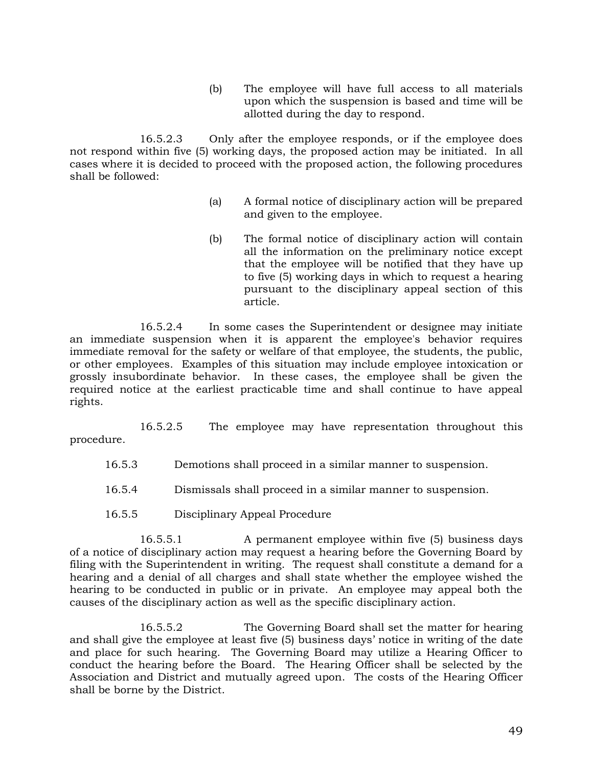(b) The employee will have full access to all materials upon which the suspension is based and time will be allotted during the day to respond.

16.5.2.3 Only after the employee responds, or if the employee does not respond within five (5) working days, the proposed action may be initiated. In all cases where it is decided to proceed with the proposed action, the following procedures shall be followed:

(a) A formal notice of disciplinary action will be prepared and given to the employee.

(b) The formal notice of disciplinary action will contain all the information on the preliminary notice except that the employee will be notified that they have up to five (5) working days in which to request a hearing pursuant to the disciplinary appeal section of this article.

16.5.2.4 In some cases the Superintendent or designee may initiate an immediate suspension when it is apparent the employee's behavior requires immediate removal for the safety or welfare of that employee, the students, the public, or other employees. Examples of this situation may include employee intoxication or grossly insubordinate behavior. In these cases, the employee shall be given the required notice at the earliest practicable time and shall continue to have appeal rights.

16.5.2.5 The employee may have representation throughout this procedure.

16.5.3 Demotions shall proceed in a similar manner to suspension.

16.5.4 Dismissals shall proceed in a similar manner to suspension.

16.5.5 Disciplinary Appeal Procedure

16.5.5.1 A permanent employee within five (5) business days of a notice of disciplinary action may request a hearing before the Governing Board by filing with the Superintendent in writing. The request shall constitute a demand for a hearing and a denial of all charges and shall state whether the employee wished the hearing to be conducted in public or in private. An employee may appeal both the causes of the disciplinary action as well as the specific disciplinary action.

16.5.5.2 The Governing Board shall set the matter for hearing and shall give the employee at least five (5) business days' notice in writing of the date and place for such hearing. The Governing Board may utilize a Hearing Officer to conduct the hearing before the Board. The Hearing Officer shall be selected by the Association and District and mutually agreed upon. The costs of the Hearing Officer shall be borne by the District.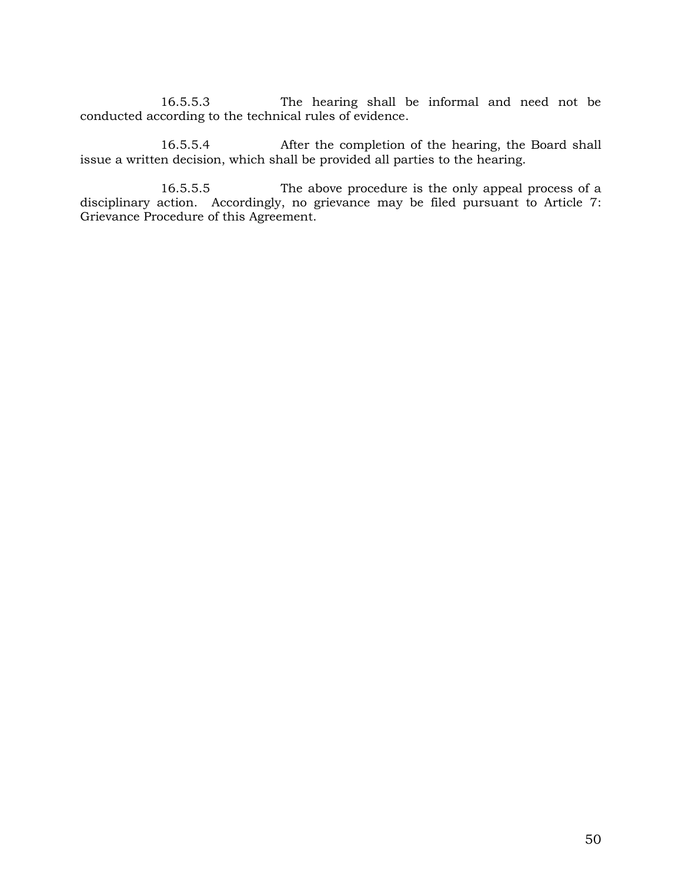16.5.5.3 The hearing shall be informal and need not be conducted according to the technical rules of evidence.

16.5.5.4 After the completion of the hearing, the Board shall issue a written decision, which shall be provided all parties to the hearing.

16.5.5.5 The above procedure is the only appeal process of a disciplinary action. Accordingly, no grievance may be filed pursuant to Article 7: Grievance Procedure of this Agreement.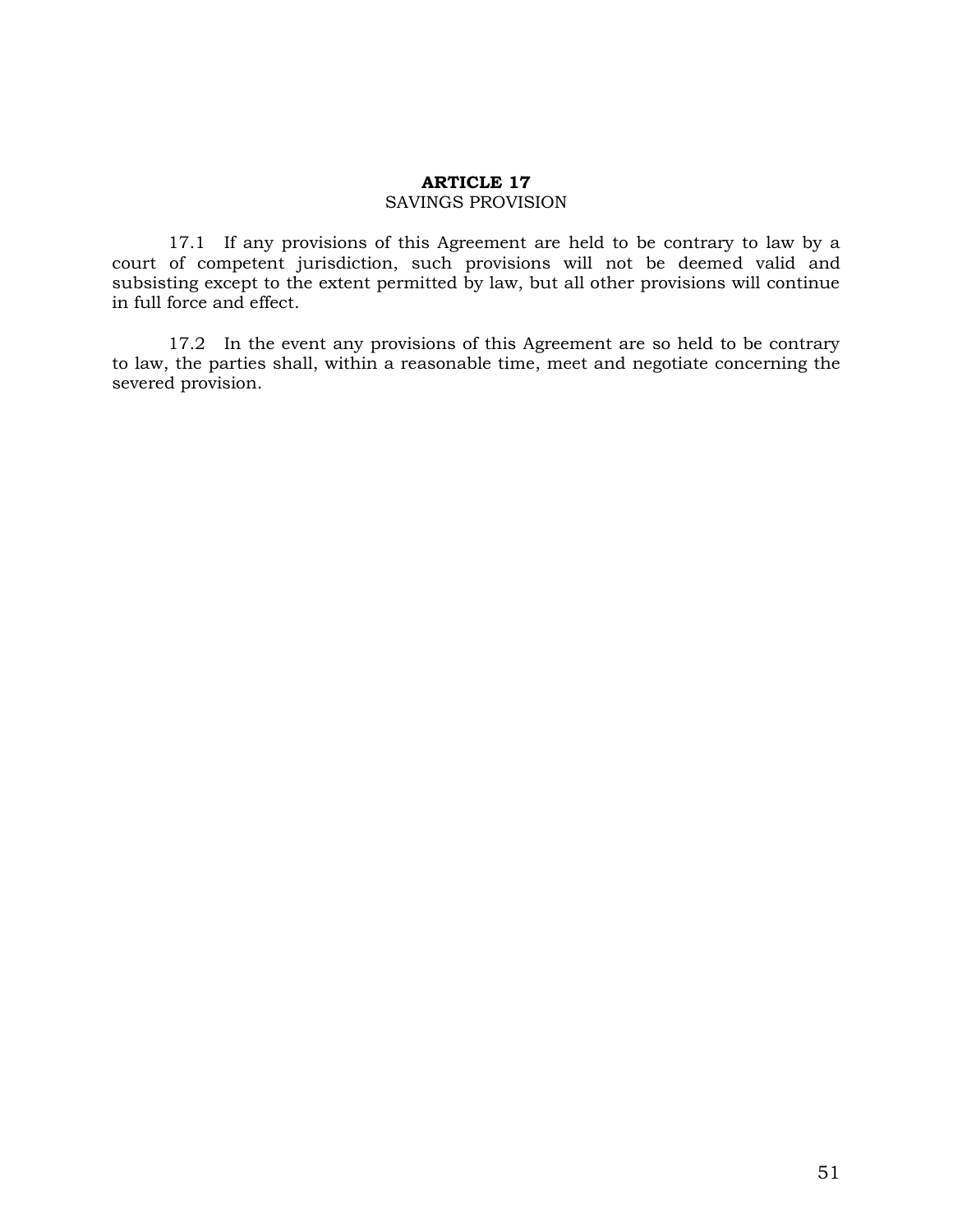## ARTICLE 17
### SAVINGS PROVISION

17.1 If any provisions of this Agreement are held to be contrary to law by a court of competent jurisdiction, such provisions will not be deemed valid and subsisting except to the extent permitted by law, but all other provisions will continue in full force and effect.

17.2 In the event any provisions of this Agreement are so held to be contrary to law, the parties shall, within a reasonable time, meet and negotiate concerning the severed provision.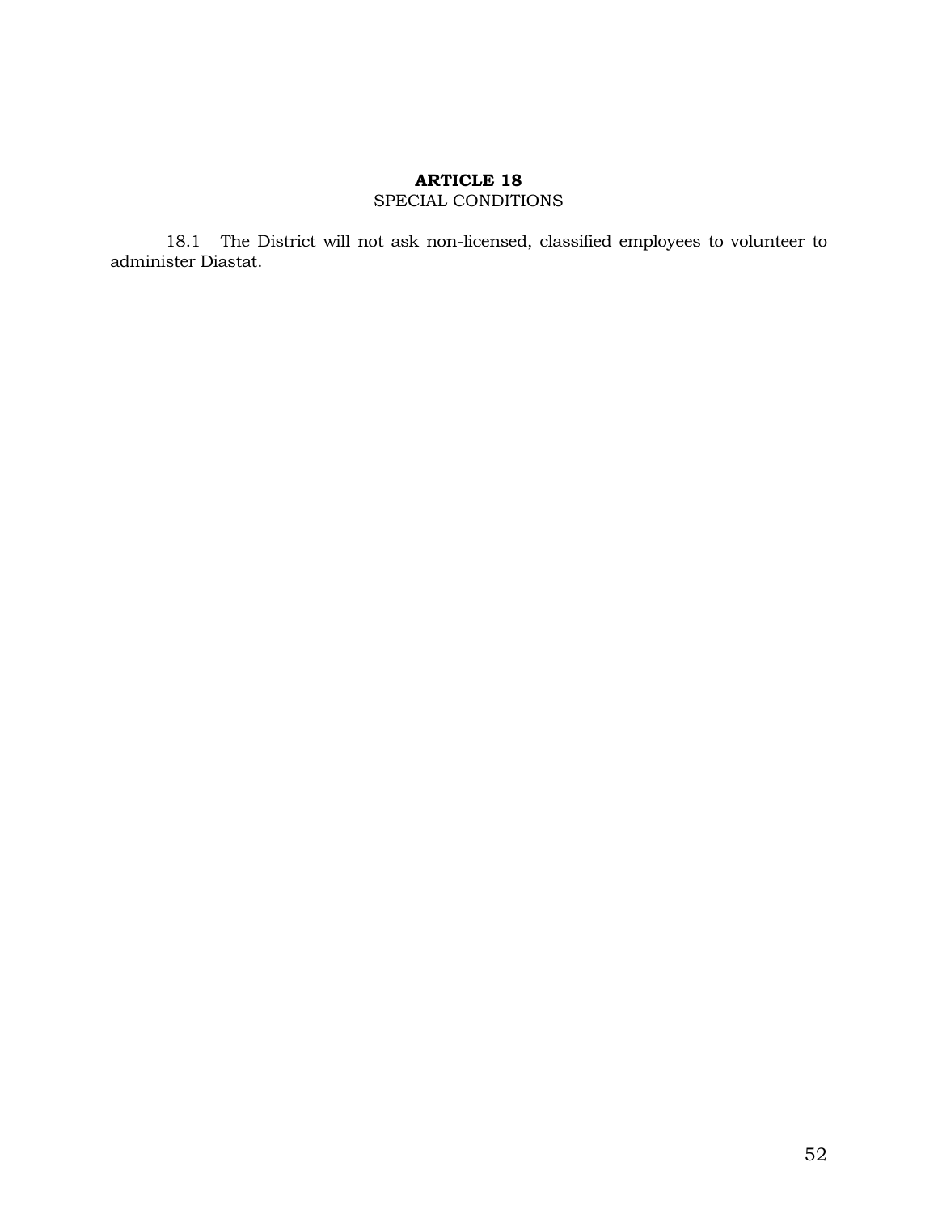## ARTICLE 18
SPECIAL CONDITIONS

18.1 The District will not ask non-licensed, classified employees to volunteer to administer Diastat.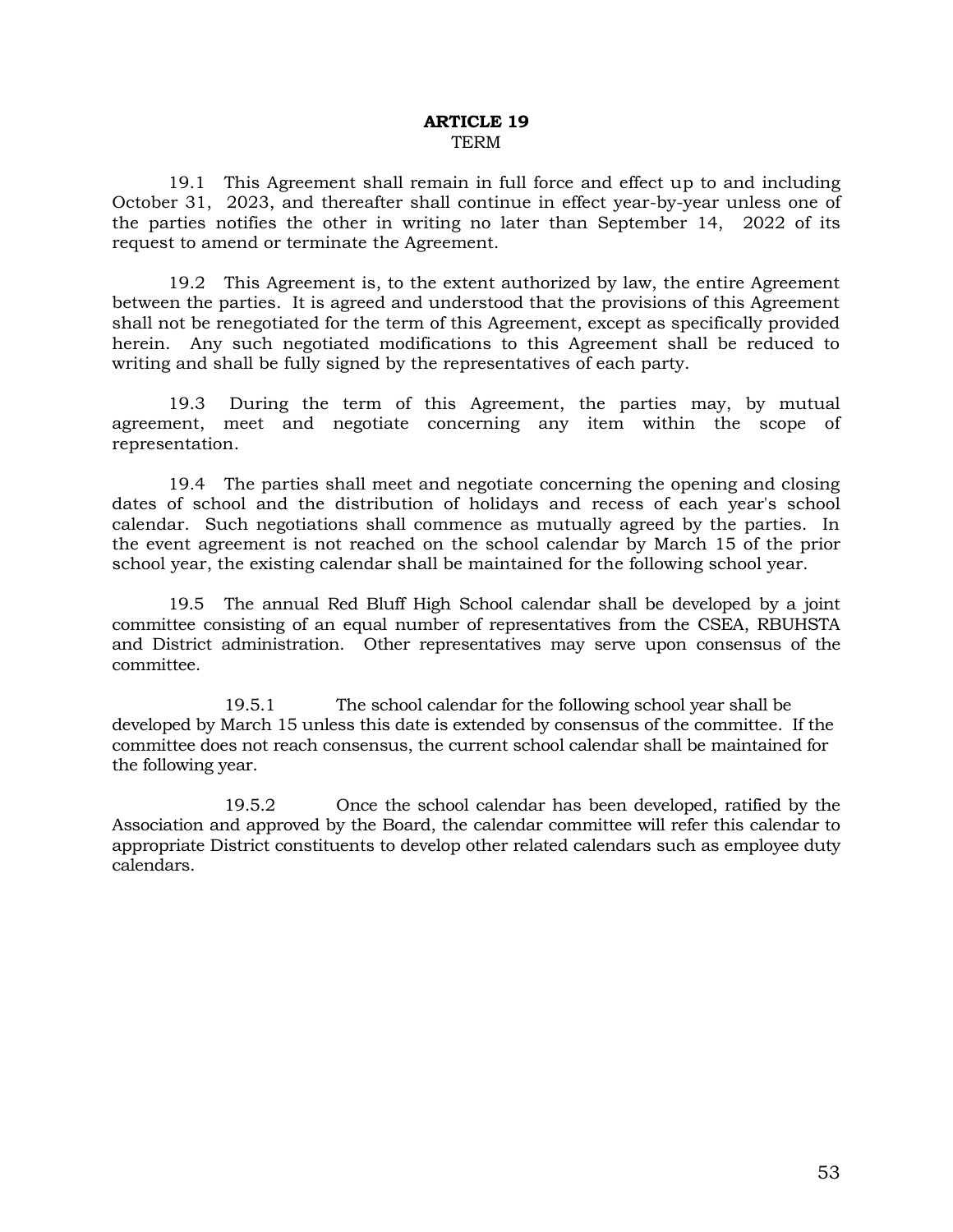# ARTICLE 19

TERM

19.1 This Agreement shall remain in full force and effect up to and including October 31, 2023, and thereafter shall continue in effect year-by-year unless one of the parties notifies the other in writing no later than September 14, 2022 of its request to amend or terminate the Agreement.

19.2 This Agreement is, to the extent authorized by law, the entire Agreement between the parties. It is agreed and understood that the provisions of this Agreement shall not be renegotiated for the term of this Agreement, except as specifically provided herein. Any such negotiated modifications to this Agreement shall be reduced to writing and shall be fully signed by the representatives of each party.

19.3 During the term of this Agreement, the parties may, by mutual agreement, meet and negotiate concerning any item within the scope of representation.

19.4 The parties shall meet and negotiate concerning the opening and closing dates of school and the distribution of holidays and recess of each year's school calendar. Such negotiations shall commence as mutually agreed by the parties. In the event agreement is not reached on the school calendar by March 15 of the prior school year, the existing calendar shall be maintained for the following school year.

19.5 The annual Red Bluff High School calendar shall be developed by a joint committee consisting of an equal number of representatives from the CSEA, RBUHSTA and District administration. Other representatives may serve upon consensus of the committee.

19.5.1 The school calendar for the following school year shall be developed by March 15 unless this date is extended by consensus of the committee. If the committee does not reach consensus, the current school calendar shall be maintained for the following year.

19.5.2 Once the school calendar has been developed, ratified by the Association and approved by the Board, the calendar committee will refer this calendar to appropriate District constituents to develop other related calendars such as employee duty calendars.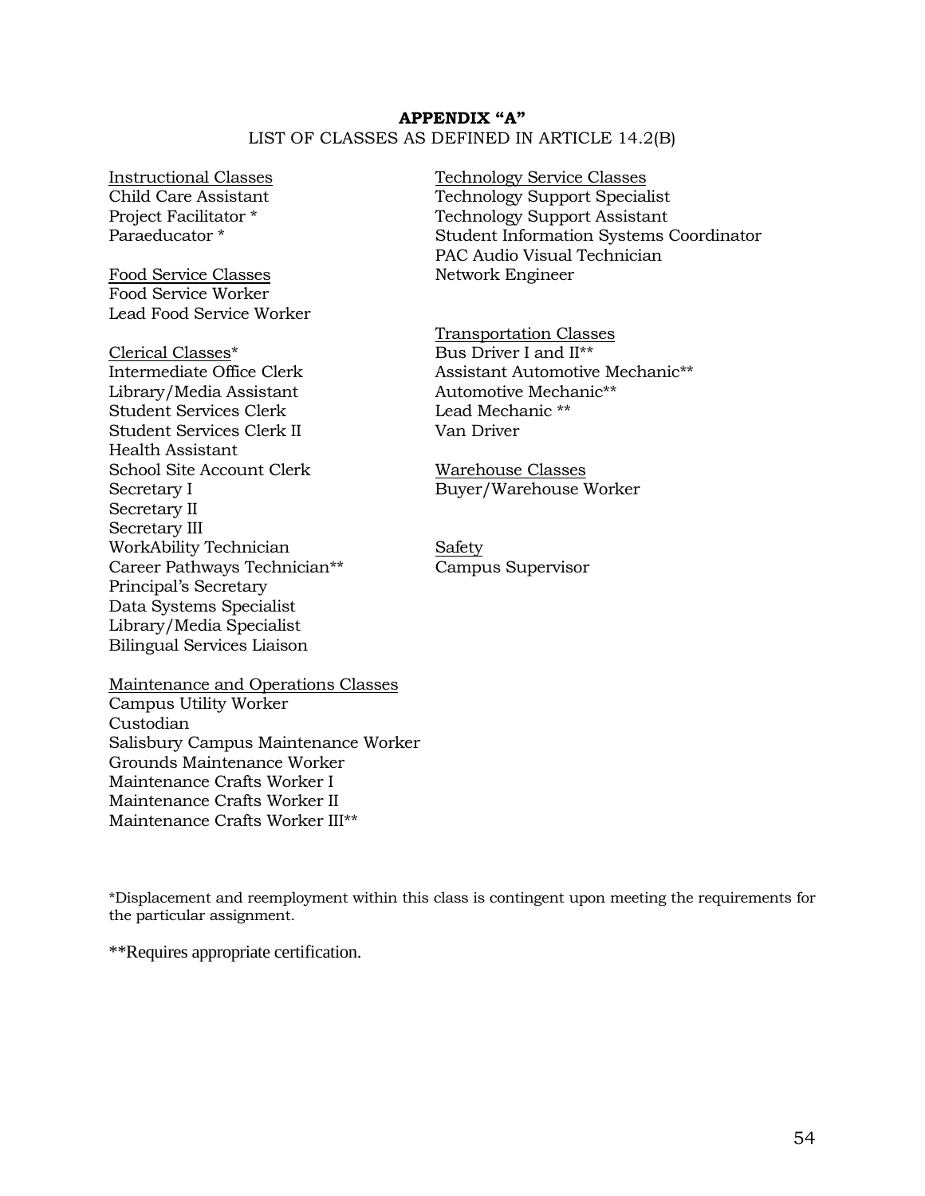# APPENDIX "A"

LIST OF CLASSES AS DEFINED IN ARTICLE 14.2(B)

Instructional Classes
Child Care Assistant
Project Facilitator *
Paraeducator *

Food Service Classes
Food Service Worker
Lead Food Service Worker

Clerical Classes*
Intermediate Office Clerk
Library/Media Assistant
Student Services Clerk
Student Services Clerk II
Health Assistant
School Site Account Clerk
Secretary I
Secretary II
Secretary III
WorkAbility Technician
Career Pathways Technician**
Principal's Secretary
Data Systems Specialist
Library/Media Specialist
Bilingual Services Liaison

Maintenance and Operations Classes
Campus Utility Worker
Custodian
Salisbury Campus Maintenance Worker
Grounds Maintenance Worker
Maintenance Crafts Worker I
Maintenance Crafts Worker II
Maintenance Crafts Worker III**

Technology Service Classes
Technology Support Specialist
Technology Support Assistant
Student Information Systems Coordinator
PAC Audio Visual Technician
Network Engineer

Transportation Classes
Bus Driver I and II**
Assistant Automotive Mechanic**
Automotive Mechanic**
Lead Mechanic **
Van Driver

Warehouse Classes
Buyer/Warehouse Worker

Safety
Campus Supervisor

*Displacement and reemployment within this class is contingent upon meeting the requirements for the particular assignment.

**Requires appropriate certification.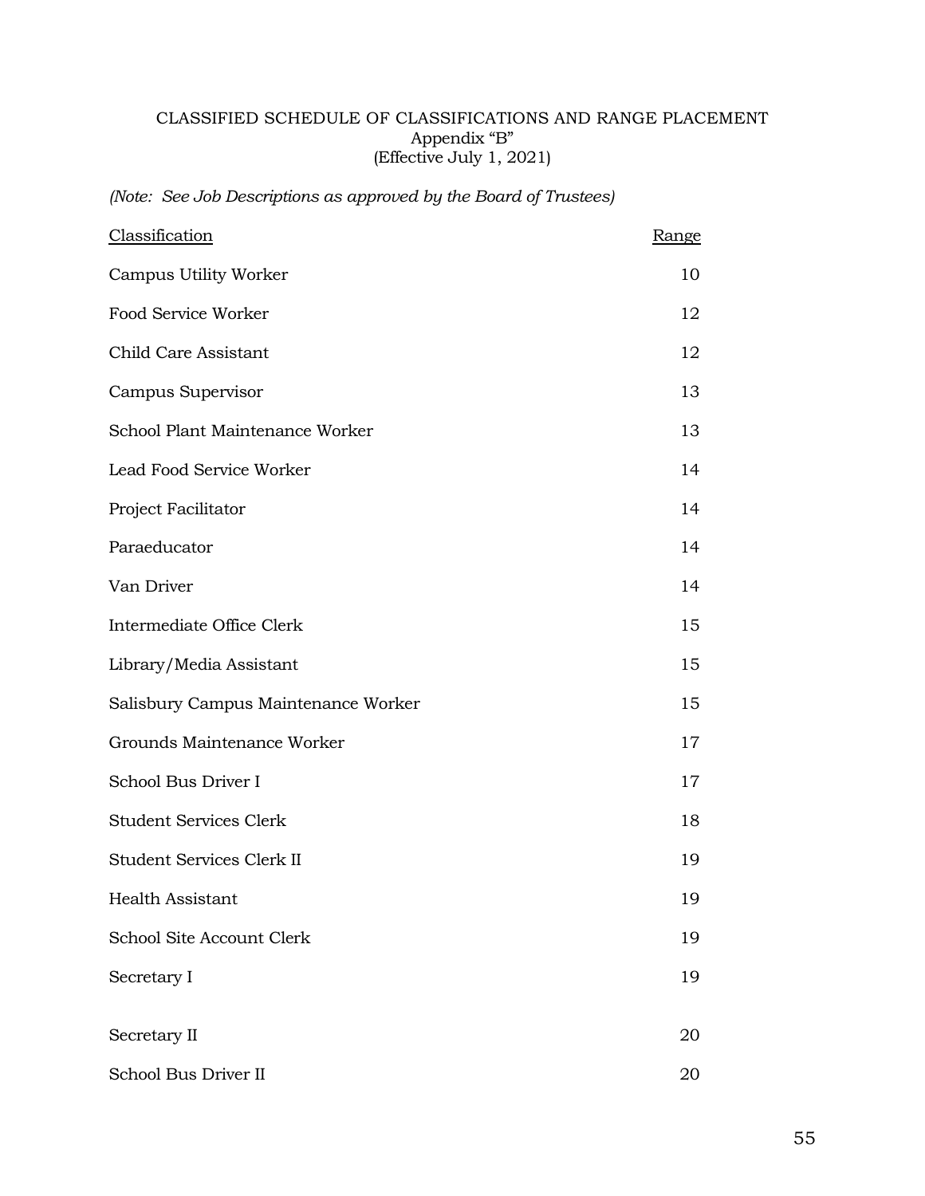CLASSIFIED SCHEDULE OF CLASSIFICATIONS AND RANGE PLACEMENT
Appendix "B"
(Effective July 1, 2021)

*(Note: See Job Descriptions as approved by the Board of Trustees)*

| Classification | Range |
|---|---|
| Campus Utility Worker | 10 |
| Food Service Worker | 12 |
| Child Care Assistant | 12 |
| Campus Supervisor | 13 |
| School Plant Maintenance Worker | 13 |
| Lead Food Service Worker | 14 |
| Project Facilitator | 14 |
| Paraeducator | 14 |
| Van Driver | 14 |
| Intermediate Office Clerk | 15 |
| Library/Media Assistant | 15 |
| Salisbury Campus Maintenance Worker | 15 |
| Grounds Maintenance Worker | 17 |
| School Bus Driver I | 17 |
| Student Services Clerk | 18 |
| Student Services Clerk II | 19 |
| Health Assistant | 19 |
| School Site Account Clerk | 19 |
| Secretary I | 19 |
| Secretary II | 20 |
| School Bus Driver II | 20 |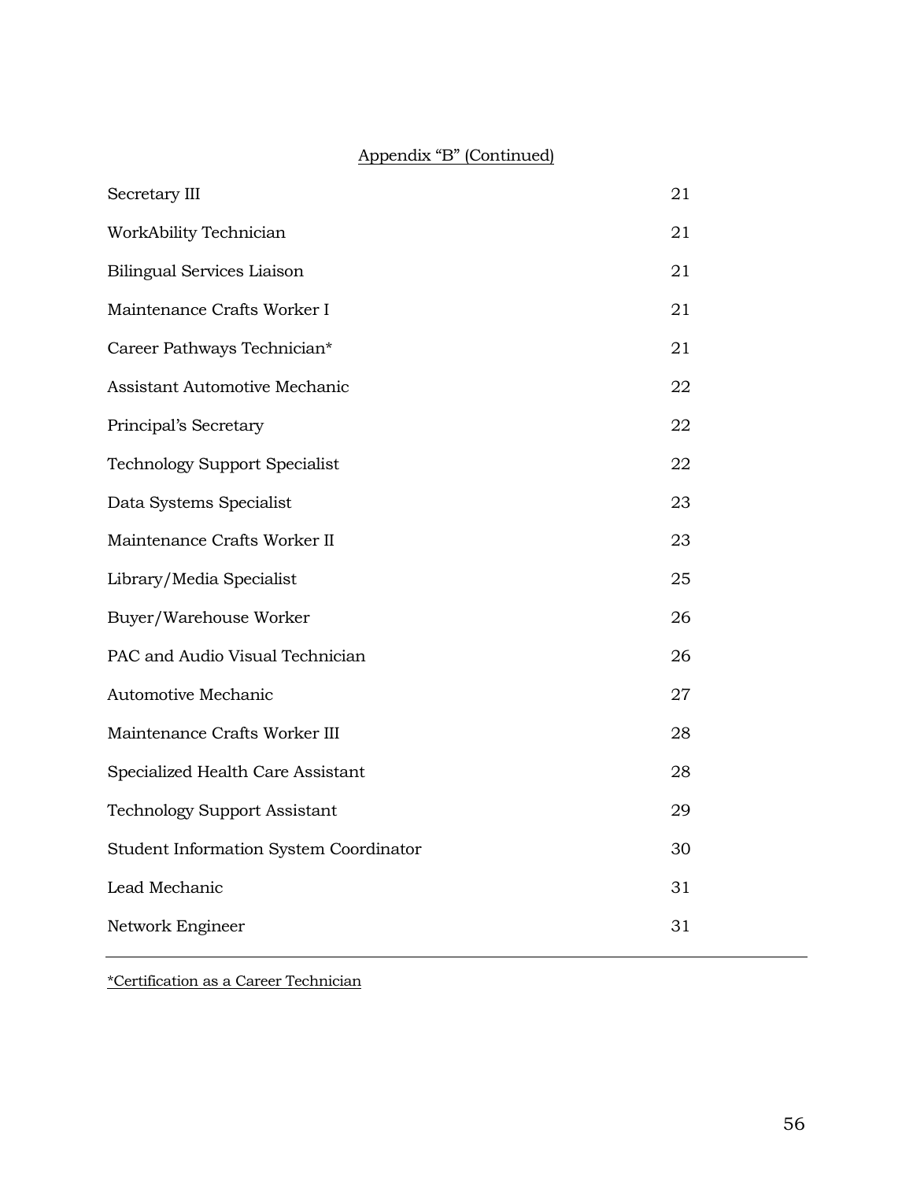Appendix "B" (Continued)

| | |
|---|---|
| Secretary III | 21 |
| WorkAbility Technician | 21 |
| Bilingual Services Liaison | 21 |
| Maintenance Crafts Worker I | 21 |
| Career Pathways Technician* | 21 |
| Assistant Automotive Mechanic | 22 |
| Principal's Secretary | 22 |
| Technology Support Specialist | 22 |
| Data Systems Specialist | 23 |
| Maintenance Crafts Worker II | 23 |
| Library/Media Specialist | 25 |
| Buyer/Warehouse Worker | 26 |
| PAC and Audio Visual Technician | 26 |
| Automotive Mechanic | 27 |
| Maintenance Crafts Worker III | 28 |
| Specialized Health Care Assistant | 28 |
| Technology Support Assistant | 29 |
| Student Information System Coordinator | 30 |
| Lead Mechanic | 31 |
| Network Engineer | 31 |

*Certification as a Career Technician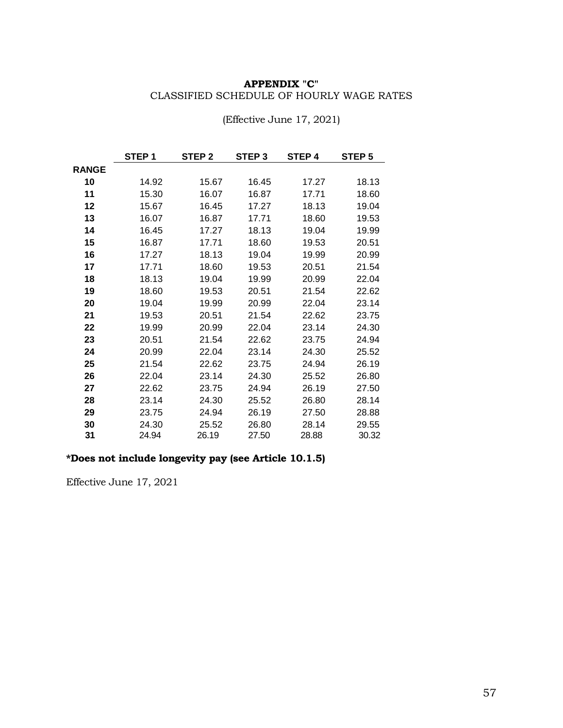**APPENDIX "C"**

CLASSIFIED SCHEDULE OF HOURLY WAGE RATES

(Effective June 17, 2021)

| RANGE | STEP 1 | STEP 2 | STEP 3 | STEP 4 | STEP 5 |
|---|---|---|---|---|---|
| 10 | 14.92 | 15.67 | 16.45 | 17.27 | 18.13 |
| 11 | 15.30 | 16.07 | 16.87 | 17.71 | 18.60 |
| 12 | 15.67 | 16.45 | 17.27 | 18.13 | 19.04 |
| 13 | 16.07 | 16.87 | 17.71 | 18.60 | 19.53 |
| 14 | 16.45 | 17.27 | 18.13 | 19.04 | 19.99 |
| 15 | 16.87 | 17.71 | 18.60 | 19.53 | 20.51 |
| 16 | 17.27 | 18.13 | 19.04 | 19.99 | 20.99 |
| 17 | 17.71 | 18.60 | 19.53 | 20.51 | 21.54 |
| 18 | 18.13 | 19.04 | 19.99 | 20.99 | 22.04 |
| 19 | 18.60 | 19.53 | 20.51 | 21.54 | 22.62 |
| 20 | 19.04 | 19.99 | 20.99 | 22.04 | 23.14 |
| 21 | 19.53 | 20.51 | 21.54 | 22.62 | 23.75 |
| 22 | 19.99 | 20.99 | 22.04 | 23.14 | 24.30 |
| 23 | 20.51 | 21.54 | 22.62 | 23.75 | 24.94 |
| 24 | 20.99 | 22.04 | 23.14 | 24.30 | 25.52 |
| 25 | 21.54 | 22.62 | 23.75 | 24.94 | 26.19 |
| 26 | 22.04 | 23.14 | 24.30 | 25.52 | 26.80 |
| 27 | 22.62 | 23.75 | 24.94 | 26.19 | 27.50 |
| 28 | 23.14 | 24.30 | 25.52 | 26.80 | 28.14 |
| 29 | 23.75 | 24.94 | 26.19 | 27.50 | 28.88 |
| 30 | 24.30 | 25.52 | 26.80 | 28.14 | 29.55 |
| 31 | 24.94 | 26.19 | 27.50 | 28.88 | 30.32 |

**\*Does not include longevity pay (see Article 10.1.5)**

Effective June 17, 2021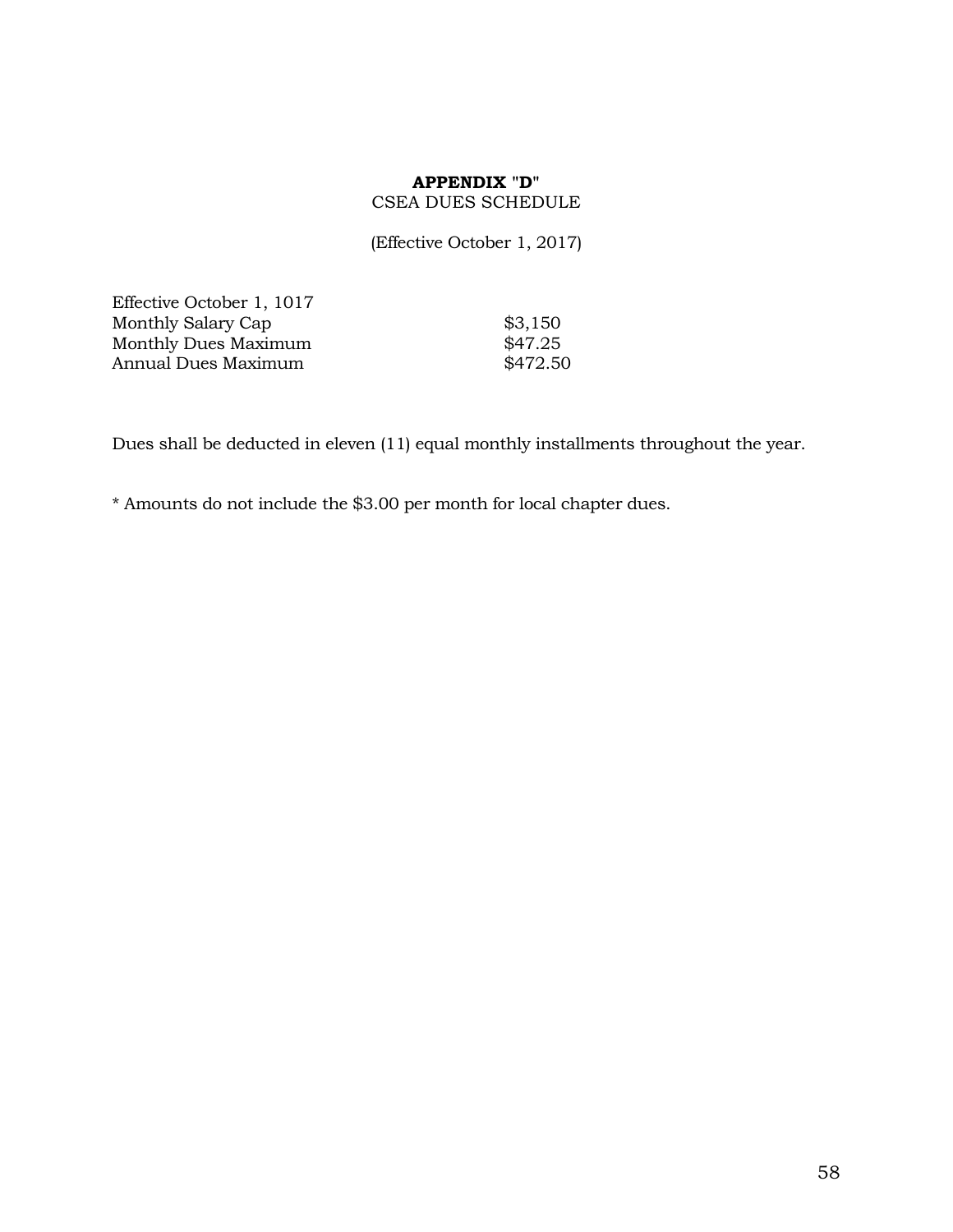**APPENDIX "D"**

CSEA DUES SCHEDULE

(Effective October 1, 2017)

| | |
|---|---|
| Effective October 1, 1017 | |
| Monthly Salary Cap | $3,150 |
| Monthly Dues Maximum | $47.25 |
| Annual Dues Maximum | $472.50 |

Dues shall be deducted in eleven (11) equal monthly installments throughout the year.

* Amounts do not include the $3.00 per month for local chapter dues.